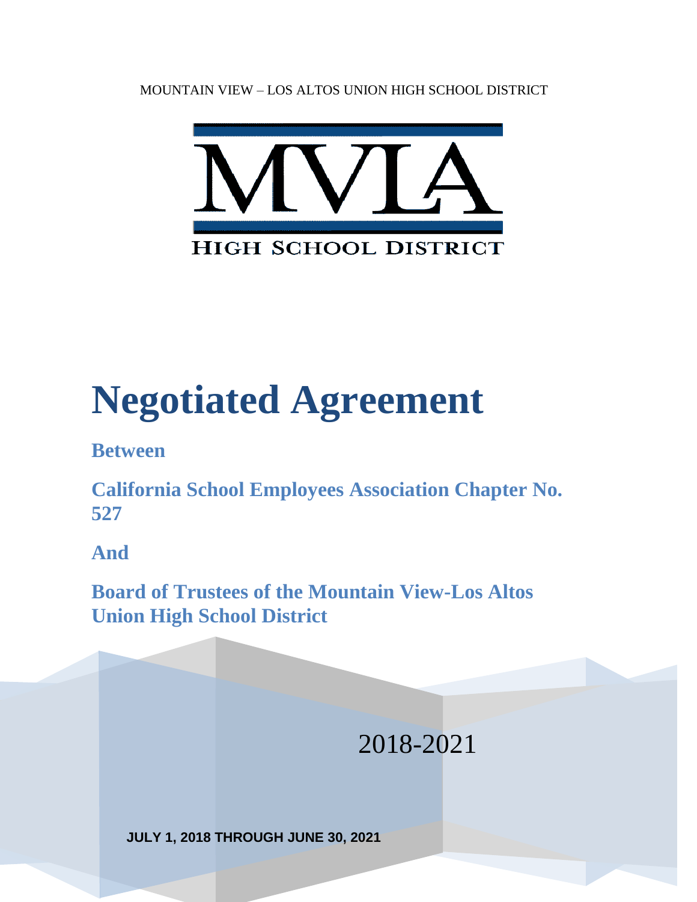MOUNTAIN VIEW – LOS ALTOS UNION HIGH SCHOOL DISTRICT

MVLA

HIGH SCHOOL DISTRICT

# Negotiated Agreement

**Between**

**California School Employees Association Chapter No. 527**

**And**

**Board of Trustees of the Mountain View-Los Altos Union High School District**

2018-2021

**JULY 1, 2018 THROUGH JUNE 30, 2021**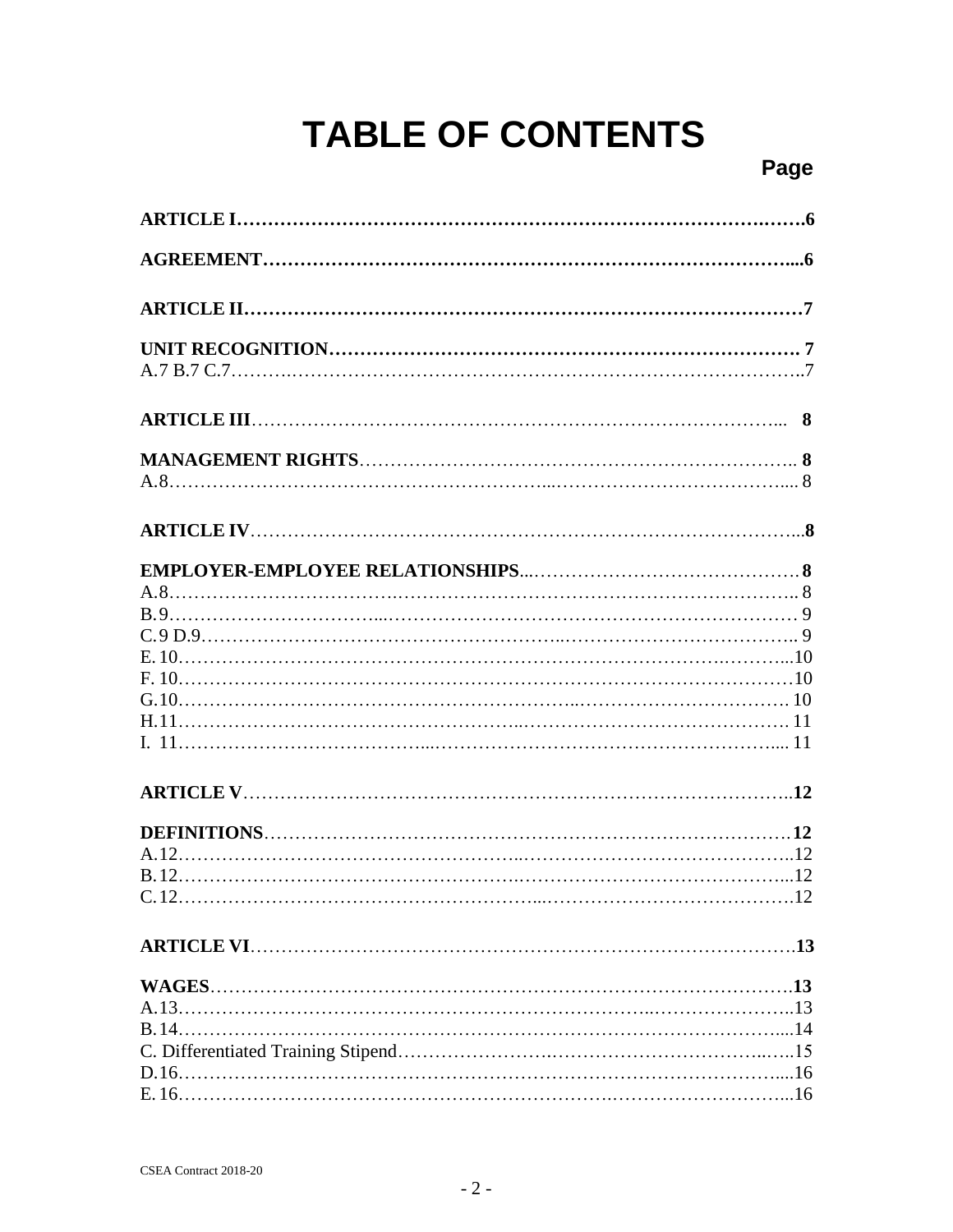# TABLE OF CONTENTS

**Page**

**ARTICLE I**……………………………………………………………………………….6

**AGREEMENT**……………………………………………………………………………...6

**ARTICLE II**……………………………………………………………………………….7

**UNIT RECOGNITION**……………………………………………………………… 7
A.7 B.7 C.7…………………………………………………………………………………..7

**ARTICLE III**……………………………………………………………………………... **8**

**MANAGEMENT RIGHTS**……………………………………………………………….. **8**
A.8……………………………………………………………………………………..... 8

**ARTICLE IV**……………………………………………………………………………...**8**

**EMPLOYER-EMPLOYEE RELATIONSHIPS**...…………………………………… **8**
A.8……………………………………………………………………………………….. 8
B.9……………………………………………………………………………………… 9
C.9 D.9………………………………………………………………………………….. 9
E. 10…………………………………………………………………………………...10
F. 10……………………………………………………………………………………10
G.10…………………………………………………………………………………… 10
H.11……………………………………………………………………………………. 11
I. 11…………………………………………………………………………………..... 11

**ARTICLE V**……………………………………………………………………………..**12**

**DEFINITIONS**…………………………………………………………………………**12**
A.12……………………………………………………………………………………..12
B.12……………………………………………………………………………………...12
C.12……………………………………………………………………………………….12

**ARTICLE VI**…………………………………………………………………………….**13**

**WAGES**…………………………………………………………………………………**13**
A.13……………………………………………………………………………………..13
B.14……………………………………………………………………………………....14
C. Differentiated Training Stipend…………………………………………………..…..15
D.16……………………………………………………………………………………....16
E. 16……………………………………………………………………………………...16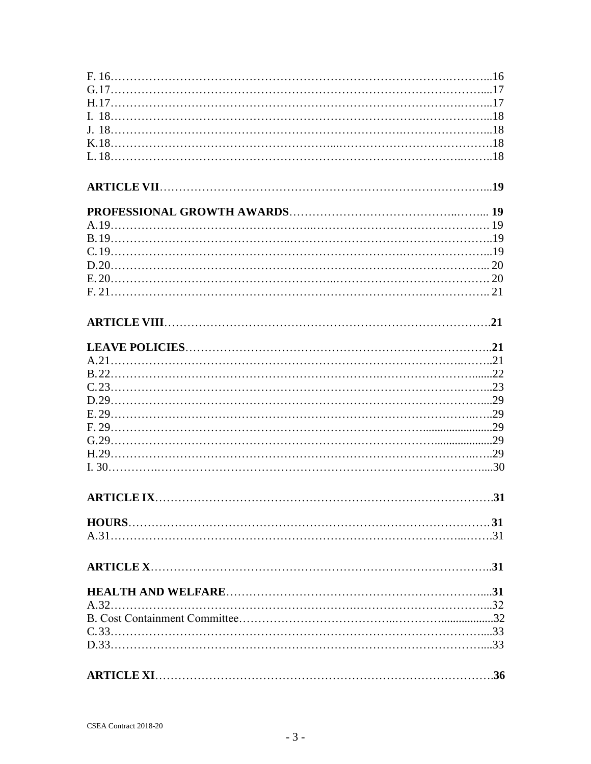F. 16……………………………………………………………………………………...16
G.17……………………………………………………………………………………...17
H.17……………………………………………………………………………………...17
I. 18……………………………………………………………………………………...18
J. 18……………………………………………………………………………………...18
K.18………………………………………………………………………………………18
L. 18………………………………………………………………………………………18

**ARTICLE VII**………………………………………………………………………...**19**

**PROFESSIONAL GROWTH AWARDS**……………………………………... **19**
A.19……………………………………………………………………………………… 19
B.19………………………………………………………………………………………..19
C.19………………………………………………………………………………………...19
D.20……………………………………………………………………………………... 20
E. 20……………………………………………………………………………………… 20
F. 21……………………………………………………………………………………... 21

**ARTICLE VIII**……………………………………………………………………….**21**

**LEAVE POLICIES**……………………………………………………………………..**21**
A.21………………………………………………………………………………………..21
B.22…………………………………………………………………………………….......22
C.23………………………………………………………………………………………...23
D.29………………………………………………………………………………………...29
E. 29………………………………………………………………………………………..29
F. 29……………………………………………………………………………………......29
G.29……………………………………………………………………………………......29
H.29………………………………………………………………………………………..29
I. 30………………………………………………………………………………………...30

**ARTICLE IX**…………………………………………………………………………….**31**

**HOURS**………………………………………………………………………………… **31**
A.31……………………………………………………………………………………….31

**ARTICLE X**……………………………………………………………………………..**31**

**HEALTH AND WELFARE**…………………………………………………………....**31**
A.32………………………………………………………………………………………...32
B. Cost Containment Committee………………………………………………..................32
C.33………………………………………………………………………………………...33
D.33………………………………………………………………………………………...33

**ARTICLE XI**…………………………………………………………………………….**36**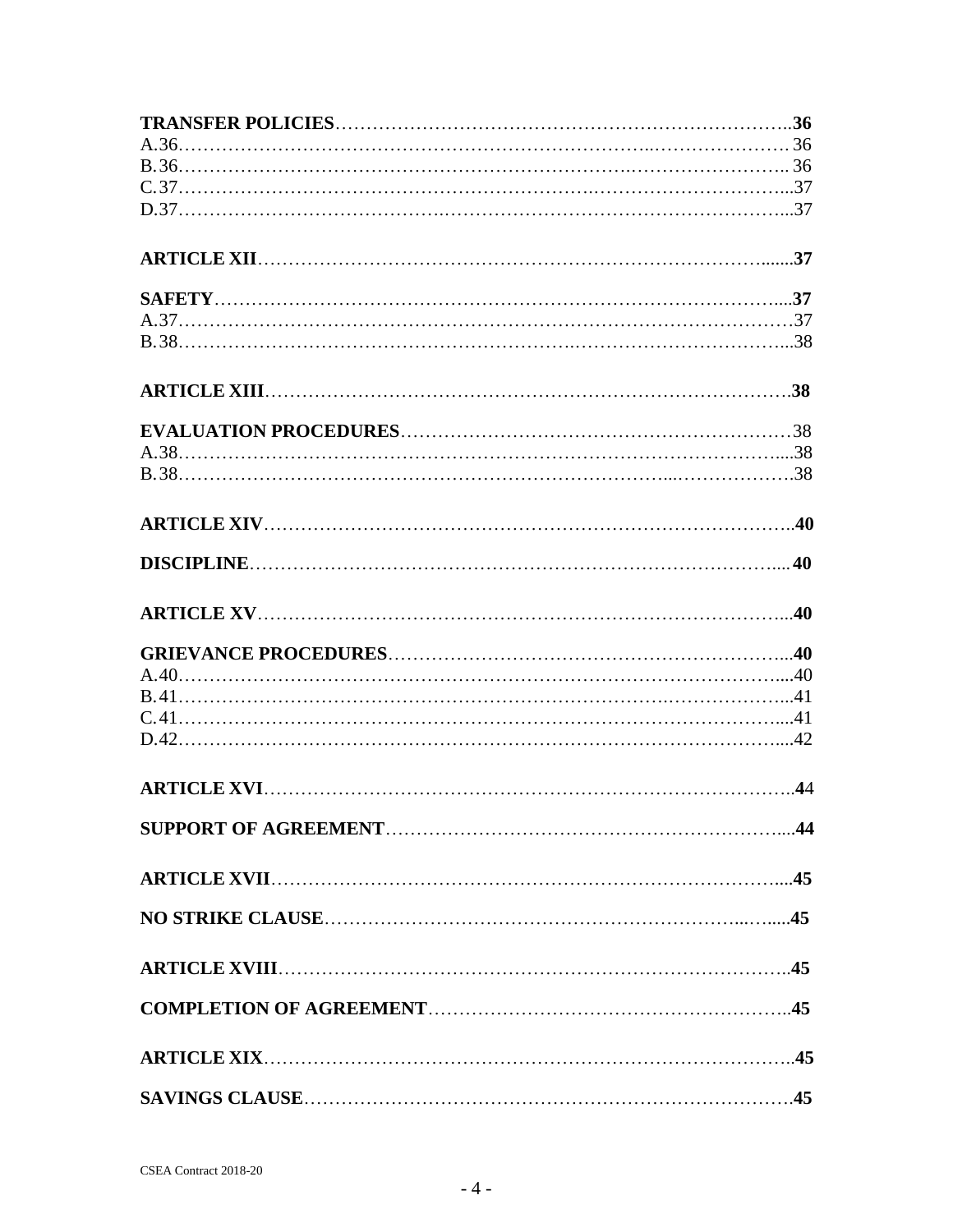**TRANSFER POLICIES**……………………………………………………………………..**36**
A.36………………………………………………………………..………………… 36
B.36……………………………………………………………….…………………….. 36
C.37……………………………………………………….…………………………...37
D.37…………….……………………….………………………………………………...37

**ARTICLE XII**……………………………………………………………………........**37**

**SAFETY**……………………………………………………………………………....**37**
A.37……………………………………………………………………………………37
B.38………………………………………………………….…………………………...38

**ARTICLE XIII**…………………………………………………………………………**.38**

**EVALUATION PROCEDURES**………………………………………………………38
A.38…………………………………………………………………………………....38
B.38………………….……………………………………….………………...……………….38

**ARTICLE XIV**…………………………………………………………………………..**40**

**DISCIPLINE**………………………………………………………………………..... **40**

**ARTICLE XV**…………………………………………………………………………...**40**

**GRIEVANCE PROCEDURES**………………………………………………………...**40**
A.40………………………………………………………………………………….....40
B.41……………………………………………………………….………………….....41
C.41……………………………………………………………………………………....41
D.42……………………………………………………………………………………....42

**ARTICLE XVI**…………………………………………………………………………..**4**4

**SUPPORT OF AGREEMENT**…………………………………………………….....**44**

**ARTICLE XVII**………………………………………………………………………....**45**

**NO STRIKE CLAUSE**……………………………………………………………...…....**45**

**ARTICLE XVIII**…………………….………………………….……………………….**.45**

**COMPLETION OF AGREEMENT**……………………………………………………..**45**

**ARTICLE XIX**…………………………………………………………………………**.45**

**SAVINGS CLAUSE**……………………………………………………………………**.45**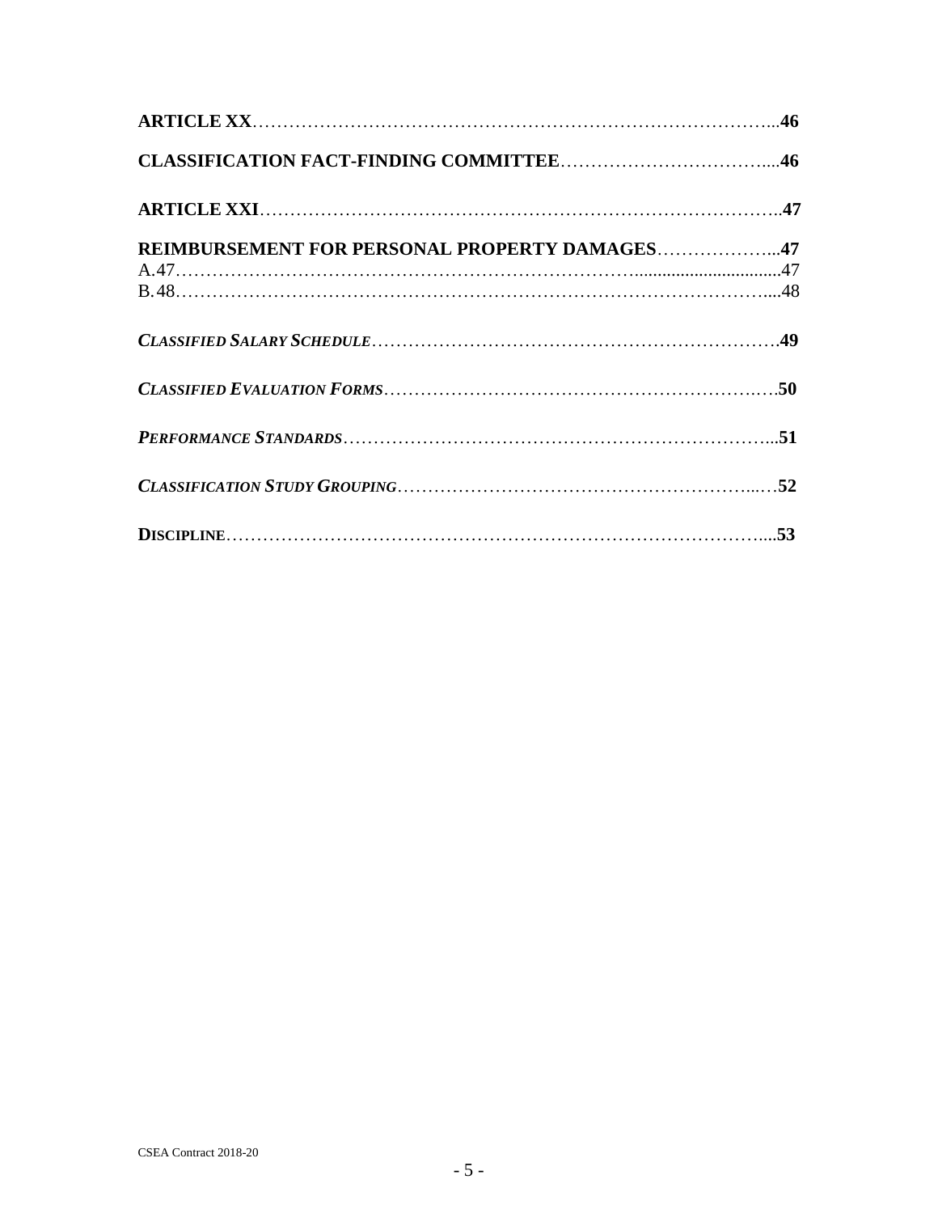**ARTICLE XX**……………………………………………………………………………...**46**

**CLASSIFICATION FACT-FINDING COMMITTEE**……………………………….....**46**

**ARTICLE XXI**…………………………………………………………………………..**47**

**REIMBURSEMENT FOR PERSONAL PROPERTY DAMAGES**………………...**47**
A.47………………………………………………………………….............................47
B.48………………………………………………………………………………….....48

***CLASSIFIED SALARY SCHEDULE***……………………………………………………….**49**

***CLASSIFIED EVALUATION FORMS***……………………………………………………….**50**

***PERFORMANCE STANDARDS***………………………………………………………………...**51**

***CLASSIFICATION STUDY GROUPING***……………………………………………………...**52**

**DISCIPLINE**……………………………………………………………………………....**53**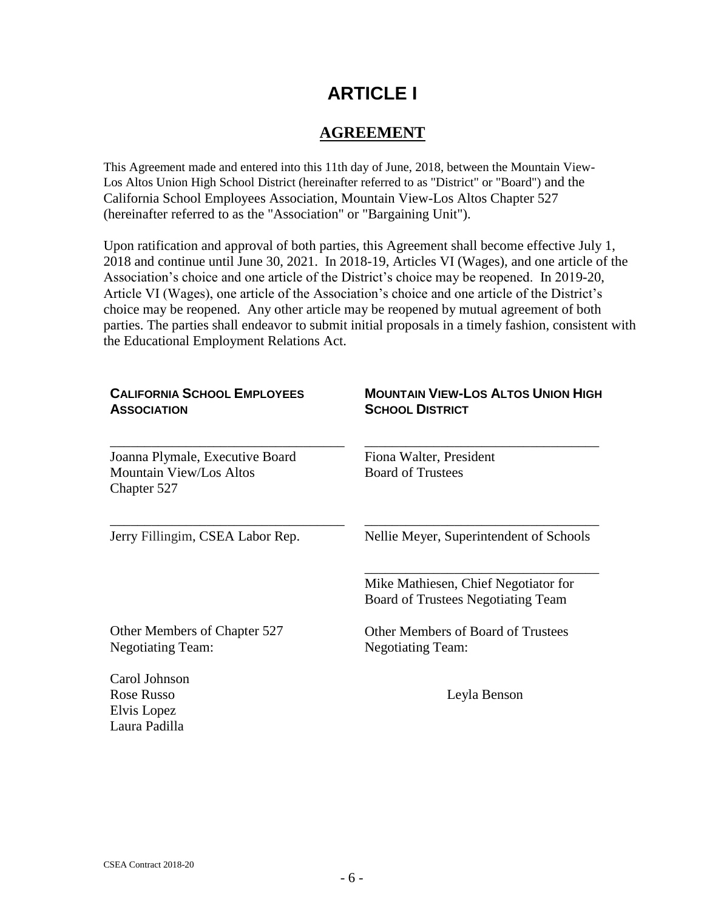# ARTICLE I

## AGREEMENT

This Agreement made and entered into this 11th day of June, 2018, between the Mountain View-Los Altos Union High School District (hereinafter referred to as "District" or "Board") and the California School Employees Association, Mountain View-Los Altos Chapter 527 (hereinafter referred to as the "Association" or "Bargaining Unit").

Upon ratification and approval of both parties, this Agreement shall become effective July 1, 2018 and continue until June 30, 2021. In 2018-19, Articles VI (Wages), and one article of the Association's choice and one article of the District's choice may be reopened. In 2019-20, Article VI (Wages), one article of the Association's choice and one article of the District's choice may be reopened. Any other article may be reopened by mutual agreement of both parties. The parties shall endeavor to submit initial proposals in a timely fashion, consistent with the Educational Employment Relations Act.

| **CALIFORNIA SCHOOL EMPLOYEES ASSOCIATION** | **MOUNTAIN VIEW-LOS ALTOS UNION HIGH SCHOOL DISTRICT** |
|---|---|
| ______________________________<br>Joanna Plymale, Executive Board<br>Mountain View/Los Altos<br>Chapter 527 | ______________________________<br>Fiona Walter, President<br>Board of Trustees |
| ______________________________<br>Jerry Fillingim, CSEA Labor Rep. | ______________________________<br>Nellie Meyer, Superintendent of Schools |
| | ______________________________<br>Mike Mathiesen, Chief Negotiator for<br>Board of Trustees Negotiating Team |
| Other Members of Chapter 527<br>Negotiating Team: | Other Members of Board of Trustees<br>Negotiating Team: |
| Carol Johnson<br>Rose Russo<br>Elvis Lopez<br>Laura Padilla | Leyla Benson |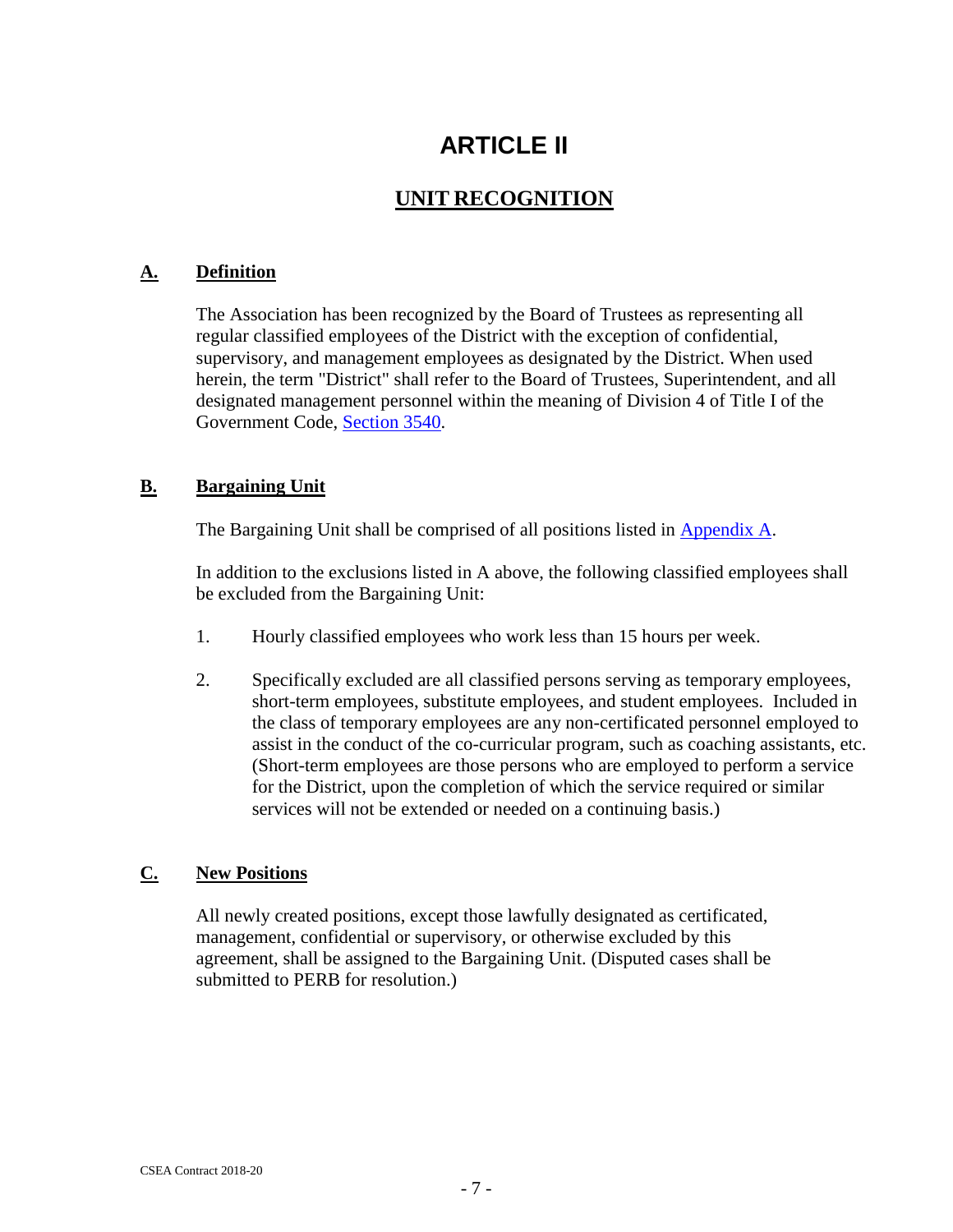# ARTICLE II

## UNIT RECOGNITION

### A. Definition

The Association has been recognized by the Board of Trustees as representing all regular classified employees of the District with the exception of confidential, supervisory, and management employees as designated by the District. When used herein, the term "District" shall refer to the Board of Trustees, Superintendent, and all designated management personnel within the meaning of Division 4 of Title I of the Government Code, Section 3540.

### B. Bargaining Unit

The Bargaining Unit shall be comprised of all positions listed in Appendix A.

In addition to the exclusions listed in A above, the following classified employees shall be excluded from the Bargaining Unit:

1. Hourly classified employees who work less than 15 hours per week.

2. Specifically excluded are all classified persons serving as temporary employees, short-term employees, substitute employees, and student employees. Included in the class of temporary employees are any non-certificated personnel employed to assist in the conduct of the co-curricular program, such as coaching assistants, etc. (Short-term employees are those persons who are employed to perform a service for the District, upon the completion of which the service required or similar services will not be extended or needed on a continuing basis.)

### C. New Positions

All newly created positions, except those lawfully designated as certificated, management, confidential or supervisory, or otherwise excluded by this agreement, shall be assigned to the Bargaining Unit. (Disputed cases shall be submitted to PERB for resolution.)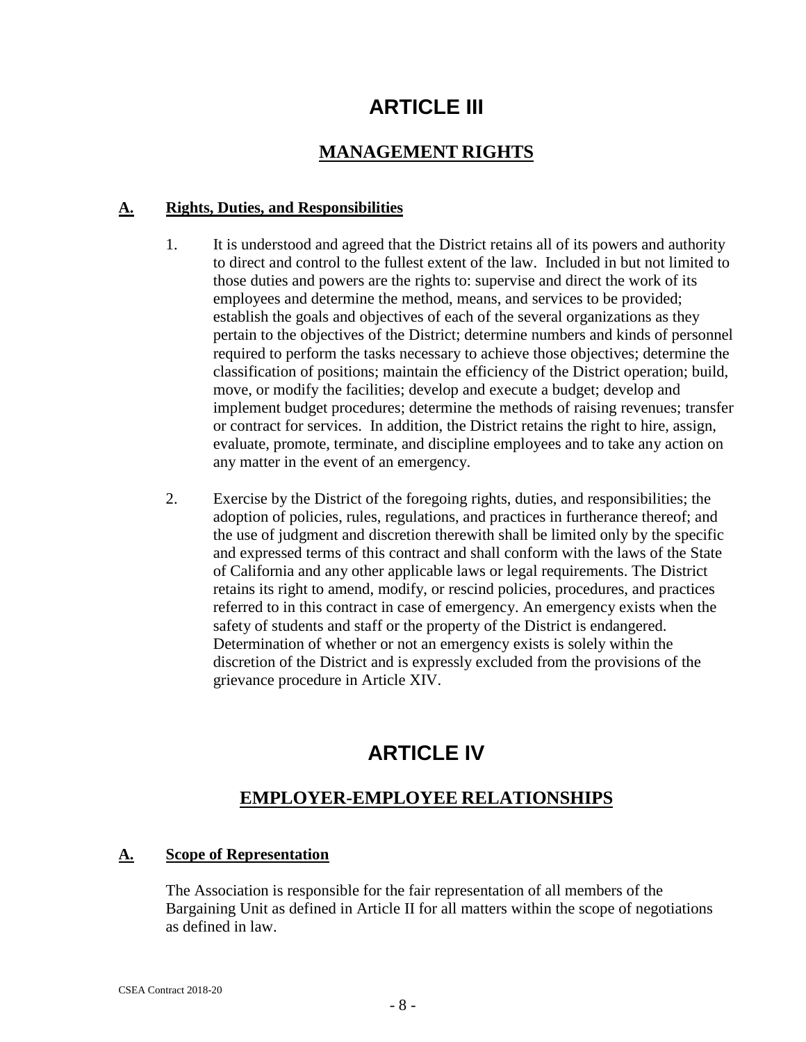# ARTICLE III

## MANAGEMENT RIGHTS

### A. Rights, Duties, and Responsibilities

1. It is understood and agreed that the District retains all of its powers and authority to direct and control to the fullest extent of the law. Included in but not limited to those duties and powers are the rights to: supervise and direct the work of its employees and determine the method, means, and services to be provided; establish the goals and objectives of each of the several organizations as they pertain to the objectives of the District; determine numbers and kinds of personnel required to perform the tasks necessary to achieve those objectives; determine the classification of positions; maintain the efficiency of the District operation; build, move, or modify the facilities; develop and execute a budget; develop and implement budget procedures; determine the methods of raising revenues; transfer or contract for services. In addition, the District retains the right to hire, assign, evaluate, promote, terminate, and discipline employees and to take any action on any matter in the event of an emergency.

2. Exercise by the District of the foregoing rights, duties, and responsibilities; the adoption of policies, rules, regulations, and practices in furtherance thereof; and the use of judgment and discretion therewith shall be limited only by the specific and expressed terms of this contract and shall conform with the laws of the State of California and any other applicable laws or legal requirements. The District retains its right to amend, modify, or rescind policies, procedures, and practices referred to in this contract in case of emergency. An emergency exists when the safety of students and staff or the property of the District is endangered. Determination of whether or not an emergency exists is solely within the discretion of the District and is expressly excluded from the provisions of the grievance procedure in Article XIV.

# ARTICLE IV

## EMPLOYER-EMPLOYEE RELATIONSHIPS

### A. Scope of Representation

The Association is responsible for the fair representation of all members of the Bargaining Unit as defined in Article II for all matters within the scope of negotiations as defined in law.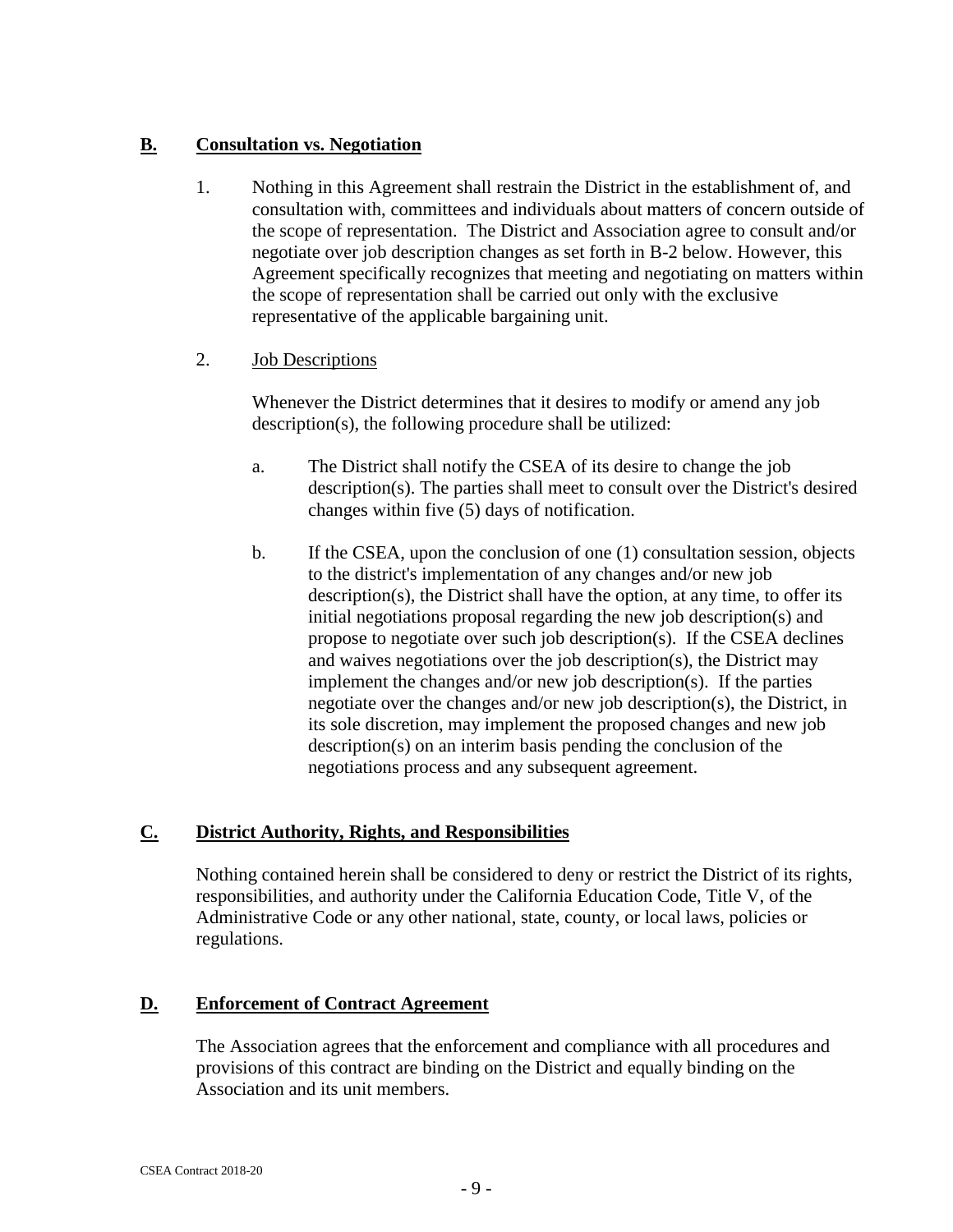## B. Consultation vs. Negotiation

1. Nothing in this Agreement shall restrain the District in the establishment of, and consultation with, committees and individuals about matters of concern outside of the scope of representation. The District and Association agree to consult and/or negotiate over job description changes as set forth in B-2 below. However, this Agreement specifically recognizes that meeting and negotiating on matters within the scope of representation shall be carried out only with the exclusive representative of the applicable bargaining unit.

2. Job Descriptions

   Whenever the District determines that it desires to modify or amend any job description(s), the following procedure shall be utilized:

   a. The District shall notify the CSEA of its desire to change the job description(s). The parties shall meet to consult over the District's desired changes within five (5) days of notification.

   b. If the CSEA, upon the conclusion of one (1) consultation session, objects to the district's implementation of any changes and/or new job description(s), the District shall have the option, at any time, to offer its initial negotiations proposal regarding the new job description(s) and propose to negotiate over such job description(s). If the CSEA declines and waives negotiations over the job description(s), the District may implement the changes and/or new job description(s). If the parties negotiate over the changes and/or new job description(s), the District, in its sole discretion, may implement the proposed changes and new job description(s) on an interim basis pending the conclusion of the negotiations process and any subsequent agreement.

## C. District Authority, Rights, and Responsibilities

Nothing contained herein shall be considered to deny or restrict the District of its rights, responsibilities, and authority under the California Education Code, Title V, of the Administrative Code or any other national, state, county, or local laws, policies or regulations.

## D. Enforcement of Contract Agreement

The Association agrees that the enforcement and compliance with all procedures and provisions of this contract are binding on the District and equally binding on the Association and its unit members.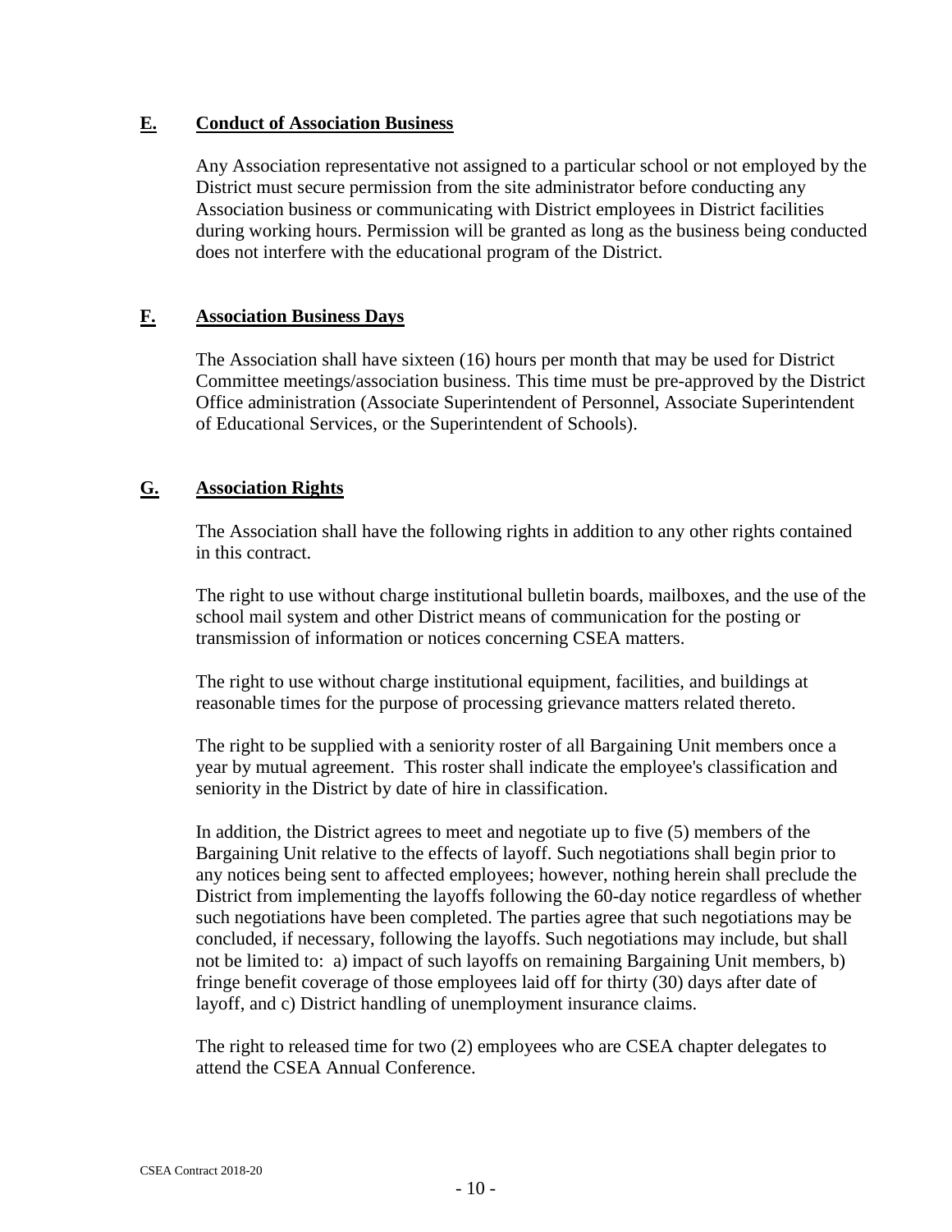## E. Conduct of Association Business

Any Association representative not assigned to a particular school or not employed by the District must secure permission from the site administrator before conducting any Association business or communicating with District employees in District facilities during working hours. Permission will be granted as long as the business being conducted does not interfere with the educational program of the District.

## F. Association Business Days

The Association shall have sixteen (16) hours per month that may be used for District Committee meetings/association business. This time must be pre-approved by the District Office administration (Associate Superintendent of Personnel, Associate Superintendent of Educational Services, or the Superintendent of Schools).

## G. Association Rights

The Association shall have the following rights in addition to any other rights contained in this contract.

The right to use without charge institutional bulletin boards, mailboxes, and the use of the school mail system and other District means of communication for the posting or transmission of information or notices concerning CSEA matters.

The right to use without charge institutional equipment, facilities, and buildings at reasonable times for the purpose of processing grievance matters related thereto.

The right to be supplied with a seniority roster of all Bargaining Unit members once a year by mutual agreement. This roster shall indicate the employee's classification and seniority in the District by date of hire in classification.

In addition, the District agrees to meet and negotiate up to five (5) members of the Bargaining Unit relative to the effects of layoff. Such negotiations shall begin prior to any notices being sent to affected employees; however, nothing herein shall preclude the District from implementing the layoffs following the 60-day notice regardless of whether such negotiations have been completed. The parties agree that such negotiations may be concluded, if necessary, following the layoffs. Such negotiations may include, but shall not be limited to: a) impact of such layoffs on remaining Bargaining Unit members, b) fringe benefit coverage of those employees laid off for thirty (30) days after date of layoff, and c) District handling of unemployment insurance claims.

The right to released time for two (2) employees who are CSEA chapter delegates to attend the CSEA Annual Conference.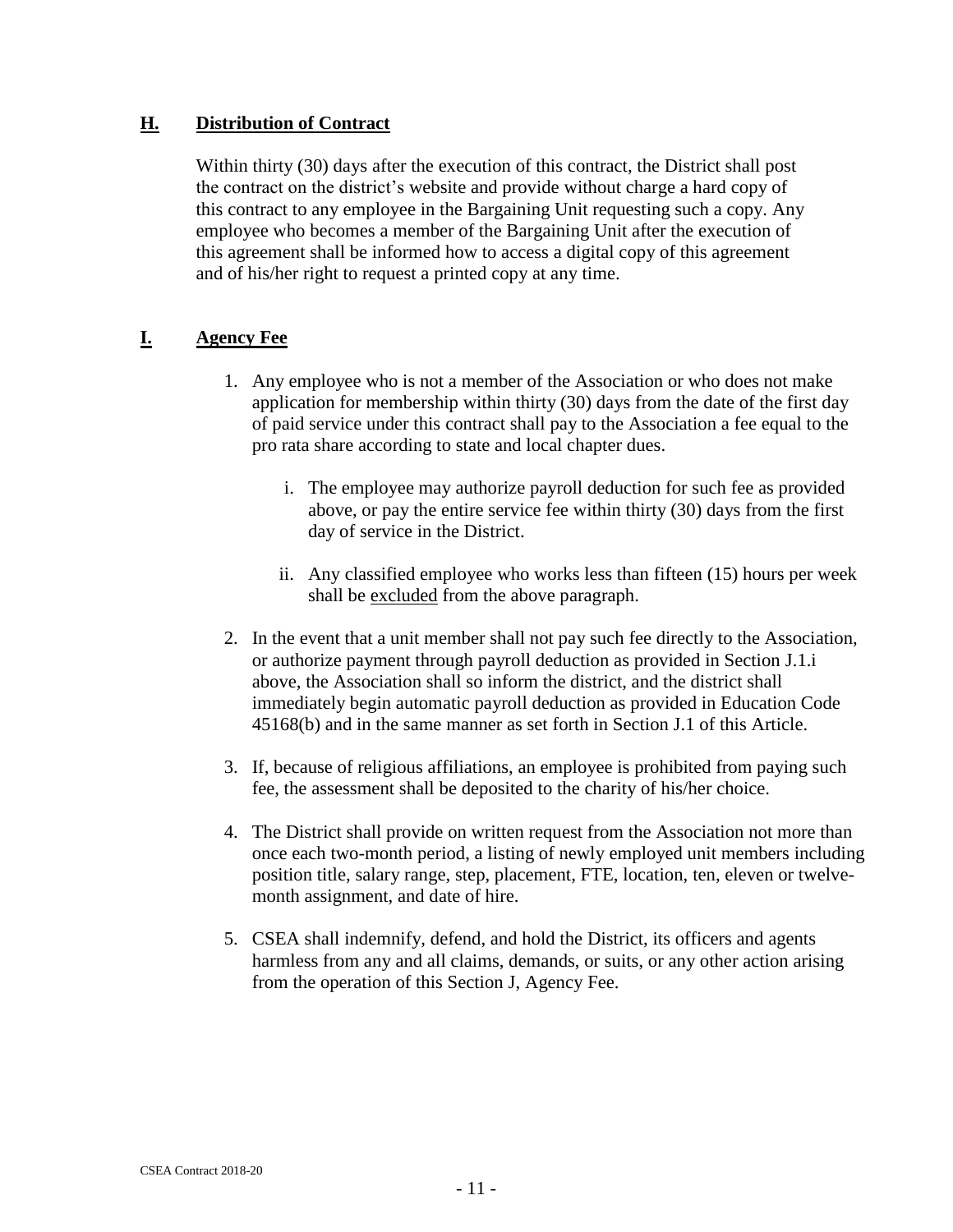## H. Distribution of Contract

Within thirty (30) days after the execution of this contract, the District shall post the contract on the district's website and provide without charge a hard copy of this contract to any employee in the Bargaining Unit requesting such a copy. Any employee who becomes a member of the Bargaining Unit after the execution of this agreement shall be informed how to access a digital copy of this agreement and of his/her right to request a printed copy at any time.

## I. Agency Fee

1. Any employee who is not a member of the Association or who does not make application for membership within thirty (30) days from the date of the first day of paid service under this contract shall pay to the Association a fee equal to the pro rata share according to state and local chapter dues.

   i. The employee may authorize payroll deduction for such fee as provided above, or pay the entire service fee within thirty (30) days from the first day of service in the District.

   ii. Any classified employee who works less than fifteen (15) hours per week shall be <u>excluded</u> from the above paragraph.

2. In the event that a unit member shall not pay such fee directly to the Association, or authorize payment through payroll deduction as provided in Section J.1.i above, the Association shall so inform the district, and the district shall immediately begin automatic payroll deduction as provided in Education Code 45168(b) and in the same manner as set forth in Section J.1 of this Article.

3. If, because of religious affiliations, an employee is prohibited from paying such fee, the assessment shall be deposited to the charity of his/her choice.

4. The District shall provide on written request from the Association not more than once each two-month period, a listing of newly employed unit members including position title, salary range, step, placement, FTE, location, ten, eleven or twelve-month assignment, and date of hire.

5. CSEA shall indemnify, defend, and hold the District, its officers and agents harmless from any and all claims, demands, or suits, or any other action arising from the operation of this Section J, Agency Fee.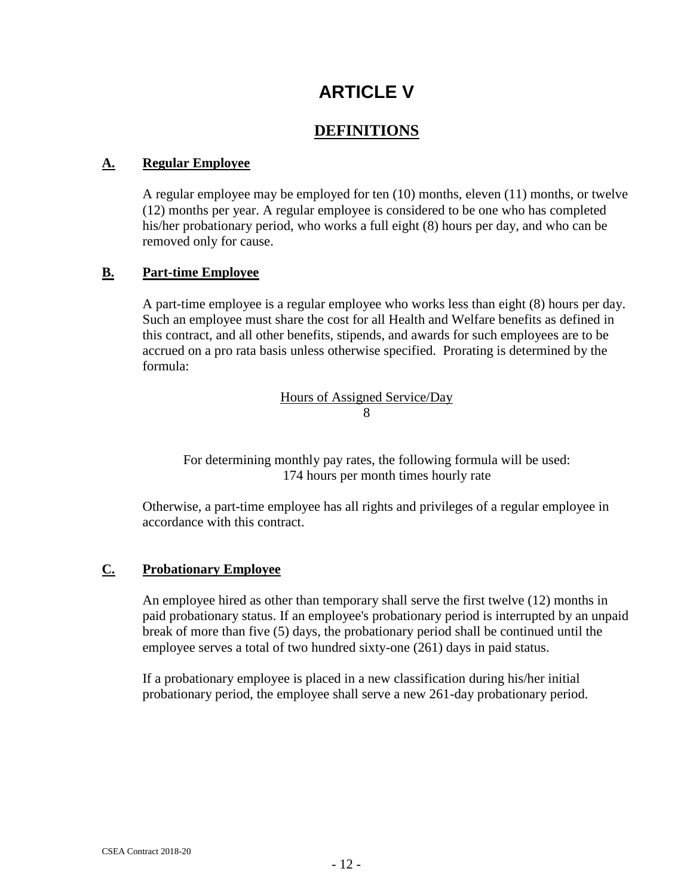# ARTICLE V

## DEFINITIONS

### A. Regular Employee

A regular employee may be employed for ten (10) months, eleven (11) months, or twelve (12) months per year. A regular employee is considered to be one who has completed his/her probationary period, who works a full eight (8) hours per day, and who can be removed only for cause.

### B. Part-time Employee

A part-time employee is a regular employee who works less than eight (8) hours per day. Such an employee must share the cost for all Health and Welfare benefits as defined in this contract, and all other benefits, stipends, and awards for such employees are to be accrued on a pro rata basis unless otherwise specified. Prorating is determined by the formula:

$$\frac{\text{Hours of Assigned Service/Day}}{8}$$

For determining monthly pay rates, the following formula will be used:
174 hours per month times hourly rate

Otherwise, a part-time employee has all rights and privileges of a regular employee in accordance with this contract.

### C. Probationary Employee

An employee hired as other than temporary shall serve the first twelve (12) months in paid probationary status. If an employee's probationary period is interrupted by an unpaid break of more than five (5) days, the probationary period shall be continued until the employee serves a total of two hundred sixty-one (261) days in paid status.

If a probationary employee is placed in a new classification during his/her initial probationary period, the employee shall serve a new 261-day probationary period.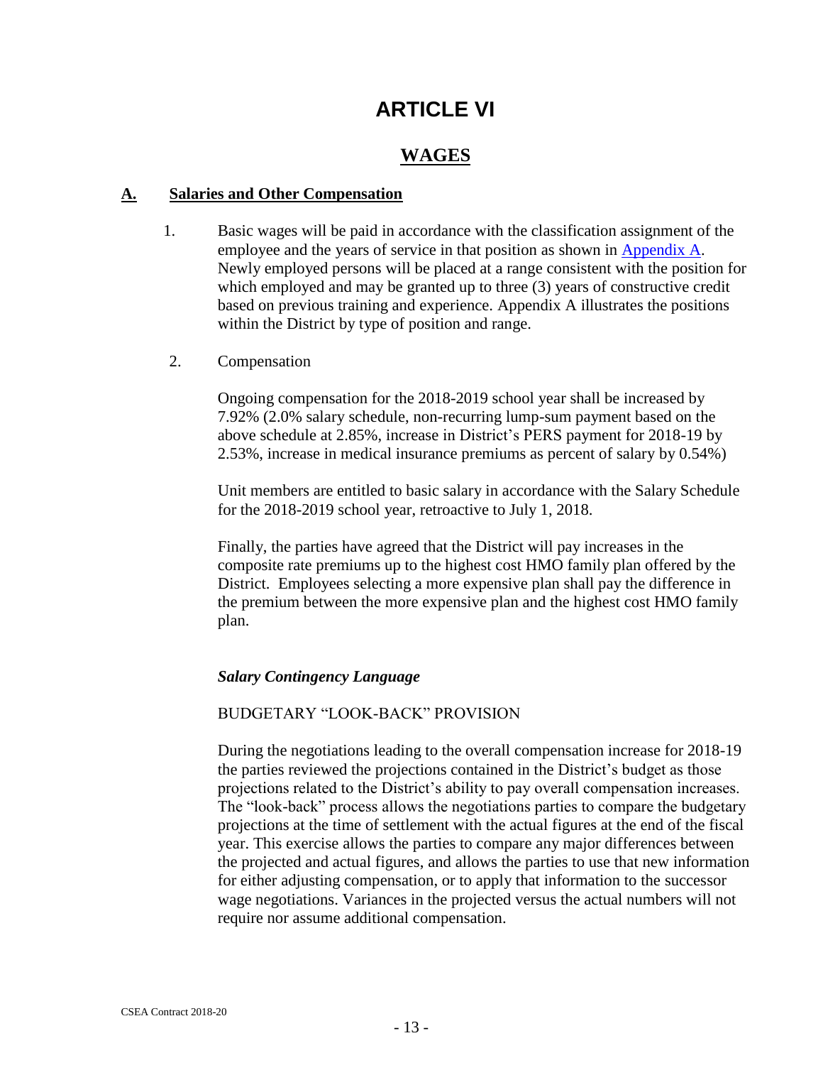# ARTICLE VI

## WAGES

### A. Salaries and Other Compensation

1. Basic wages will be paid in accordance with the classification assignment of the employee and the years of service in that position as shown in Appendix A. Newly employed persons will be placed at a range consistent with the position for which employed and may be granted up to three (3) years of constructive credit based on previous training and experience. Appendix A illustrates the positions within the District by type of position and range.

2. Compensation

   Ongoing compensation for the 2018-2019 school year shall be increased by 7.92% (2.0% salary schedule, non-recurring lump-sum payment based on the above schedule at 2.85%, increase in District's PERS payment for 2018-19 by 2.53%, increase in medical insurance premiums as percent of salary by 0.54%)

   Unit members are entitled to basic salary in accordance with the Salary Schedule for the 2018-2019 school year, retroactive to July 1, 2018.

   Finally, the parties have agreed that the District will pay increases in the composite rate premiums up to the highest cost HMO family plan offered by the District. Employees selecting a more expensive plan shall pay the difference in the premium between the more expensive plan and the highest cost HMO family plan.

   *Salary Contingency Language*

   BUDGETARY "LOOK-BACK" PROVISION

   During the negotiations leading to the overall compensation increase for 2018-19 the parties reviewed the projections contained in the District's budget as those projections related to the District's ability to pay overall compensation increases. The "look-back" process allows the negotiations parties to compare the budgetary projections at the time of settlement with the actual figures at the end of the fiscal year. This exercise allows the parties to compare any major differences between the projected and actual figures, and allows the parties to use that new information for either adjusting compensation, or to apply that information to the successor wage negotiations. Variances in the projected versus the actual numbers will not require nor assume additional compensation.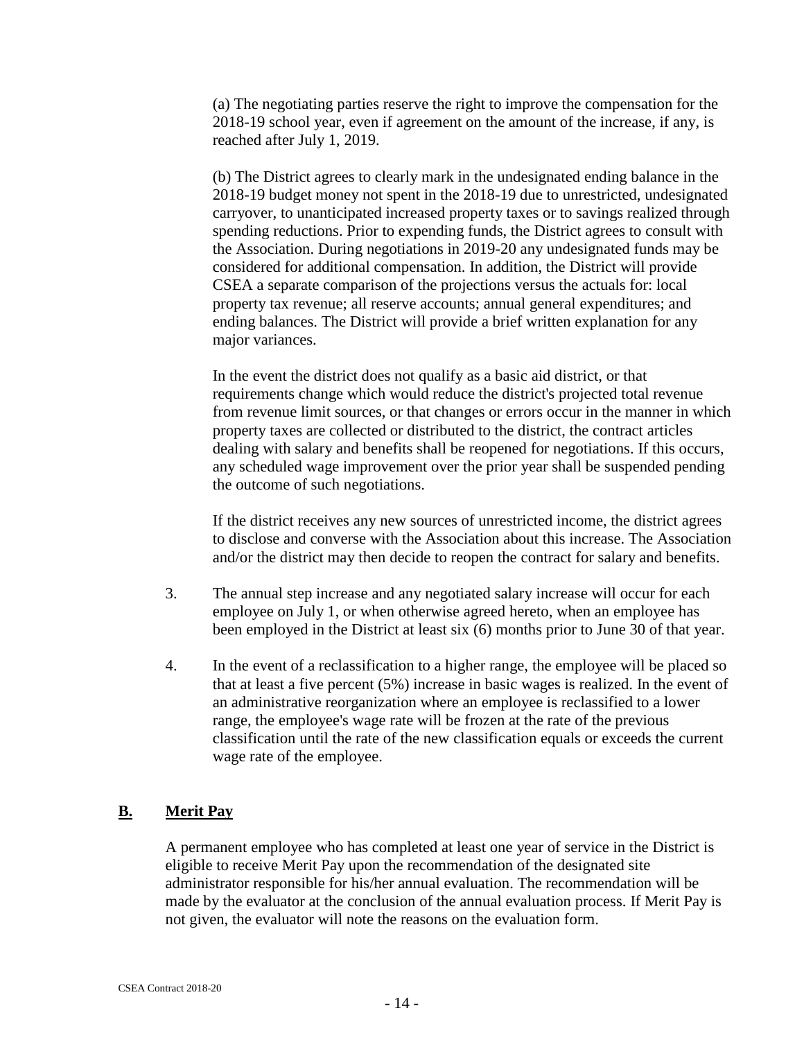(a) The negotiating parties reserve the right to improve the compensation for the 2018-19 school year, even if agreement on the amount of the increase, if any, is reached after July 1, 2019.

(b) The District agrees to clearly mark in the undesignated ending balance in the 2018-19 budget money not spent in the 2018-19 due to unrestricted, undesignated carryover, to unanticipated increased property taxes or to savings realized through spending reductions. Prior to expending funds, the District agrees to consult with the Association. During negotiations in 2019-20 any undesignated funds may be considered for additional compensation. In addition, the District will provide CSEA a separate comparison of the projections versus the actuals for: local property tax revenue; all reserve accounts; annual general expenditures; and ending balances. The District will provide a brief written explanation for any major variances.

In the event the district does not qualify as a basic aid district, or that requirements change which would reduce the district's projected total revenue from revenue limit sources, or that changes or errors occur in the manner in which property taxes are collected or distributed to the district, the contract articles dealing with salary and benefits shall be reopened for negotiations. If this occurs, any scheduled wage improvement over the prior year shall be suspended pending the outcome of such negotiations.

If the district receives any new sources of unrestricted income, the district agrees to disclose and converse with the Association about this increase. The Association and/or the district may then decide to reopen the contract for salary and benefits.

3. The annual step increase and any negotiated salary increase will occur for each employee on July 1, or when otherwise agreed hereto, when an employee has been employed in the District at least six (6) months prior to June 30 of that year.

4. In the event of a reclassification to a higher range, the employee will be placed so that at least a five percent (5%) increase in basic wages is realized. In the event of an administrative reorganization where an employee is reclassified to a lower range, the employee's wage rate will be frozen at the rate of the previous classification until the rate of the new classification equals or exceeds the current wage rate of the employee.

## B. Merit Pay

A permanent employee who has completed at least one year of service in the District is eligible to receive Merit Pay upon the recommendation of the designated site administrator responsible for his/her annual evaluation. The recommendation will be made by the evaluator at the conclusion of the annual evaluation process. If Merit Pay is not given, the evaluator will note the reasons on the evaluation form.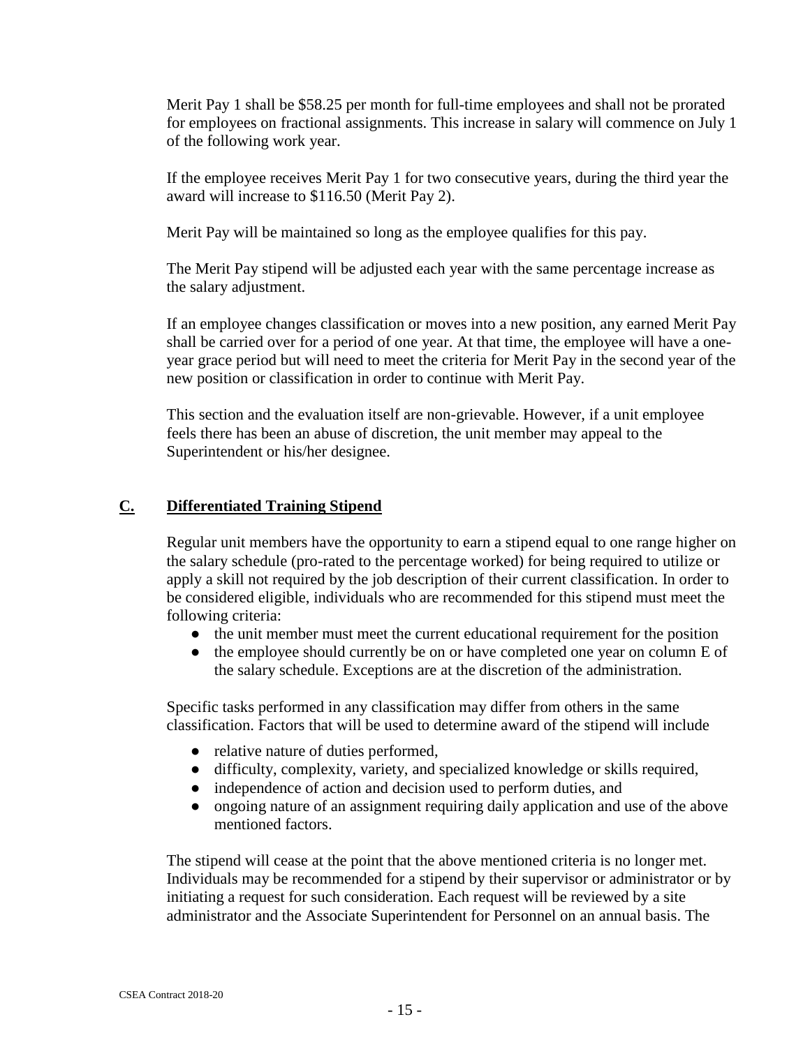Merit Pay 1 shall be $58.25 per month for full-time employees and shall not be prorated for employees on fractional assignments. This increase in salary will commence on July 1 of the following work year.

If the employee receives Merit Pay 1 for two consecutive years, during the third year the award will increase to $116.50 (Merit Pay 2).

Merit Pay will be maintained so long as the employee qualifies for this pay.

The Merit Pay stipend will be adjusted each year with the same percentage increase as the salary adjustment.

If an employee changes classification or moves into a new position, any earned Merit Pay shall be carried over for a period of one year. At that time, the employee will have a one-year grace period but will need to meet the criteria for Merit Pay in the second year of the new position or classification in order to continue with Merit Pay.

This section and the evaluation itself are non-grievable. However, if a unit employee feels there has been an abuse of discretion, the unit member may appeal to the Superintendent or his/her designee.

## C. Differentiated Training Stipend

Regular unit members have the opportunity to earn a stipend equal to one range higher on the salary schedule (pro-rated to the percentage worked) for being required to utilize or apply a skill not required by the job description of their current classification. In order to be considered eligible, individuals who are recommended for this stipend must meet the following criteria:

- the unit member must meet the current educational requirement for the position
- the employee should currently be on or have completed one year on column E of the salary schedule. Exceptions are at the discretion of the administration.

Specific tasks performed in any classification may differ from others in the same classification. Factors that will be used to determine award of the stipend will include

- relative nature of duties performed,
- difficulty, complexity, variety, and specialized knowledge or skills required,
- independence of action and decision used to perform duties, and
- ongoing nature of an assignment requiring daily application and use of the above mentioned factors.

The stipend will cease at the point that the above mentioned criteria is no longer met. Individuals may be recommended for a stipend by their supervisor or administrator or by initiating a request for such consideration. Each request will be reviewed by a site administrator and the Associate Superintendent for Personnel on an annual basis. The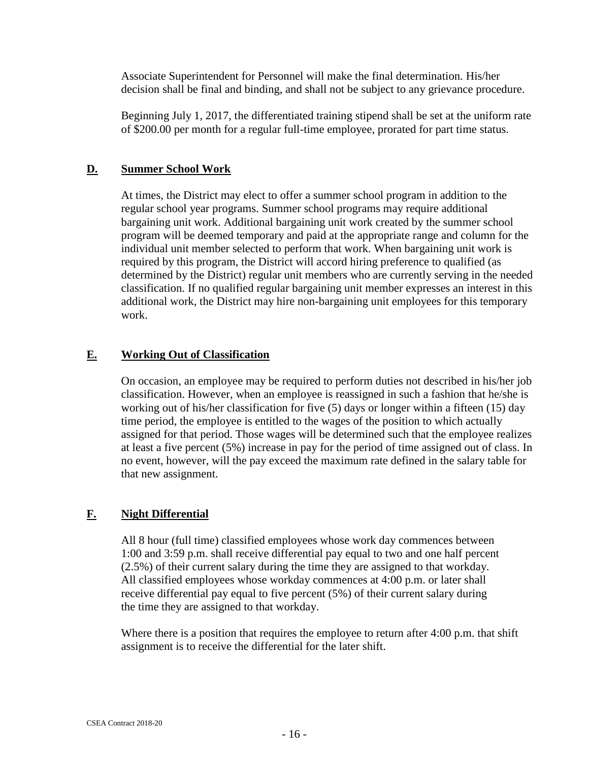Associate Superintendent for Personnel will make the final determination. His/her decision shall be final and binding, and shall not be subject to any grievance procedure.

Beginning July 1, 2017, the differentiated training stipend shall be set at the uniform rate of $200.00 per month for a regular full-time employee, prorated for part time status.

## D. Summer School Work

At times, the District may elect to offer a summer school program in addition to the regular school year programs. Summer school programs may require additional bargaining unit work. Additional bargaining unit work created by the summer school program will be deemed temporary and paid at the appropriate range and column for the individual unit member selected to perform that work. When bargaining unit work is required by this program, the District will accord hiring preference to qualified (as determined by the District) regular unit members who are currently serving in the needed classification. If no qualified regular bargaining unit member expresses an interest in this additional work, the District may hire non-bargaining unit employees for this temporary work.

## E. Working Out of Classification

On occasion, an employee may be required to perform duties not described in his/her job classification. However, when an employee is reassigned in such a fashion that he/she is working out of his/her classification for five (5) days or longer within a fifteen (15) day time period, the employee is entitled to the wages of the position to which actually assigned for that period. Those wages will be determined such that the employee realizes at least a five percent (5%) increase in pay for the period of time assigned out of class. In no event, however, will the pay exceed the maximum rate defined in the salary table for that new assignment.

## F. Night Differential

All 8 hour (full time) classified employees whose work day commences between 1:00 and 3:59 p.m. shall receive differential pay equal to two and one half percent (2.5%) of their current salary during the time they are assigned to that workday. All classified employees whose workday commences at 4:00 p.m. or later shall receive differential pay equal to five percent (5%) of their current salary during the time they are assigned to that workday.

Where there is a position that requires the employee to return after 4:00 p.m. that shift assignment is to receive the differential for the later shift.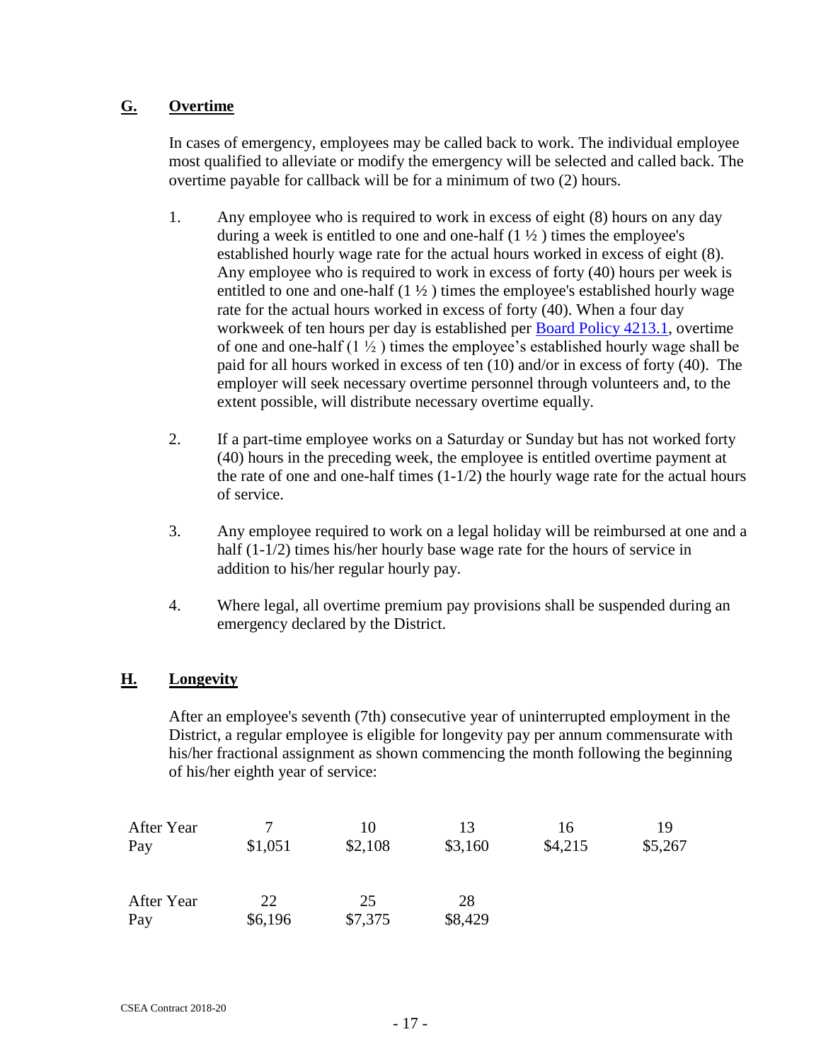## G. Overtime

In cases of emergency, employees may be called back to work. The individual employee most qualified to alleviate or modify the emergency will be selected and called back. The overtime payable for callback will be for a minimum of two (2) hours.

1. Any employee who is required to work in excess of eight (8) hours on any day during a week is entitled to one and one-half (1 ½ ) times the employee's established hourly wage rate for the actual hours worked in excess of eight (8). Any employee who is required to work in excess of forty (40) hours per week is entitled to one and one-half (1 ½ ) times the employee's established hourly wage rate for the actual hours worked in excess of forty (40). When a four day workweek of ten hours per day is established per Board Policy 4213.1, overtime of one and one-half (1 ½ ) times the employee's established hourly wage shall be paid for all hours worked in excess of ten (10) and/or in excess of forty (40). The employer will seek necessary overtime personnel through volunteers and, to the extent possible, will distribute necessary overtime equally.

2. If a part-time employee works on a Saturday or Sunday but has not worked forty (40) hours in the preceding week, the employee is entitled overtime payment at the rate of one and one-half times (1-1/2) the hourly wage rate for the actual hours of service.

3. Any employee required to work on a legal holiday will be reimbursed at one and a half (1-1/2) times his/her hourly base wage rate for the hours of service in addition to his/her regular hourly pay.

4. Where legal, all overtime premium pay provisions shall be suspended during an emergency declared by the District.

## H. Longevity

After an employee's seventh (7th) consecutive year of uninterrupted employment in the District, a regular employee is eligible for longevity pay per annum commensurate with his/her fractional assignment as shown commencing the month following the beginning of his/her eighth year of service:

| After Year | 7 | 10 | 13 | 16 | 19 |
|---|---|---|---|---|---|
| Pay | $1,051 | $2,108 | $3,160 | $4,215 | $5,267 |

| After Year | 22 | 25 | 28 |
|---|---|---|---|
| Pay | $6,196 | $7,375 | $8,429 |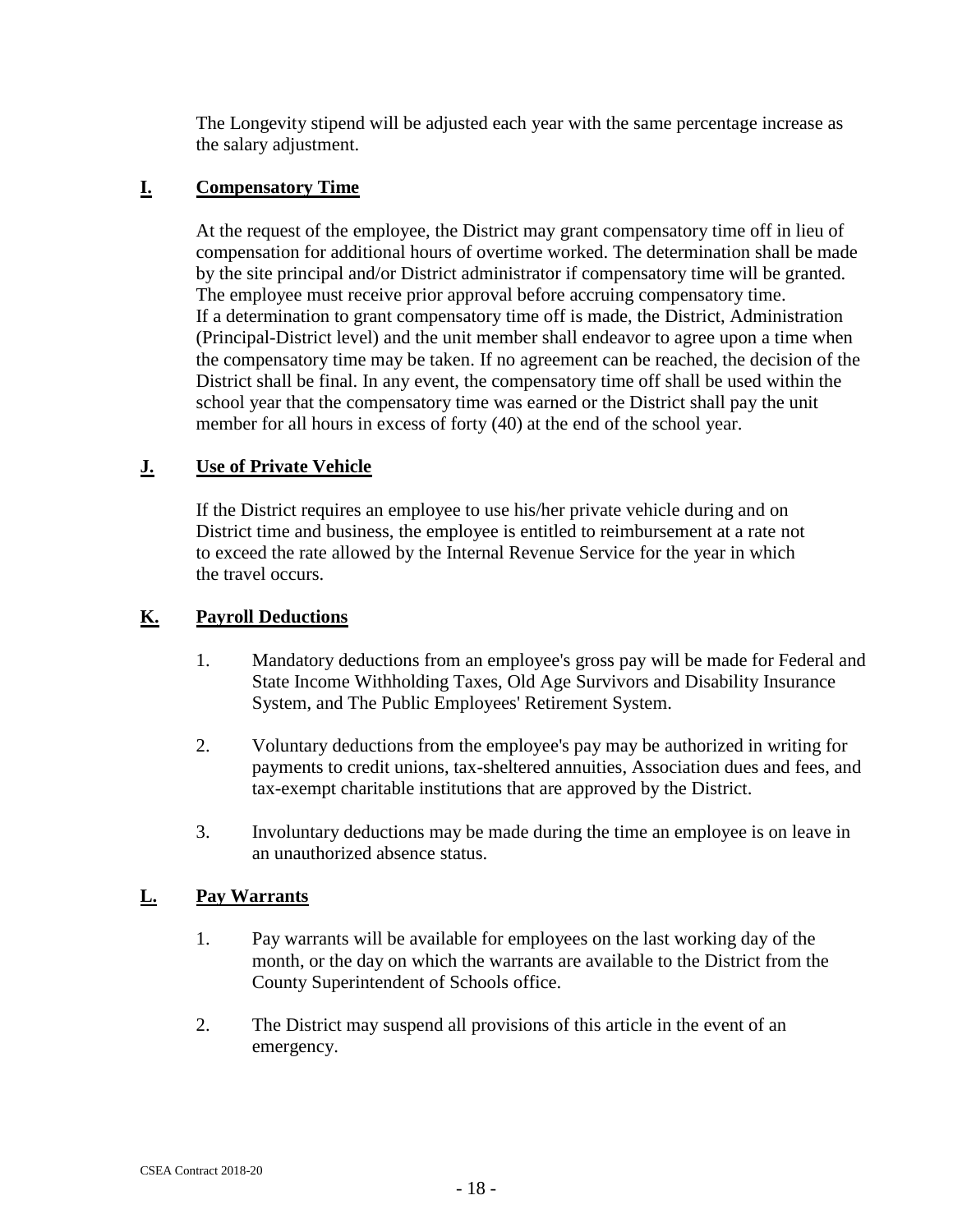The Longevity stipend will be adjusted each year with the same percentage increase as the salary adjustment.

## I. Compensatory Time

At the request of the employee, the District may grant compensatory time off in lieu of compensation for additional hours of overtime worked. The determination shall be made by the site principal and/or District administrator if compensatory time will be granted. The employee must receive prior approval before accruing compensatory time. If a determination to grant compensatory time off is made, the District, Administration (Principal-District level) and the unit member shall endeavor to agree upon a time when the compensatory time may be taken. If no agreement can be reached, the decision of the District shall be final. In any event, the compensatory time off shall be used within the school year that the compensatory time was earned or the District shall pay the unit member for all hours in excess of forty (40) at the end of the school year.

## J. Use of Private Vehicle

If the District requires an employee to use his/her private vehicle during and on District time and business, the employee is entitled to reimbursement at a rate not to exceed the rate allowed by the Internal Revenue Service for the year in which the travel occurs.

## K. Payroll Deductions

1. Mandatory deductions from an employee's gross pay will be made for Federal and State Income Withholding Taxes, Old Age Survivors and Disability Insurance System, and The Public Employees' Retirement System.

2. Voluntary deductions from the employee's pay may be authorized in writing for payments to credit unions, tax-sheltered annuities, Association dues and fees, and tax-exempt charitable institutions that are approved by the District.

3. Involuntary deductions may be made during the time an employee is on leave in an unauthorized absence status.

## L. Pay Warrants

1. Pay warrants will be available for employees on the last working day of the month, or the day on which the warrants are available to the District from the County Superintendent of Schools office.

2. The District may suspend all provisions of this article in the event of an emergency.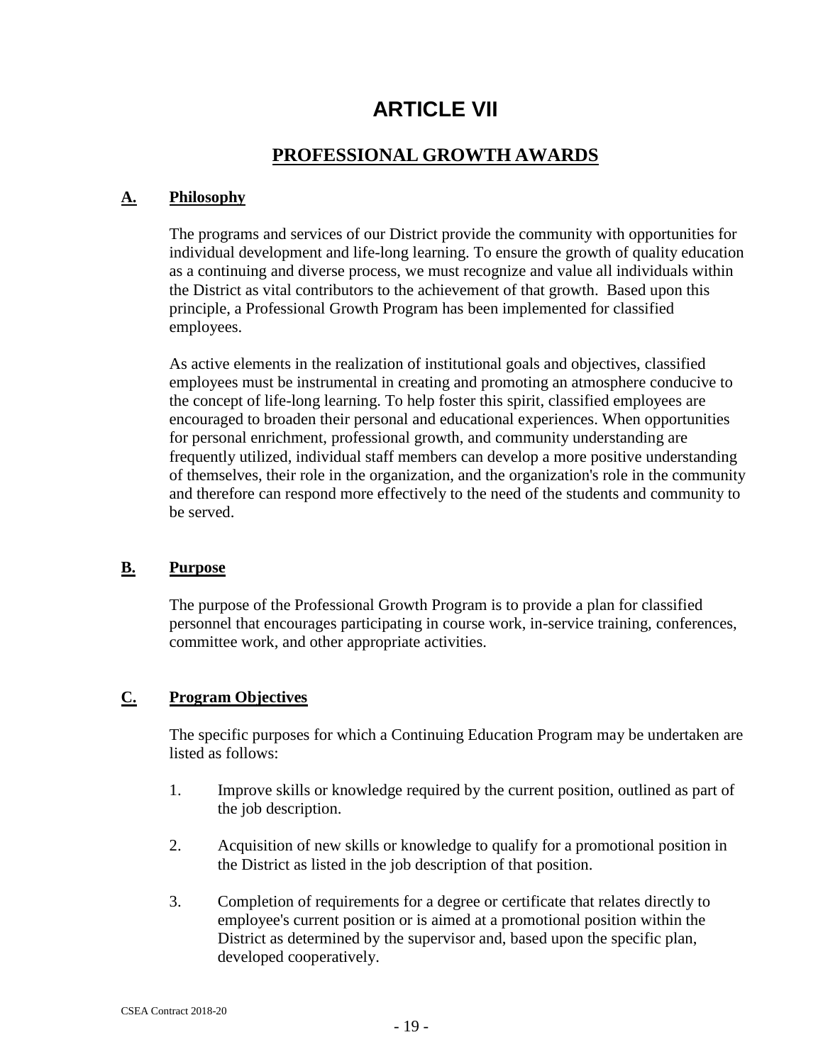# ARTICLE VII

## PROFESSIONAL GROWTH AWARDS

### A. Philosophy

The programs and services of our District provide the community with opportunities for individual development and life-long learning. To ensure the growth of quality education as a continuing and diverse process, we must recognize and value all individuals within the District as vital contributors to the achievement of that growth. Based upon this principle, a Professional Growth Program has been implemented for classified employees.

As active elements in the realization of institutional goals and objectives, classified employees must be instrumental in creating and promoting an atmosphere conducive to the concept of life-long learning. To help foster this spirit, classified employees are encouraged to broaden their personal and educational experiences. When opportunities for personal enrichment, professional growth, and community understanding are frequently utilized, individual staff members can develop a more positive understanding of themselves, their role in the organization, and the organization's role in the community and therefore can respond more effectively to the need of the students and community to be served.

### B. Purpose

The purpose of the Professional Growth Program is to provide a plan for classified personnel that encourages participating in course work, in-service training, conferences, committee work, and other appropriate activities.

### C. Program Objectives

The specific purposes for which a Continuing Education Program may be undertaken are listed as follows:

1. Improve skills or knowledge required by the current position, outlined as part of the job description.

2. Acquisition of new skills or knowledge to qualify for a promotional position in the District as listed in the job description of that position.

3. Completion of requirements for a degree or certificate that relates directly to employee's current position or is aimed at a promotional position within the District as determined by the supervisor and, based upon the specific plan, developed cooperatively.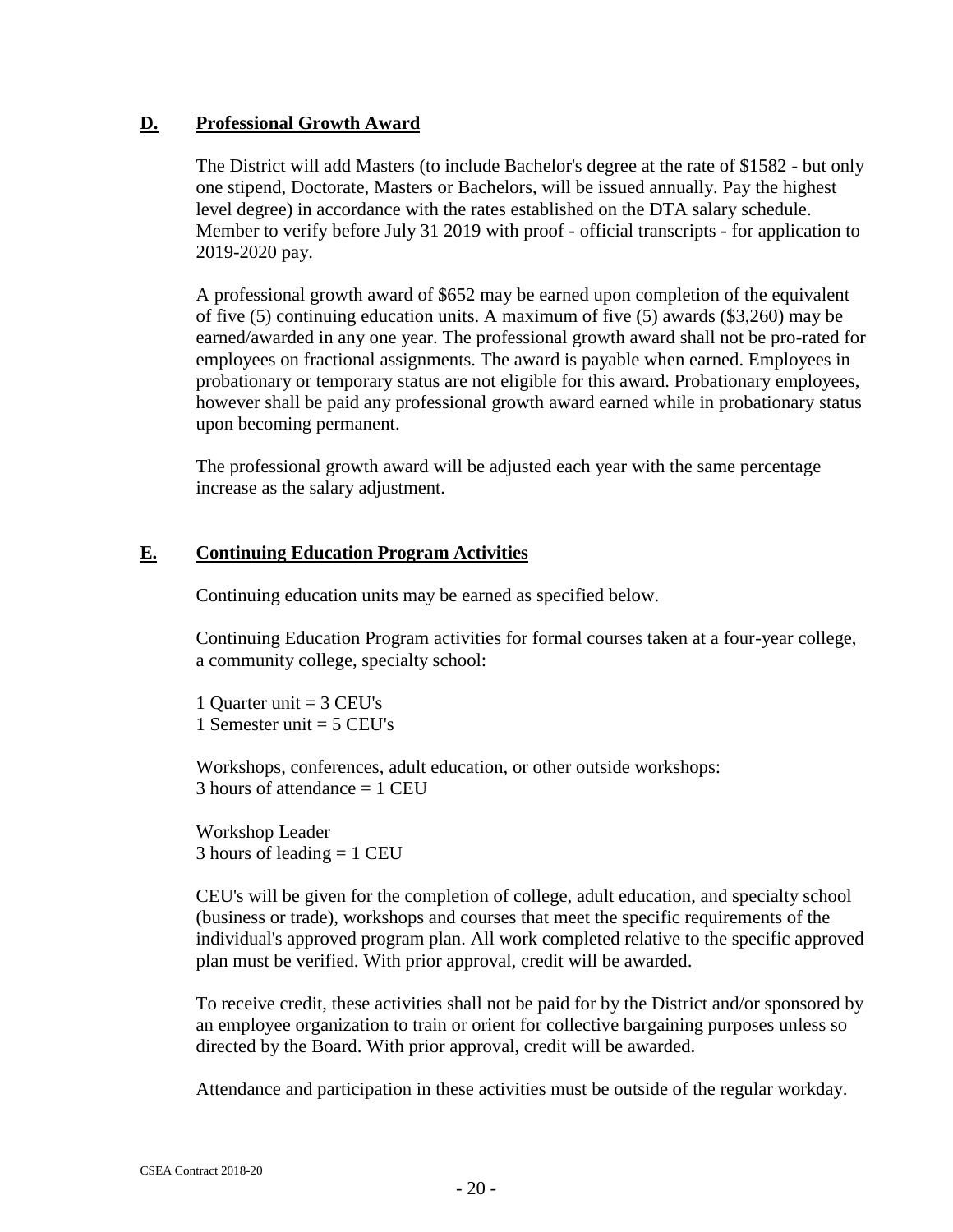## D. Professional Growth Award

The District will add Masters (to include Bachelor's degree at the rate of $1582 - but only one stipend, Doctorate, Masters or Bachelors, will be issued annually. Pay the highest level degree) in accordance with the rates established on the DTA salary schedule. Member to verify before July 31 2019 with proof - official transcripts - for application to 2019-2020 pay.

A professional growth award of $652 may be earned upon completion of the equivalent of five (5) continuing education units. A maximum of five (5) awards ($3,260) may be earned/awarded in any one year. The professional growth award shall not be pro-rated for employees on fractional assignments. The award is payable when earned. Employees in probationary or temporary status are not eligible for this award. Probationary employees, however shall be paid any professional growth award earned while in probationary status upon becoming permanent.

The professional growth award will be adjusted each year with the same percentage increase as the salary adjustment.

## E. Continuing Education Program Activities

Continuing education units may be earned as specified below.

Continuing Education Program activities for formal courses taken at a four-year college, a community college, specialty school:

1 Quarter unit = 3 CEU's
1 Semester unit = 5 CEU's

Workshops, conferences, adult education, or other outside workshops:
3 hours of attendance = 1 CEU

Workshop Leader
3 hours of leading = 1 CEU

CEU's will be given for the completion of college, adult education, and specialty school (business or trade), workshops and courses that meet the specific requirements of the individual's approved program plan. All work completed relative to the specific approved plan must be verified. With prior approval, credit will be awarded.

To receive credit, these activities shall not be paid for by the District and/or sponsored by an employee organization to train or orient for collective bargaining purposes unless so directed by the Board. With prior approval, credit will be awarded.

Attendance and participation in these activities must be outside of the regular workday.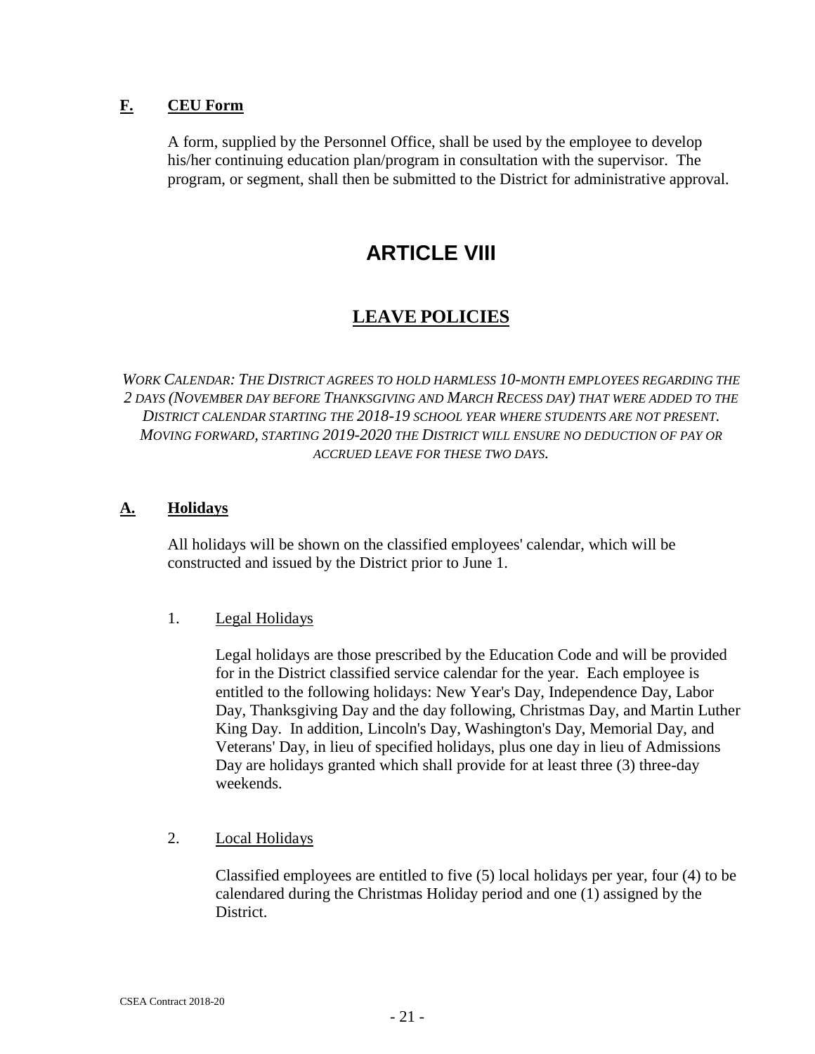## F. CEU Form

A form, supplied by the Personnel Office, shall be used by the employee to develop his/her continuing education plan/program in consultation with the supervisor. The program, or segment, shall then be submitted to the District for administrative approval.

# ARTICLE VIII

# LEAVE POLICIES

*WORK CALENDAR: THE DISTRICT AGREES TO HOLD HARMLESS 10-MONTH EMPLOYEES REGARDING THE 2 DAYS (NOVEMBER DAY BEFORE THANKSGIVING AND MARCH RECESS DAY) THAT WERE ADDED TO THE DISTRICT CALENDAR STARTING THE 2018-19 SCHOOL YEAR WHERE STUDENTS ARE NOT PRESENT. MOVING FORWARD, STARTING 2019-2020 THE DISTRICT WILL ENSURE NO DEDUCTION OF PAY OR ACCRUED LEAVE FOR THESE TWO DAYS.*

## A. Holidays

All holidays will be shown on the classified employees' calendar, which will be constructed and issued by the District prior to June 1.

1. Legal Holidays

   Legal holidays are those prescribed by the Education Code and will be provided for in the District classified service calendar for the year. Each employee is entitled to the following holidays: New Year's Day, Independence Day, Labor Day, Thanksgiving Day and the day following, Christmas Day, and Martin Luther King Day. In addition, Lincoln's Day, Washington's Day, Memorial Day, and Veterans' Day, in lieu of specified holidays, plus one day in lieu of Admissions Day are holidays granted which shall provide for at least three (3) three-day weekends.

2. Local Holidays

   Classified employees are entitled to five (5) local holidays per year, four (4) to be calendared during the Christmas Holiday period and one (1) assigned by the District.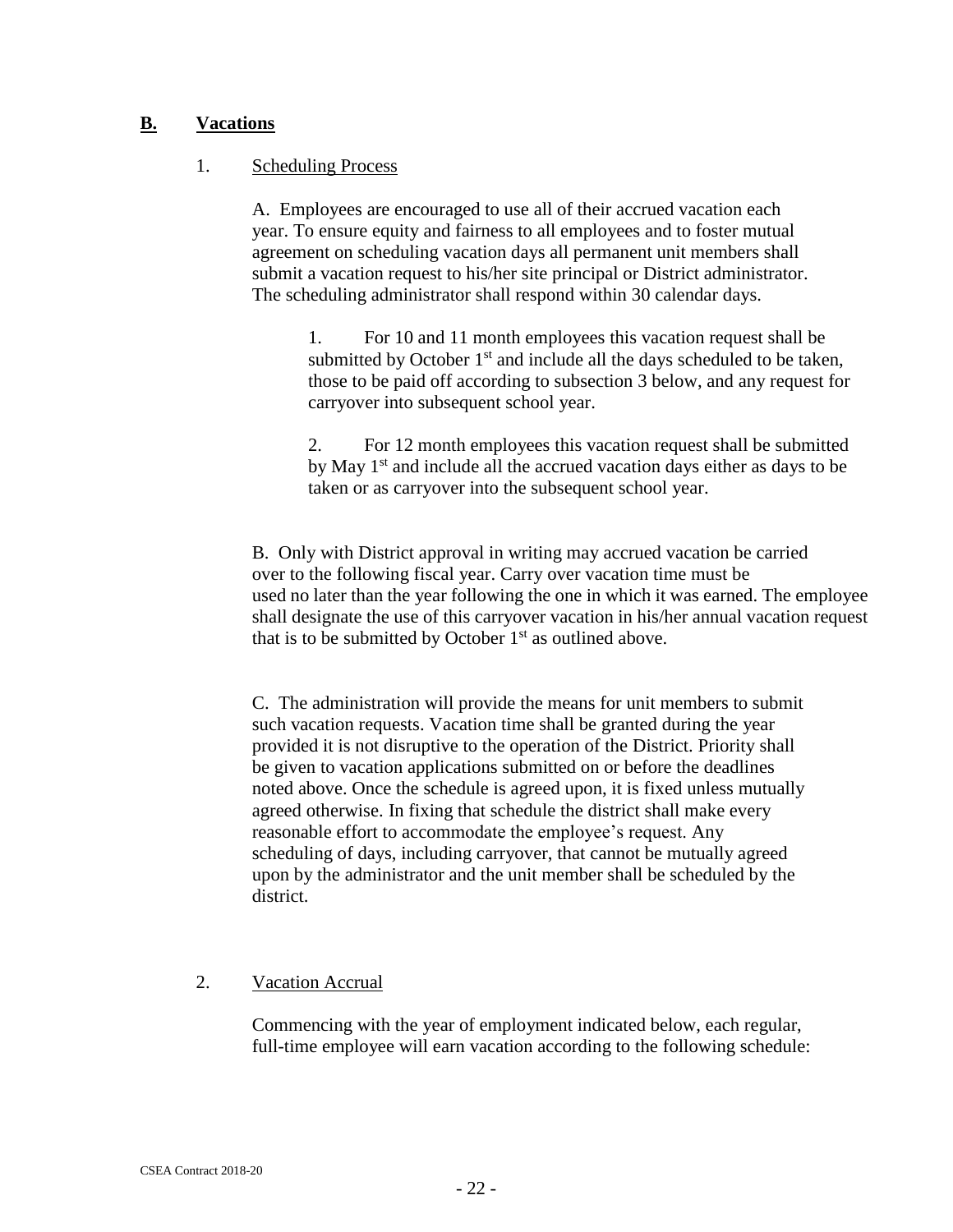## **B. Vacations**

1. Scheduling Process

A. Employees are encouraged to use all of their accrued vacation each year. To ensure equity and fairness to all employees and to foster mutual agreement on scheduling vacation days all permanent unit members shall submit a vacation request to his/her site principal or District administrator. The scheduling administrator shall respond within 30 calendar days.

1. For 10 and 11 month employees this vacation request shall be submitted by October 1st and include all the days scheduled to be taken, those to be paid off according to subsection 3 below, and any request for carryover into subsequent school year.

2. For 12 month employees this vacation request shall be submitted by May 1st and include all the accrued vacation days either as days to be taken or as carryover into the subsequent school year.

B. Only with District approval in writing may accrued vacation be carried over to the following fiscal year. Carry over vacation time must be used no later than the year following the one in which it was earned. The employee shall designate the use of this carryover vacation in his/her annual vacation request that is to be submitted by October 1st as outlined above.

C. The administration will provide the means for unit members to submit such vacation requests. Vacation time shall be granted during the year provided it is not disruptive to the operation of the District. Priority shall be given to vacation applications submitted on or before the deadlines noted above. Once the schedule is agreed upon, it is fixed unless mutually agreed otherwise. In fixing that schedule the district shall make every reasonable effort to accommodate the employee's request. Any scheduling of days, including carryover, that cannot be mutually agreed upon by the administrator and the unit member shall be scheduled by the district.

2. Vacation Accrual

Commencing with the year of employment indicated below, each regular, full-time employee will earn vacation according to the following schedule: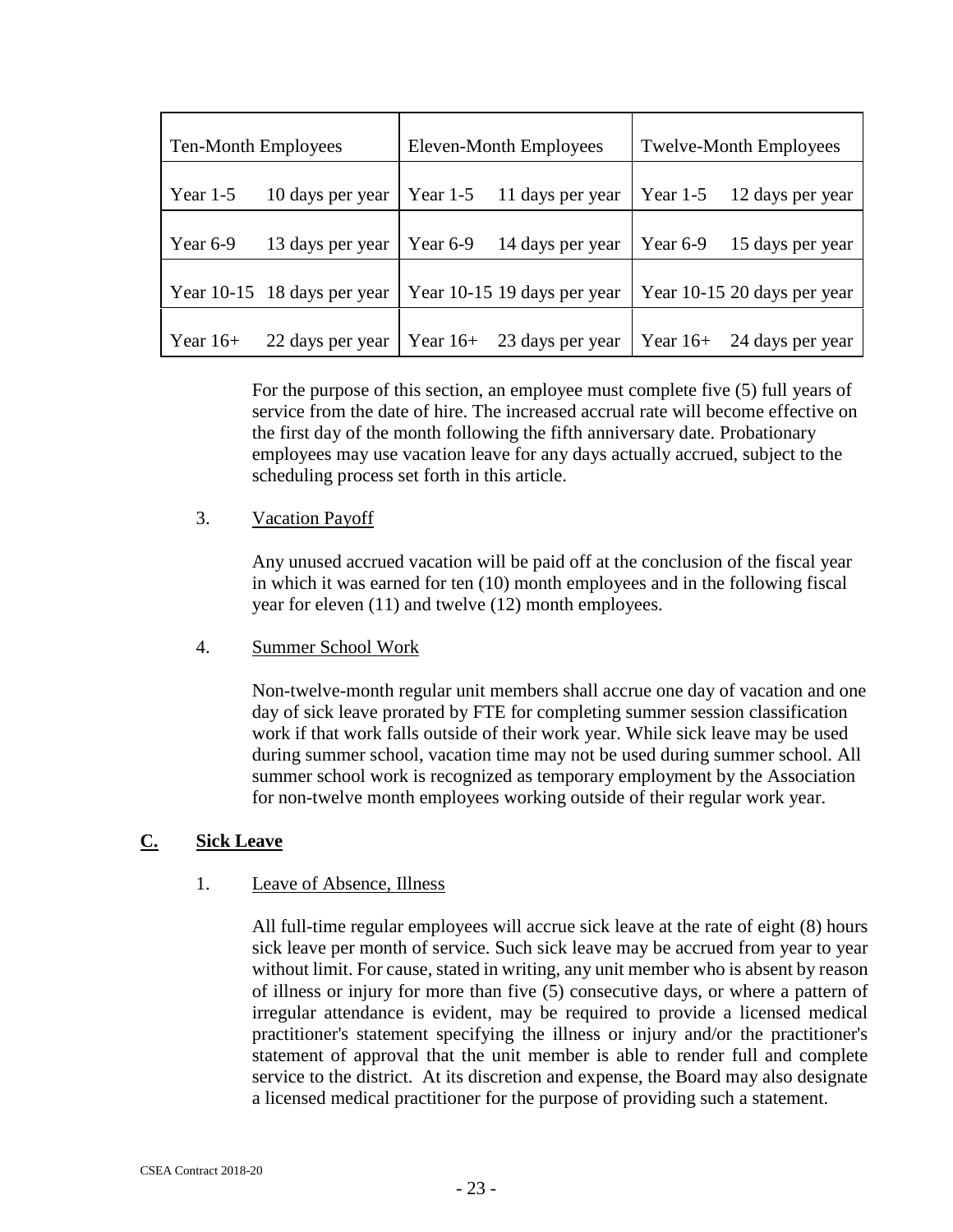| Ten-Month Employees | | Eleven-Month Employees | | Twelve-Month Employees | |
|---|---|---|---|---|---|
| Year 1-5 | 10 days per year | Year 1-5 | 11 days per year | Year 1-5 | 12 days per year |
| Year 6-9 | 13 days per year | Year 6-9 | 14 days per year | Year 6-9 | 15 days per year |
| Year 10-15 | 18 days per year | Year 10-15 | 19 days per year | Year 10-15 | 20 days per year |
| Year 16+ | 22 days per year | Year 16+ | 23 days per year | Year 16+ | 24 days per year |

For the purpose of this section, an employee must complete five (5) full years of service from the date of hire. The increased accrual rate will become effective on the first day of the month following the fifth anniversary date. Probationary employees may use vacation leave for any days actually accrued, subject to the scheduling process set forth in this article.

3. Vacation Payoff

   Any unused accrued vacation will be paid off at the conclusion of the fiscal year in which it was earned for ten (10) month employees and in the following fiscal year for eleven (11) and twelve (12) month employees.

4. Summer School Work

   Non-twelve-month regular unit members shall accrue one day of vacation and one day of sick leave prorated by FTE for completing summer session classification work if that work falls outside of their work year. While sick leave may be used during summer school, vacation time may not be used during summer school. All summer school work is recognized as temporary employment by the Association for non-twelve month employees working outside of their regular work year.

## C. Sick Leave

1. Leave of Absence, Illness

   All full-time regular employees will accrue sick leave at the rate of eight (8) hours sick leave per month of service. Such sick leave may be accrued from year to year without limit. For cause, stated in writing, any unit member who is absent by reason of illness or injury for more than five (5) consecutive days, or where a pattern of irregular attendance is evident, may be required to provide a licensed medical practitioner's statement specifying the illness or injury and/or the practitioner's statement of approval that the unit member is able to render full and complete service to the district. At its discretion and expense, the Board may also designate a licensed medical practitioner for the purpose of providing such a statement.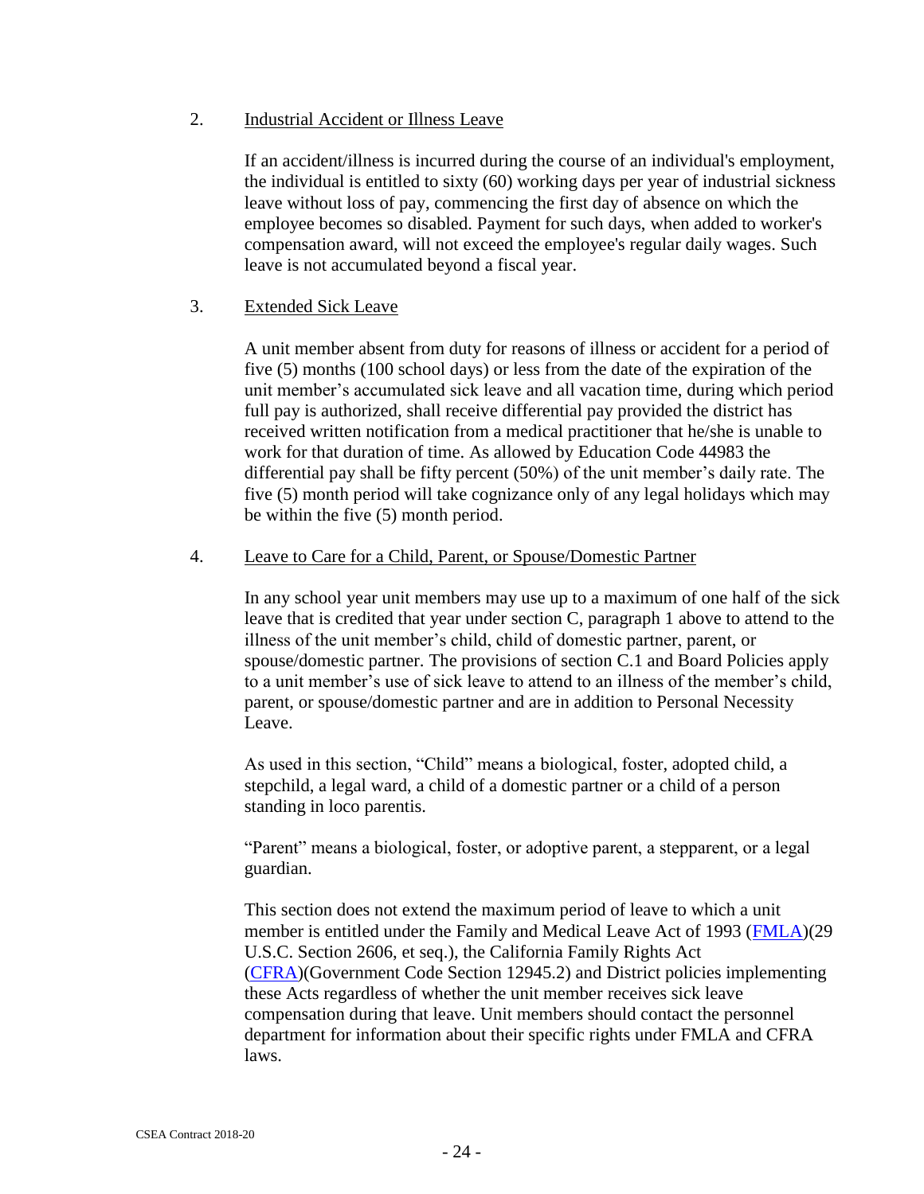2. Industrial Accident or Illness Leave

If an accident/illness is incurred during the course of an individual's employment, the individual is entitled to sixty (60) working days per year of industrial sickness leave without loss of pay, commencing the first day of absence on which the employee becomes so disabled. Payment for such days, when added to worker's compensation award, will not exceed the employee's regular daily wages. Such leave is not accumulated beyond a fiscal year.

3. Extended Sick Leave

A unit member absent from duty for reasons of illness or accident for a period of five (5) months (100 school days) or less from the date of the expiration of the unit member's accumulated sick leave and all vacation time, during which period full pay is authorized, shall receive differential pay provided the district has received written notification from a medical practitioner that he/she is unable to work for that duration of time. As allowed by Education Code 44983 the differential pay shall be fifty percent (50%) of the unit member's daily rate. The five (5) month period will take cognizance only of any legal holidays which may be within the five (5) month period.

4. Leave to Care for a Child, Parent, or Spouse/Domestic Partner

In any school year unit members may use up to a maximum of one half of the sick leave that is credited that year under section C, paragraph 1 above to attend to the illness of the unit member's child, child of domestic partner, parent, or spouse/domestic partner. The provisions of section C.1 and Board Policies apply to a unit member's use of sick leave to attend to an illness of the member's child, parent, or spouse/domestic partner and are in addition to Personal Necessity Leave.

As used in this section, "Child" means a biological, foster, adopted child, a stepchild, a legal ward, a child of a domestic partner or a child of a person standing in loco parentis.

"Parent" means a biological, foster, or adoptive parent, a stepparent, or a legal guardian.

This section does not extend the maximum period of leave to which a unit member is entitled under the Family and Medical Leave Act of 1993 (FMLA)(29 U.S.C. Section 2606, et seq.), the California Family Rights Act (CFRA)(Government Code Section 12945.2) and District policies implementing these Acts regardless of whether the unit member receives sick leave compensation during that leave. Unit members should contact the personnel department for information about their specific rights under FMLA and CFRA laws.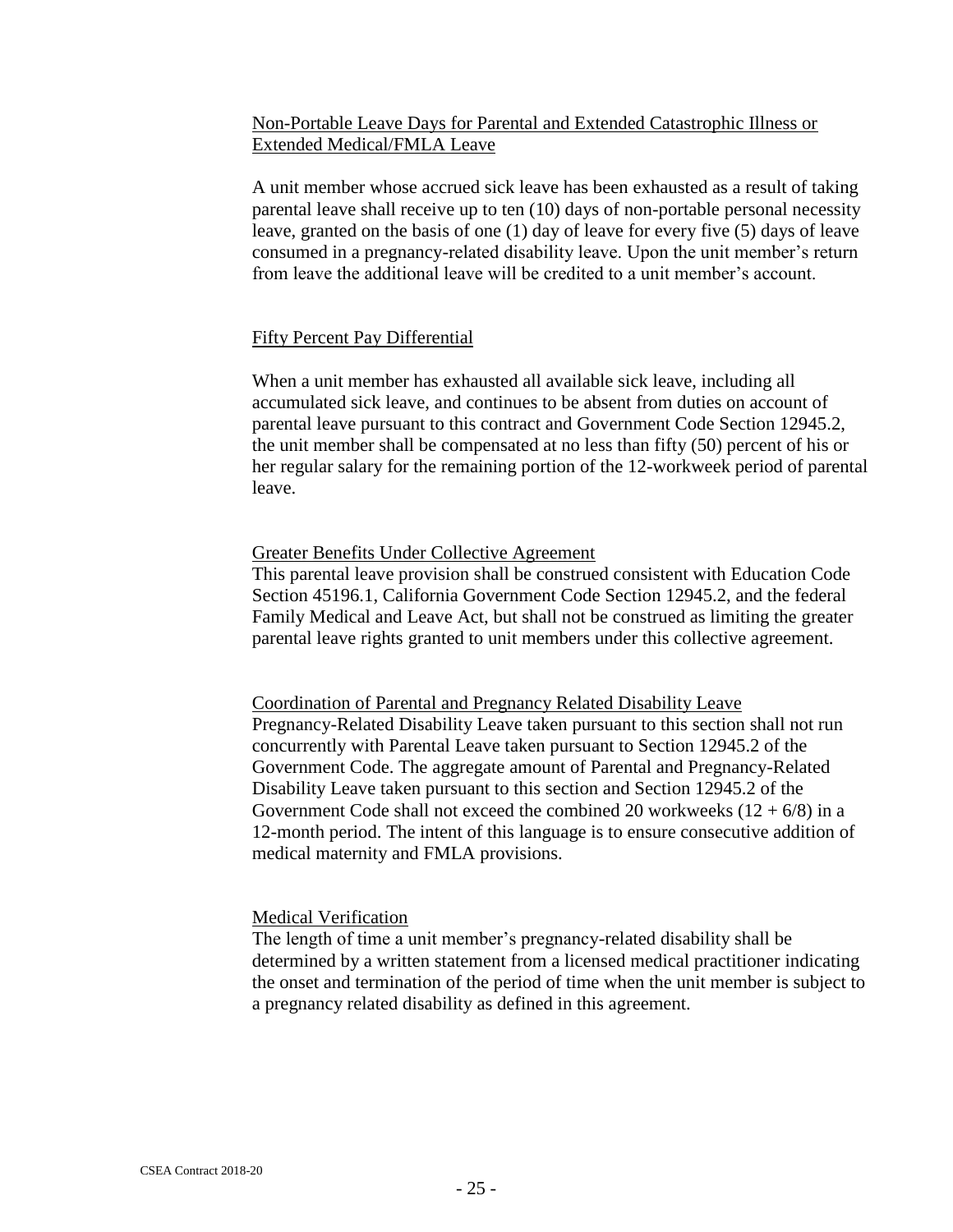Non-Portable Leave Days for Parental and Extended Catastrophic Illness or Extended Medical/FMLA Leave

A unit member whose accrued sick leave has been exhausted as a result of taking parental leave shall receive up to ten (10) days of non-portable personal necessity leave, granted on the basis of one (1) day of leave for every five (5) days of leave consumed in a pregnancy-related disability leave. Upon the unit member's return from leave the additional leave will be credited to a unit member's account.

Fifty Percent Pay Differential

When a unit member has exhausted all available sick leave, including all accumulated sick leave, and continues to be absent from duties on account of parental leave pursuant to this contract and Government Code Section 12945.2, the unit member shall be compensated at no less than fifty (50) percent of his or her regular salary for the remaining portion of the 12-workweek period of parental leave.

Greater Benefits Under Collective Agreement

This parental leave provision shall be construed consistent with Education Code Section 45196.1, California Government Code Section 12945.2, and the federal Family Medical and Leave Act, but shall not be construed as limiting the greater parental leave rights granted to unit members under this collective agreement.

Coordination of Parental and Pregnancy Related Disability Leave

Pregnancy-Related Disability Leave taken pursuant to this section shall not run concurrently with Parental Leave taken pursuant to Section 12945.2 of the Government Code. The aggregate amount of Parental and Pregnancy-Related Disability Leave taken pursuant to this section and Section 12945.2 of the Government Code shall not exceed the combined 20 workweeks (12 + 6/8) in a 12-month period. The intent of this language is to ensure consecutive addition of medical maternity and FMLA provisions.

Medical Verification

The length of time a unit member's pregnancy-related disability shall be determined by a written statement from a licensed medical practitioner indicating the onset and termination of the period of time when the unit member is subject to a pregnancy related disability as defined in this agreement.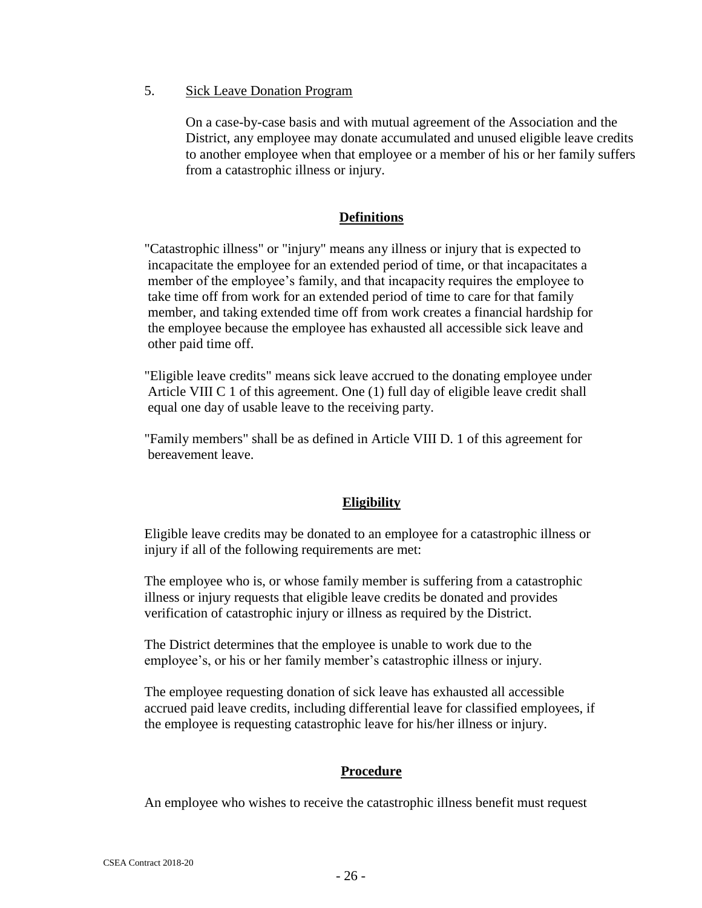5. <u>Sick Leave Donation Program</u>

On a case-by-case basis and with mutual agreement of the Association and the District, any employee may donate accumulated and unused eligible leave credits to another employee when that employee or a member of his or her family suffers from a catastrophic illness or injury.

**<u>Definitions</u>**

"Catastrophic illness" or "injury" means any illness or injury that is expected to incapacitate the employee for an extended period of time, or that incapacitates a member of the employee's family, and that incapacity requires the employee to take time off from work for an extended period of time to care for that family member, and taking extended time off from work creates a financial hardship for the employee because the employee has exhausted all accessible sick leave and other paid time off.

"Eligible leave credits" means sick leave accrued to the donating employee under Article VIII C 1 of this agreement. One (1) full day of eligible leave credit shall equal one day of usable leave to the receiving party.

"Family members" shall be as defined in Article VIII D. 1 of this agreement for bereavement leave.

**<u>Eligibility</u>**

Eligible leave credits may be donated to an employee for a catastrophic illness or injury if all of the following requirements are met:

The employee who is, or whose family member is suffering from a catastrophic illness or injury requests that eligible leave credits be donated and provides verification of catastrophic injury or illness as required by the District.

The District determines that the employee is unable to work due to the employee's, or his or her family member's catastrophic illness or injury.

The employee requesting donation of sick leave has exhausted all accessible accrued paid leave credits, including differential leave for classified employees, if the employee is requesting catastrophic leave for his/her illness or injury.

**<u>Procedure</u>**

An employee who wishes to receive the catastrophic illness benefit must request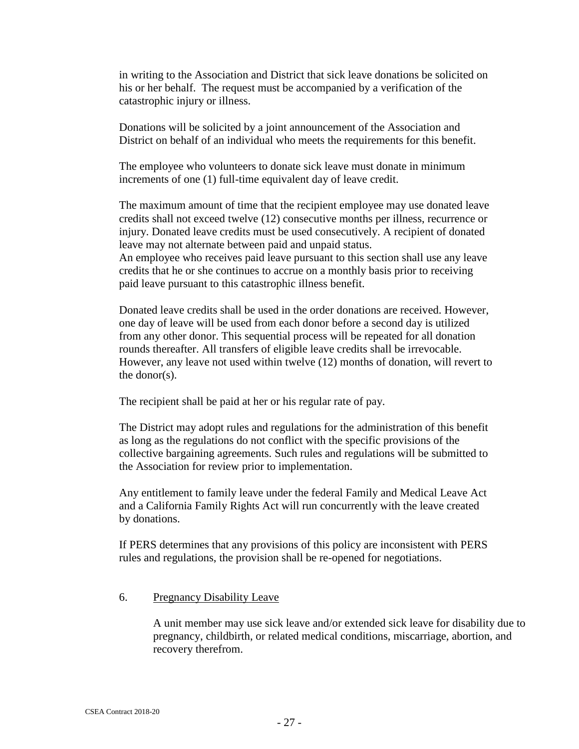in writing to the Association and District that sick leave donations be solicited on his or her behalf. The request must be accompanied by a verification of the catastrophic injury or illness.

Donations will be solicited by a joint announcement of the Association and District on behalf of an individual who meets the requirements for this benefit.

The employee who volunteers to donate sick leave must donate in minimum increments of one (1) full-time equivalent day of leave credit.

The maximum amount of time that the recipient employee may use donated leave credits shall not exceed twelve (12) consecutive months per illness, recurrence or injury. Donated leave credits must be used consecutively. A recipient of donated leave may not alternate between paid and unpaid status.
An employee who receives paid leave pursuant to this section shall use any leave credits that he or she continues to accrue on a monthly basis prior to receiving paid leave pursuant to this catastrophic illness benefit.

Donated leave credits shall be used in the order donations are received. However, one day of leave will be used from each donor before a second day is utilized from any other donor. This sequential process will be repeated for all donation rounds thereafter. All transfers of eligible leave credits shall be irrevocable. However, any leave not used within twelve (12) months of donation, will revert to the donor(s).

The recipient shall be paid at her or his regular rate of pay.

The District may adopt rules and regulations for the administration of this benefit as long as the regulations do not conflict with the specific provisions of the collective bargaining agreements. Such rules and regulations will be submitted to the Association for review prior to implementation.

Any entitlement to family leave under the federal Family and Medical Leave Act and a California Family Rights Act will run concurrently with the leave created by donations.

If PERS determines that any provisions of this policy are inconsistent with PERS rules and regulations, the provision shall be re-opened for negotiations.

6. Pregnancy Disability Leave

A unit member may use sick leave and/or extended sick leave for disability due to pregnancy, childbirth, or related medical conditions, miscarriage, abortion, and recovery therefrom.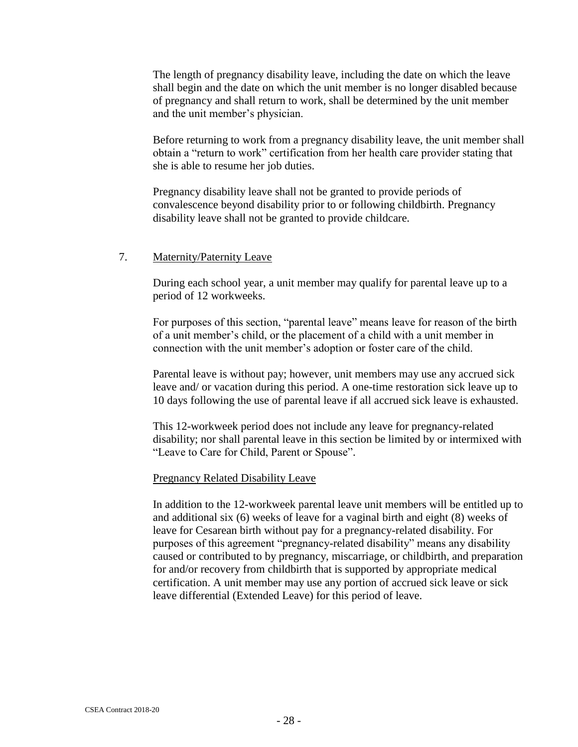The length of pregnancy disability leave, including the date on which the leave shall begin and the date on which the unit member is no longer disabled because of pregnancy and shall return to work, shall be determined by the unit member and the unit member's physician.

Before returning to work from a pregnancy disability leave, the unit member shall obtain a "return to work" certification from her health care provider stating that she is able to resume her job duties.

Pregnancy disability leave shall not be granted to provide periods of convalescence beyond disability prior to or following childbirth. Pregnancy disability leave shall not be granted to provide childcare.

7. Maternity/Paternity Leave

During each school year, a unit member may qualify for parental leave up to a period of 12 workweeks.

For purposes of this section, "parental leave" means leave for reason of the birth of a unit member's child, or the placement of a child with a unit member in connection with the unit member's adoption or foster care of the child.

Parental leave is without pay; however, unit members may use any accrued sick leave and/ or vacation during this period. A one-time restoration sick leave up to 10 days following the use of parental leave if all accrued sick leave is exhausted.

This 12-workweek period does not include any leave for pregnancy-related disability; nor shall parental leave in this section be limited by or intermixed with "Leave to Care for Child, Parent or Spouse".

Pregnancy Related Disability Leave

In addition to the 12-workweek parental leave unit members will be entitled up to and additional six (6) weeks of leave for a vaginal birth and eight (8) weeks of leave for Cesarean birth without pay for a pregnancy-related disability. For purposes of this agreement "pregnancy-related disability" means any disability caused or contributed to by pregnancy, miscarriage, or childbirth, and preparation for and/or recovery from childbirth that is supported by appropriate medical certification. A unit member may use any portion of accrued sick leave or sick leave differential (Extended Leave) for this period of leave.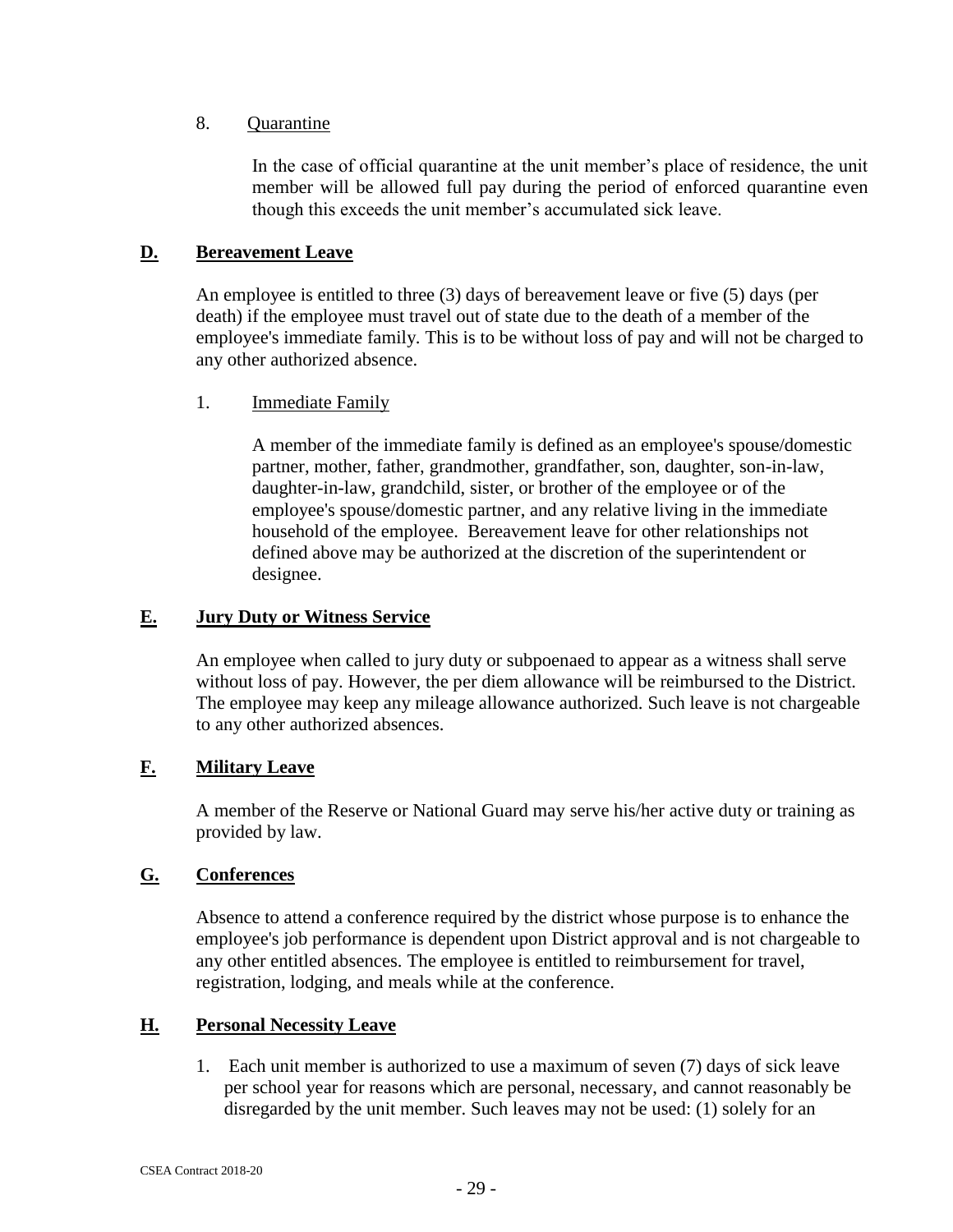8. Quarantine

In the case of official quarantine at the unit member's place of residence, the unit member will be allowed full pay during the period of enforced quarantine even though this exceeds the unit member's accumulated sick leave.

## D. Bereavement Leave

An employee is entitled to three (3) days of bereavement leave or five (5) days (per death) if the employee must travel out of state due to the death of a member of the employee's immediate family. This is to be without loss of pay and will not be charged to any other authorized absence.

1. Immediate Family

A member of the immediate family is defined as an employee's spouse/domestic partner, mother, father, grandmother, grandfather, son, daughter, son-in-law, daughter-in-law, grandchild, sister, or brother of the employee or of the employee's spouse/domestic partner, and any relative living in the immediate household of the employee. Bereavement leave for other relationships not defined above may be authorized at the discretion of the superintendent or designee.

## E. Jury Duty or Witness Service

An employee when called to jury duty or subpoenaed to appear as a witness shall serve without loss of pay. However, the per diem allowance will be reimbursed to the District. The employee may keep any mileage allowance authorized. Such leave is not chargeable to any other authorized absences.

## F. Military Leave

A member of the Reserve or National Guard may serve his/her active duty or training as provided by law.

## G. Conferences

Absence to attend a conference required by the district whose purpose is to enhance the employee's job performance is dependent upon District approval and is not chargeable to any other entitled absences. The employee is entitled to reimbursement for travel, registration, lodging, and meals while at the conference.

## H. Personal Necessity Leave

1. Each unit member is authorized to use a maximum of seven (7) days of sick leave per school year for reasons which are personal, necessary, and cannot reasonably be disregarded by the unit member. Such leaves may not be used: (1) solely for an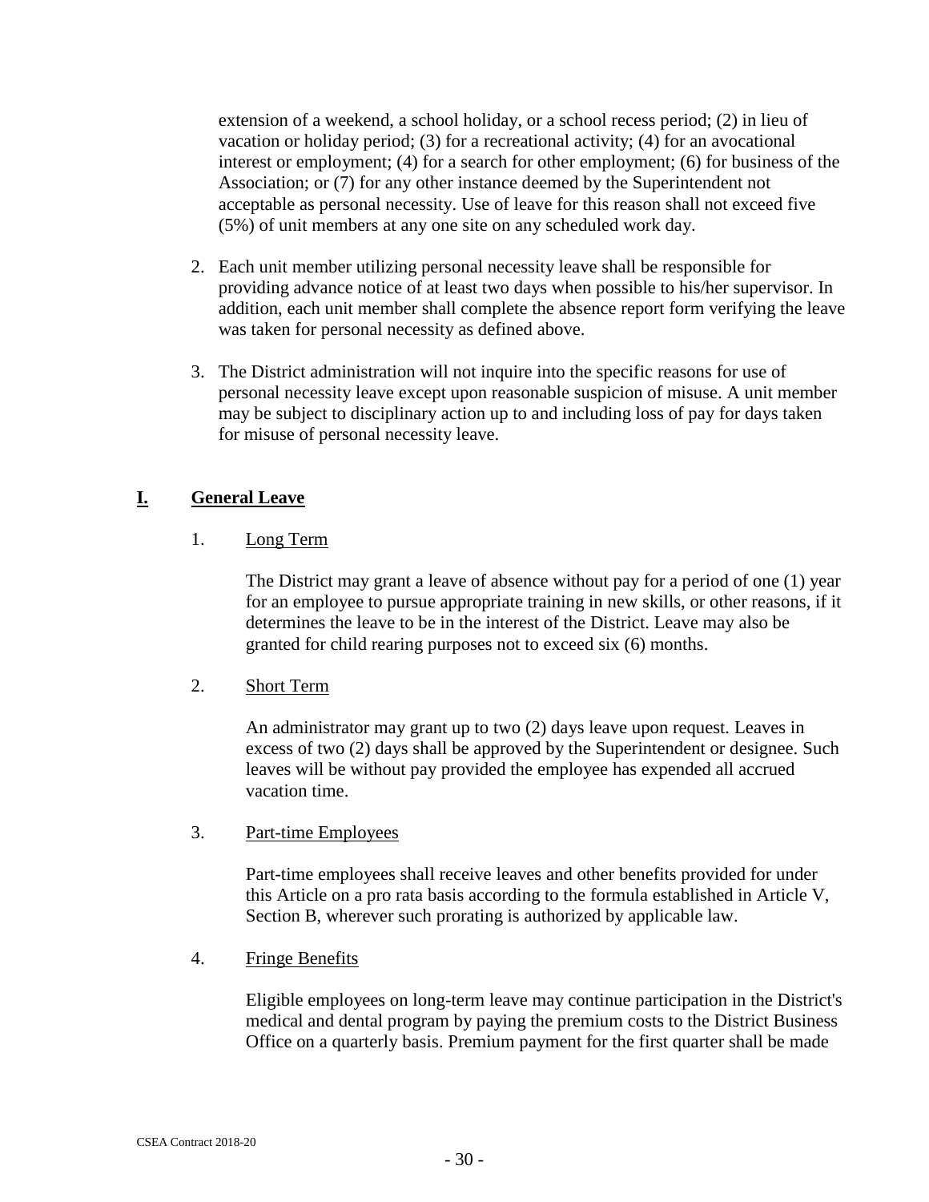extension of a weekend, a school holiday, or a school recess period; (2) in lieu of vacation or holiday period; (3) for a recreational activity; (4) for an avocational interest or employment; (4) for a search for other employment; (6) for business of the Association; or (7) for any other instance deemed by the Superintendent not acceptable as personal necessity. Use of leave for this reason shall not exceed five (5%) of unit members at any one site on any scheduled work day.

2. Each unit member utilizing personal necessity leave shall be responsible for providing advance notice of at least two days when possible to his/her supervisor. In addition, each unit member shall complete the absence report form verifying the leave was taken for personal necessity as defined above.

3. The District administration will not inquire into the specific reasons for use of personal necessity leave except upon reasonable suspicion of misuse. A unit member may be subject to disciplinary action up to and including loss of pay for days taken for misuse of personal necessity leave.

## I. General Leave

1. Long Term

   The District may grant a leave of absence without pay for a period of one (1) year for an employee to pursue appropriate training in new skills, or other reasons, if it determines the leave to be in the interest of the District. Leave may also be granted for child rearing purposes not to exceed six (6) months.

2. Short Term

   An administrator may grant up to two (2) days leave upon request. Leaves in excess of two (2) days shall be approved by the Superintendent or designee. Such leaves will be without pay provided the employee has expended all accrued vacation time.

3. Part-time Employees

   Part-time employees shall receive leaves and other benefits provided for under this Article on a pro rata basis according to the formula established in Article V, Section B, wherever such prorating is authorized by applicable law.

4. Fringe Benefits

   Eligible employees on long-term leave may continue participation in the District's medical and dental program by paying the premium costs to the District Business Office on a quarterly basis. Premium payment for the first quarter shall be made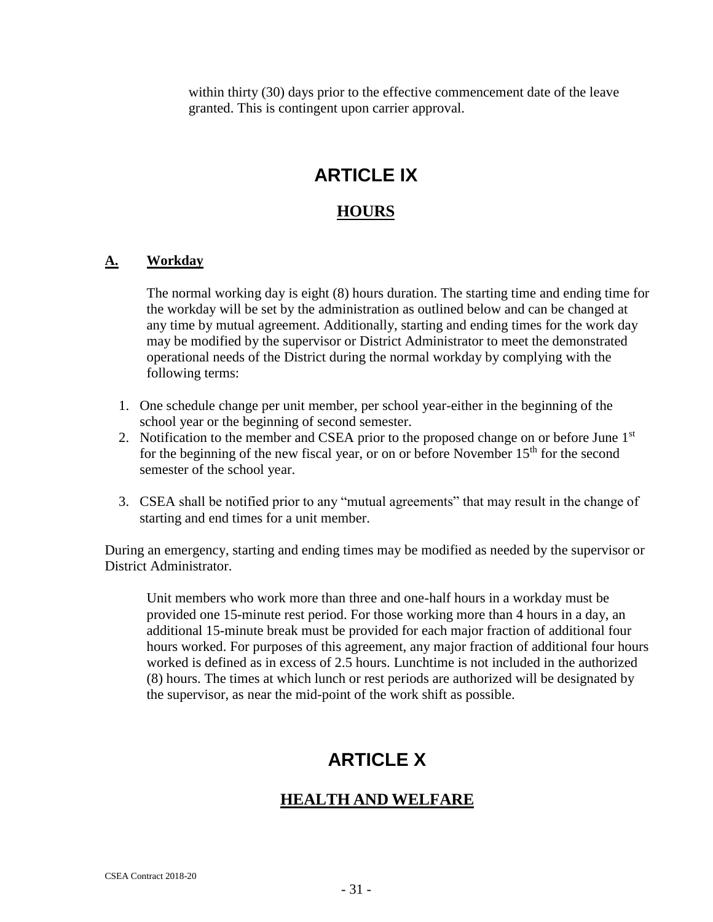within thirty (30) days prior to the effective commencement date of the leave granted. This is contingent upon carrier approval.

# ARTICLE IX

## HOURS

### A. Workday

The normal working day is eight (8) hours duration. The starting time and ending time for the workday will be set by the administration as outlined below and can be changed at any time by mutual agreement. Additionally, starting and ending times for the work day may be modified by the supervisor or District Administrator to meet the demonstrated operational needs of the District during the normal workday by complying with the following terms:

1. One schedule change per unit member, per school year-either in the beginning of the school year or the beginning of second semester.
2. Notification to the member and CSEA prior to the proposed change on or before June 1st for the beginning of the new fiscal year, or on or before November 15th for the second semester of the school year.
3. CSEA shall be notified prior to any "mutual agreements" that may result in the change of starting and end times for a unit member.

During an emergency, starting and ending times may be modified as needed by the supervisor or District Administrator.

Unit members who work more than three and one-half hours in a workday must be provided one 15-minute rest period. For those working more than 4 hours in a day, an additional 15-minute break must be provided for each major fraction of additional four hours worked. For purposes of this agreement, any major fraction of additional four hours worked is defined as in excess of 2.5 hours. Lunchtime is not included in the authorized (8) hours. The times at which lunch or rest periods are authorized will be designated by the supervisor, as near the mid-point of the work shift as possible.

# ARTICLE X

## HEALTH AND WELFARE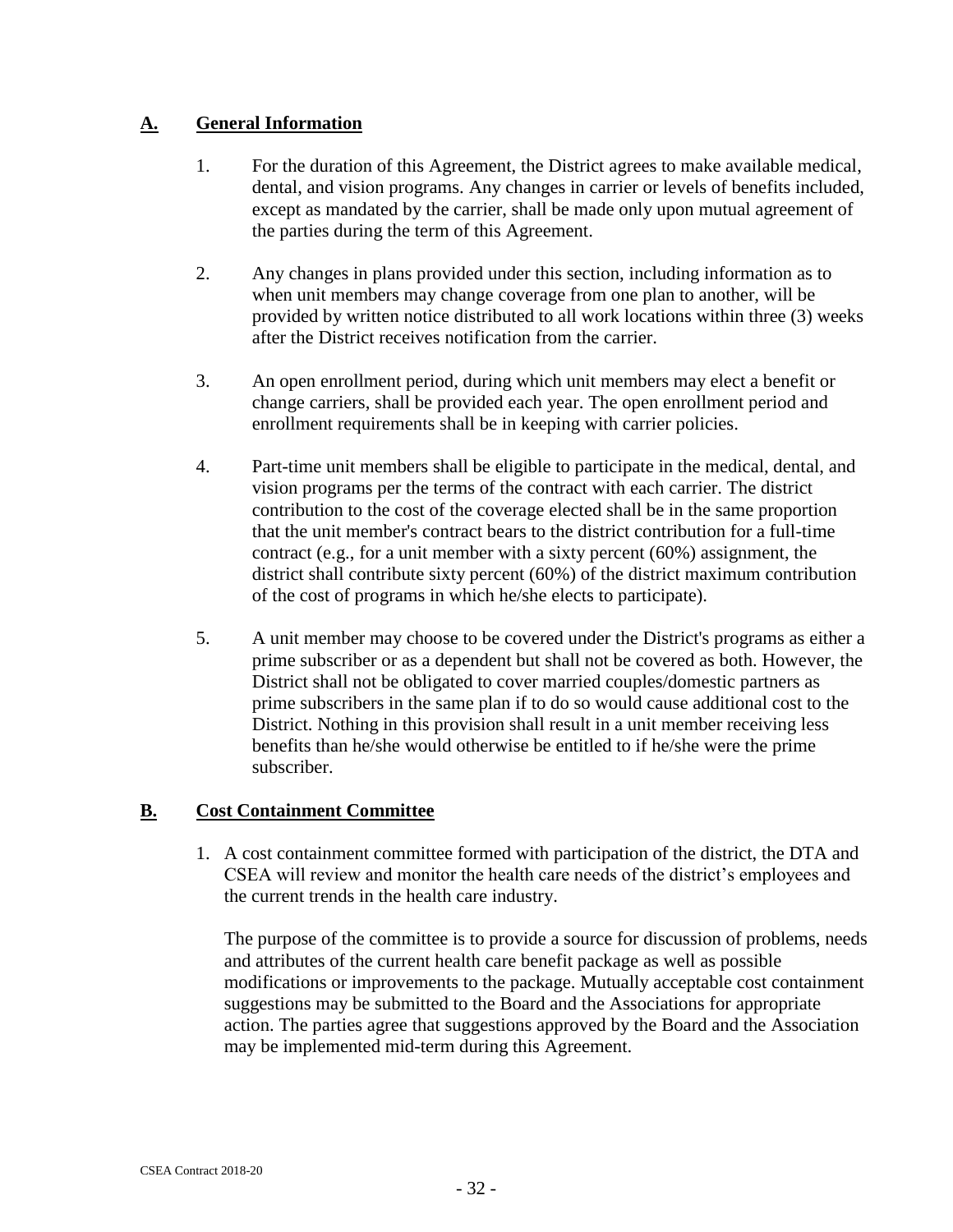## A. General Information

1. For the duration of this Agreement, the District agrees to make available medical, dental, and vision programs. Any changes in carrier or levels of benefits included, except as mandated by the carrier, shall be made only upon mutual agreement of the parties during the term of this Agreement.

2. Any changes in plans provided under this section, including information as to when unit members may change coverage from one plan to another, will be provided by written notice distributed to all work locations within three (3) weeks after the District receives notification from the carrier.

3. An open enrollment period, during which unit members may elect a benefit or change carriers, shall be provided each year. The open enrollment period and enrollment requirements shall be in keeping with carrier policies.

4. Part-time unit members shall be eligible to participate in the medical, dental, and vision programs per the terms of the contract with each carrier. The district contribution to the cost of the coverage elected shall be in the same proportion that the unit member's contract bears to the district contribution for a full-time contract (e.g., for a unit member with a sixty percent (60%) assignment, the district shall contribute sixty percent (60%) of the district maximum contribution of the cost of programs in which he/she elects to participate).

5. A unit member may choose to be covered under the District's programs as either a prime subscriber or as a dependent but shall not be covered as both. However, the District shall not be obligated to cover married couples/domestic partners as prime subscribers in the same plan if to do so would cause additional cost to the District. Nothing in this provision shall result in a unit member receiving less benefits than he/she would otherwise be entitled to if he/she were the prime subscriber.

## B. Cost Containment Committee

1. A cost containment committee formed with participation of the district, the DTA and CSEA will review and monitor the health care needs of the district's employees and the current trends in the health care industry.

   The purpose of the committee is to provide a source for discussion of problems, needs and attributes of the current health care benefit package as well as possible modifications or improvements to the package. Mutually acceptable cost containment suggestions may be submitted to the Board and the Associations for appropriate action. The parties agree that suggestions approved by the Board and the Association may be implemented mid-term during this Agreement.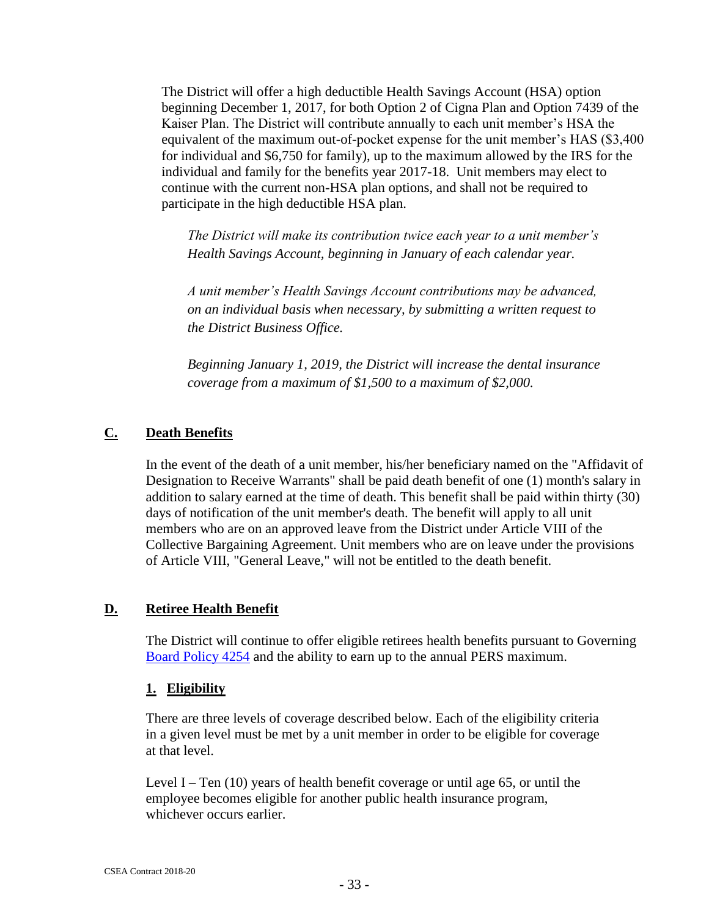The District will offer a high deductible Health Savings Account (HSA) option beginning December 1, 2017, for both Option 2 of Cigna Plan and Option 7439 of the Kaiser Plan. The District will contribute annually to each unit member's HSA the equivalent of the maximum out-of-pocket expense for the unit member's HAS ($3,400 for individual and $6,750 for family), up to the maximum allowed by the IRS for the individual and family for the benefits year 2017-18. Unit members may elect to continue with the current non-HSA plan options, and shall not be required to participate in the high deductible HSA plan.

*The District will make its contribution twice each year to a unit member's Health Savings Account, beginning in January of each calendar year.*

*A unit member's Health Savings Account contributions may be advanced, on an individual basis when necessary, by submitting a written request to the District Business Office.*

*Beginning January 1, 2019, the District will increase the dental insurance coverage from a maximum of $1,500 to a maximum of $2,000.*

## C. Death Benefits

In the event of the death of a unit member, his/her beneficiary named on the "Affidavit of Designation to Receive Warrants" shall be paid death benefit of one (1) month's salary in addition to salary earned at the time of death. This benefit shall be paid within thirty (30) days of notification of the unit member's death. The benefit will apply to all unit members who are on an approved leave from the District under Article VIII of the Collective Bargaining Agreement. Unit members who are on leave under the provisions of Article VIII, "General Leave," will not be entitled to the death benefit.

## D. Retiree Health Benefit

The District will continue to offer eligible retirees health benefits pursuant to Governing [Board Policy 4254] and the ability to earn up to the annual PERS maximum.

### 1. Eligibility

There are three levels of coverage described below. Each of the eligibility criteria in a given level must be met by a unit member in order to be eligible for coverage at that level.

Level I – Ten (10) years of health benefit coverage or until age 65, or until the employee becomes eligible for another public health insurance program, whichever occurs earlier.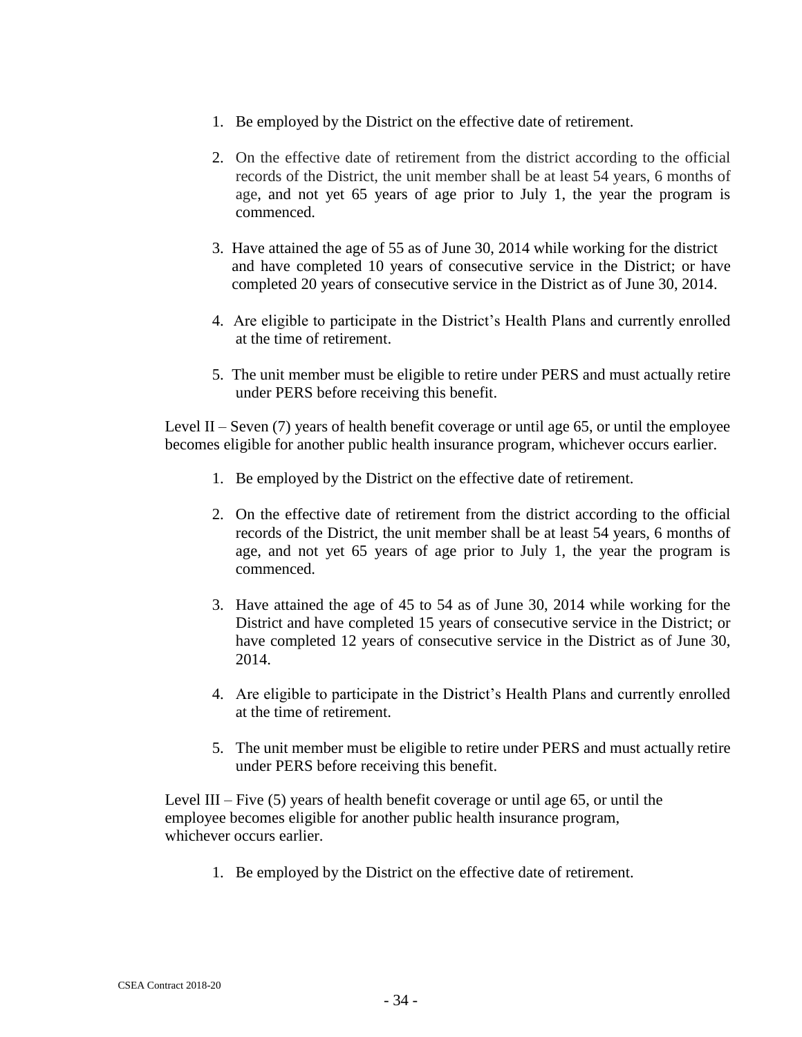1. Be employed by the District on the effective date of retirement.

2. On the effective date of retirement from the district according to the official records of the District, the unit member shall be at least 54 years, 6 months of age, and not yet 65 years of age prior to July 1, the year the program is commenced.

3. Have attained the age of 55 as of June 30, 2014 while working for the district and have completed 10 years of consecutive service in the District; or have completed 20 years of consecutive service in the District as of June 30, 2014.

4. Are eligible to participate in the District's Health Plans and currently enrolled at the time of retirement.

5. The unit member must be eligible to retire under PERS and must actually retire under PERS before receiving this benefit.

Level II – Seven (7) years of health benefit coverage or until age 65, or until the employee becomes eligible for another public health insurance program, whichever occurs earlier.

1. Be employed by the District on the effective date of retirement.

2. On the effective date of retirement from the district according to the official records of the District, the unit member shall be at least 54 years, 6 months of age, and not yet 65 years of age prior to July 1, the year the program is commenced.

3. Have attained the age of 45 to 54 as of June 30, 2014 while working for the District and have completed 15 years of consecutive service in the District; or have completed 12 years of consecutive service in the District as of June 30, 2014.

4. Are eligible to participate in the District's Health Plans and currently enrolled at the time of retirement.

5. The unit member must be eligible to retire under PERS and must actually retire under PERS before receiving this benefit.

Level III – Five (5) years of health benefit coverage or until age 65, or until the employee becomes eligible for another public health insurance program, whichever occurs earlier.

1. Be employed by the District on the effective date of retirement.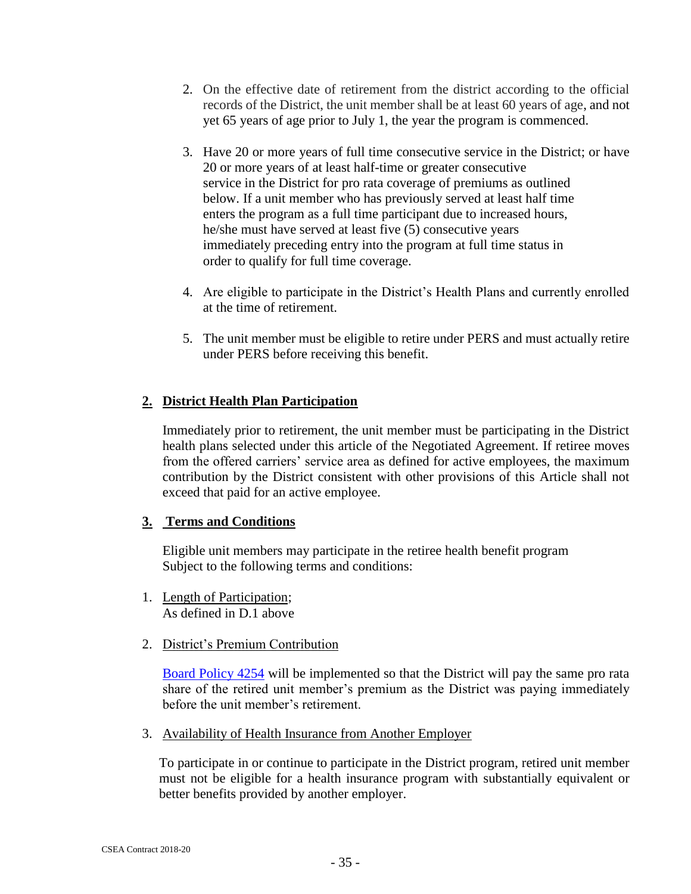2. On the effective date of retirement from the district according to the official records of the District, the unit member shall be at least 60 years of age, and not yet 65 years of age prior to July 1, the year the program is commenced.

3. Have 20 or more years of full time consecutive service in the District; or have 20 or more years of at least half-time or greater consecutive service in the District for pro rata coverage of premiums as outlined below. If a unit member who has previously served at least half time enters the program as a full time participant due to increased hours, he/she must have served at least five (5) consecutive years immediately preceding entry into the program at full time status in order to qualify for full time coverage.

4. Are eligible to participate in the District's Health Plans and currently enrolled at the time of retirement.

5. The unit member must be eligible to retire under PERS and must actually retire under PERS before receiving this benefit.

**2. <u>District Health Plan Participation</u>**

Immediately prior to retirement, the unit member must be participating in the District health plans selected under this article of the Negotiated Agreement. If retiree moves from the offered carriers' service area as defined for active employees, the maximum contribution by the District consistent with other provisions of this Article shall not exceed that paid for an active employee.

**3. <u>Terms and Conditions</u>**

Eligible unit members may participate in the retiree health benefit program Subject to the following terms and conditions:

1. <u>Length of Participation</u>;
   As defined in D.1 above

2. <u>District's Premium Contribution</u>

   Board Policy 4254 will be implemented so that the District will pay the same pro rata share of the retired unit member's premium as the District was paying immediately before the unit member's retirement.

3. <u>Availability of Health Insurance from Another Employer</u>

   To participate in or continue to participate in the District program, retired unit member must not be eligible for a health insurance program with substantially equivalent or better benefits provided by another employer.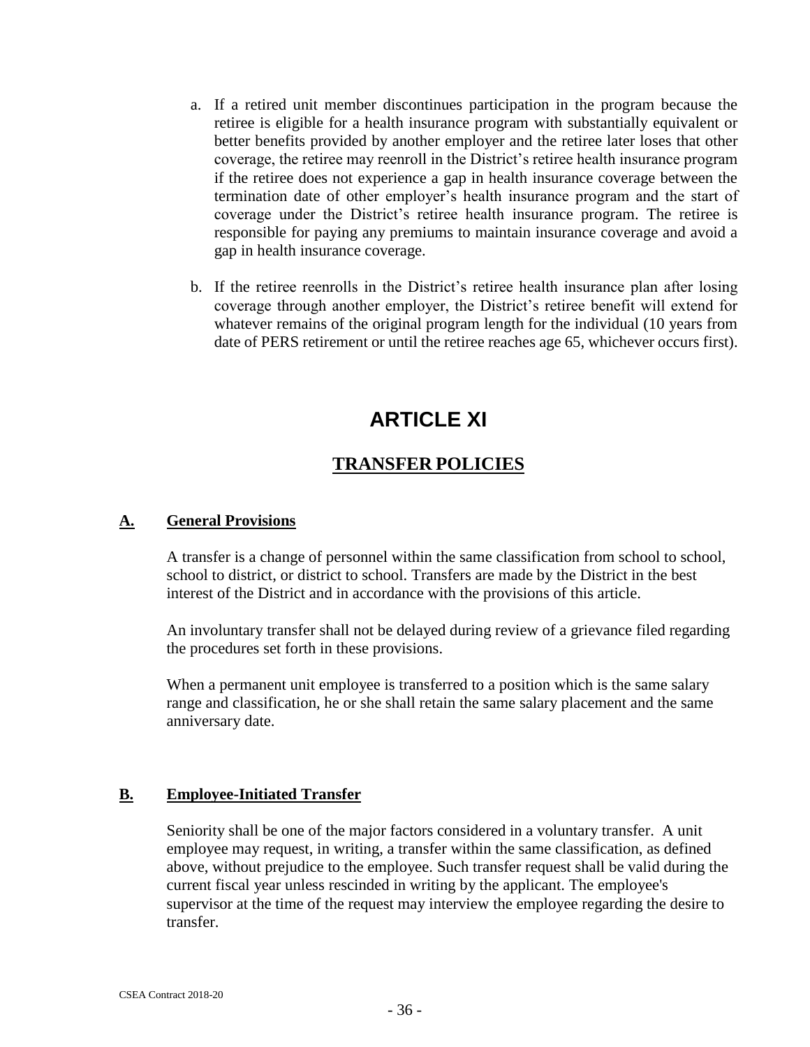a. If a retired unit member discontinues participation in the program because the retiree is eligible for a health insurance program with substantially equivalent or better benefits provided by another employer and the retiree later loses that other coverage, the retiree may reenroll in the District's retiree health insurance program if the retiree does not experience a gap in health insurance coverage between the termination date of other employer's health insurance program and the start of coverage under the District's retiree health insurance program. The retiree is responsible for paying any premiums to maintain insurance coverage and avoid a gap in health insurance coverage.

b. If the retiree reenrolls in the District's retiree health insurance plan after losing coverage through another employer, the District's retiree benefit will extend for whatever remains of the original program length for the individual (10 years from date of PERS retirement or until the retiree reaches age 65, whichever occurs first).

# ARTICLE XI

## TRANSFER POLICIES

### A. General Provisions

A transfer is a change of personnel within the same classification from school to school, school to district, or district to school. Transfers are made by the District in the best interest of the District and in accordance with the provisions of this article.

An involuntary transfer shall not be delayed during review of a grievance filed regarding the procedures set forth in these provisions.

When a permanent unit employee is transferred to a position which is the same salary range and classification, he or she shall retain the same salary placement and the same anniversary date.

### B. Employee-Initiated Transfer

Seniority shall be one of the major factors considered in a voluntary transfer. A unit employee may request, in writing, a transfer within the same classification, as defined above, without prejudice to the employee. Such transfer request shall be valid during the current fiscal year unless rescinded in writing by the applicant. The employee's supervisor at the time of the request may interview the employee regarding the desire to transfer.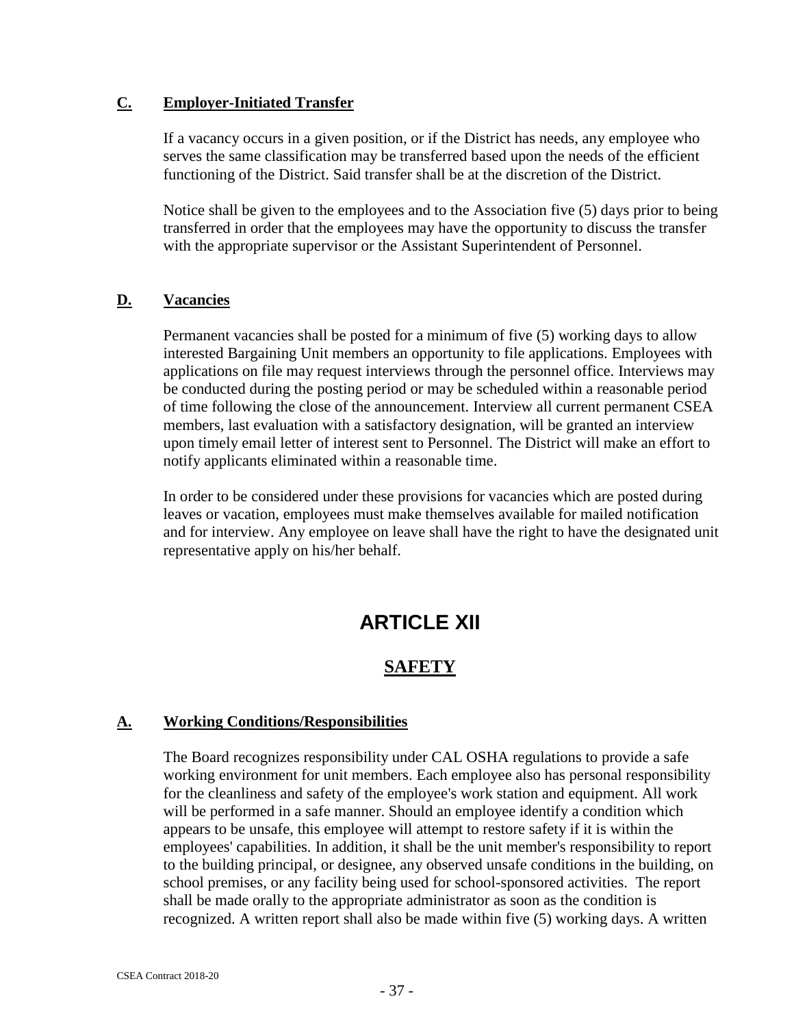### C. Employer-Initiated Transfer

If a vacancy occurs in a given position, or if the District has needs, any employee who serves the same classification may be transferred based upon the needs of the efficient functioning of the District. Said transfer shall be at the discretion of the District.

Notice shall be given to the employees and to the Association five (5) days prior to being transferred in order that the employees may have the opportunity to discuss the transfer with the appropriate supervisor or the Assistant Superintendent of Personnel.

### D. Vacancies

Permanent vacancies shall be posted for a minimum of five (5) working days to allow interested Bargaining Unit members an opportunity to file applications. Employees with applications on file may request interviews through the personnel office. Interviews may be conducted during the posting period or may be scheduled within a reasonable period of time following the close of the announcement. Interview all current permanent CSEA members, last evaluation with a satisfactory designation, will be granted an interview upon timely email letter of interest sent to Personnel. The District will make an effort to notify applicants eliminated within a reasonable time.

In order to be considered under these provisions for vacancies which are posted during leaves or vacation, employees must make themselves available for mailed notification and for interview. Any employee on leave shall have the right to have the designated unit representative apply on his/her behalf.

# ARTICLE XII

## SAFETY

### A. Working Conditions/Responsibilities

The Board recognizes responsibility under CAL OSHA regulations to provide a safe working environment for unit members. Each employee also has personal responsibility for the cleanliness and safety of the employee's work station and equipment. All work will be performed in a safe manner. Should an employee identify a condition which appears to be unsafe, this employee will attempt to restore safety if it is within the employees' capabilities. In addition, it shall be the unit member's responsibility to report to the building principal, or designee, any observed unsafe conditions in the building, on school premises, or any facility being used for school-sponsored activities. The report shall be made orally to the appropriate administrator as soon as the condition is recognized. A written report shall also be made within five (5) working days. A written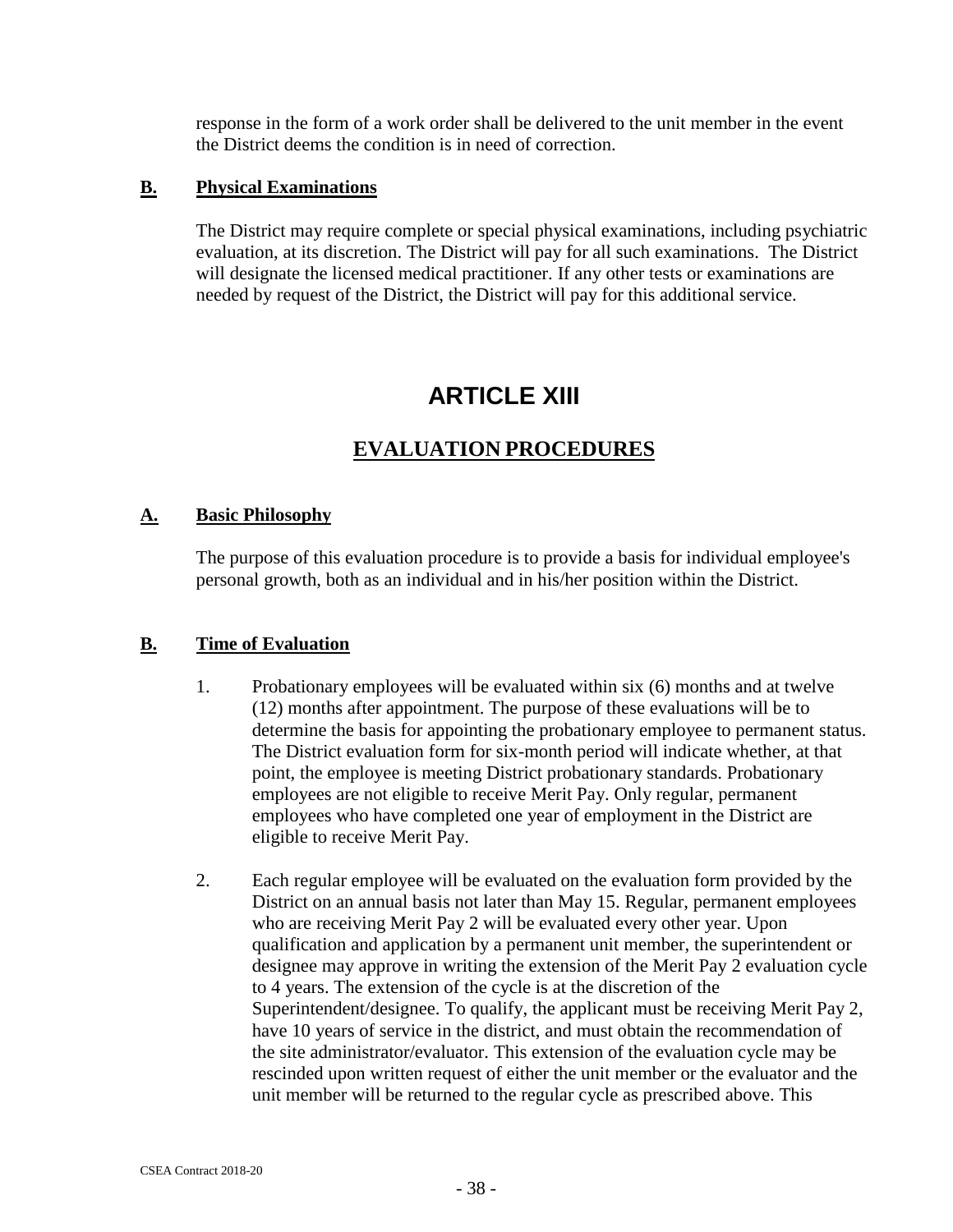response in the form of a work order shall be delivered to the unit member in the event the District deems the condition is in need of correction.

### **B. Physical Examinations**

The District may require complete or special physical examinations, including psychiatric evaluation, at its discretion. The District will pay for all such examinations. The District will designate the licensed medical practitioner. If any other tests or examinations are needed by request of the District, the District will pay for this additional service.

# ARTICLE XIII

## EVALUATION PROCEDURES

### **A. Basic Philosophy**

The purpose of this evaluation procedure is to provide a basis for individual employee's personal growth, both as an individual and in his/her position within the District.

### **B. Time of Evaluation**

1. Probationary employees will be evaluated within six (6) months and at twelve (12) months after appointment. The purpose of these evaluations will be to determine the basis for appointing the probationary employee to permanent status. The District evaluation form for six-month period will indicate whether, at that point, the employee is meeting District probationary standards. Probationary employees are not eligible to receive Merit Pay. Only regular, permanent employees who have completed one year of employment in the District are eligible to receive Merit Pay.

2. Each regular employee will be evaluated on the evaluation form provided by the District on an annual basis not later than May 15. Regular, permanent employees who are receiving Merit Pay 2 will be evaluated every other year. Upon qualification and application by a permanent unit member, the superintendent or designee may approve in writing the extension of the Merit Pay 2 evaluation cycle to 4 years. The extension of the cycle is at the discretion of the Superintendent/designee. To qualify, the applicant must be receiving Merit Pay 2, have 10 years of service in the district, and must obtain the recommendation of the site administrator/evaluator. This extension of the evaluation cycle may be rescinded upon written request of either the unit member or the evaluator and the unit member will be returned to the regular cycle as prescribed above. This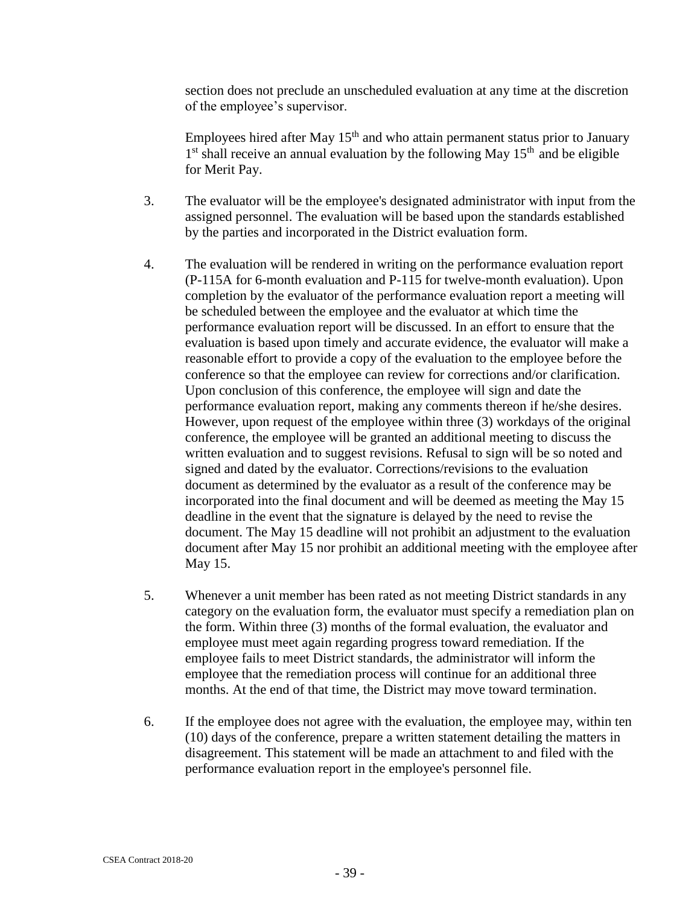section does not preclude an unscheduled evaluation at any time at the discretion of the employee's supervisor.

Employees hired after May 15th and who attain permanent status prior to January 1st shall receive an annual evaluation by the following May 15th and be eligible for Merit Pay.

3. The evaluator will be the employee's designated administrator with input from the assigned personnel. The evaluation will be based upon the standards established by the parties and incorporated in the District evaluation form.

4. The evaluation will be rendered in writing on the performance evaluation report (P-115A for 6-month evaluation and P-115 for twelve-month evaluation). Upon completion by the evaluator of the performance evaluation report a meeting will be scheduled between the employee and the evaluator at which time the performance evaluation report will be discussed. In an effort to ensure that the evaluation is based upon timely and accurate evidence, the evaluator will make a reasonable effort to provide a copy of the evaluation to the employee before the conference so that the employee can review for corrections and/or clarification. Upon conclusion of this conference, the employee will sign and date the performance evaluation report, making any comments thereon if he/she desires. However, upon request of the employee within three (3) workdays of the original conference, the employee will be granted an additional meeting to discuss the written evaluation and to suggest revisions. Refusal to sign will be so noted and signed and dated by the evaluator. Corrections/revisions to the evaluation document as determined by the evaluator as a result of the conference may be incorporated into the final document and will be deemed as meeting the May 15 deadline in the event that the signature is delayed by the need to revise the document. The May 15 deadline will not prohibit an adjustment to the evaluation document after May 15 nor prohibit an additional meeting with the employee after May 15.

5. Whenever a unit member has been rated as not meeting District standards in any category on the evaluation form, the evaluator must specify a remediation plan on the form. Within three (3) months of the formal evaluation, the evaluator and employee must meet again regarding progress toward remediation. If the employee fails to meet District standards, the administrator will inform the employee that the remediation process will continue for an additional three months. At the end of that time, the District may move toward termination.

6. If the employee does not agree with the evaluation, the employee may, within ten (10) days of the conference, prepare a written statement detailing the matters in disagreement. This statement will be made an attachment to and filed with the performance evaluation report in the employee's personnel file.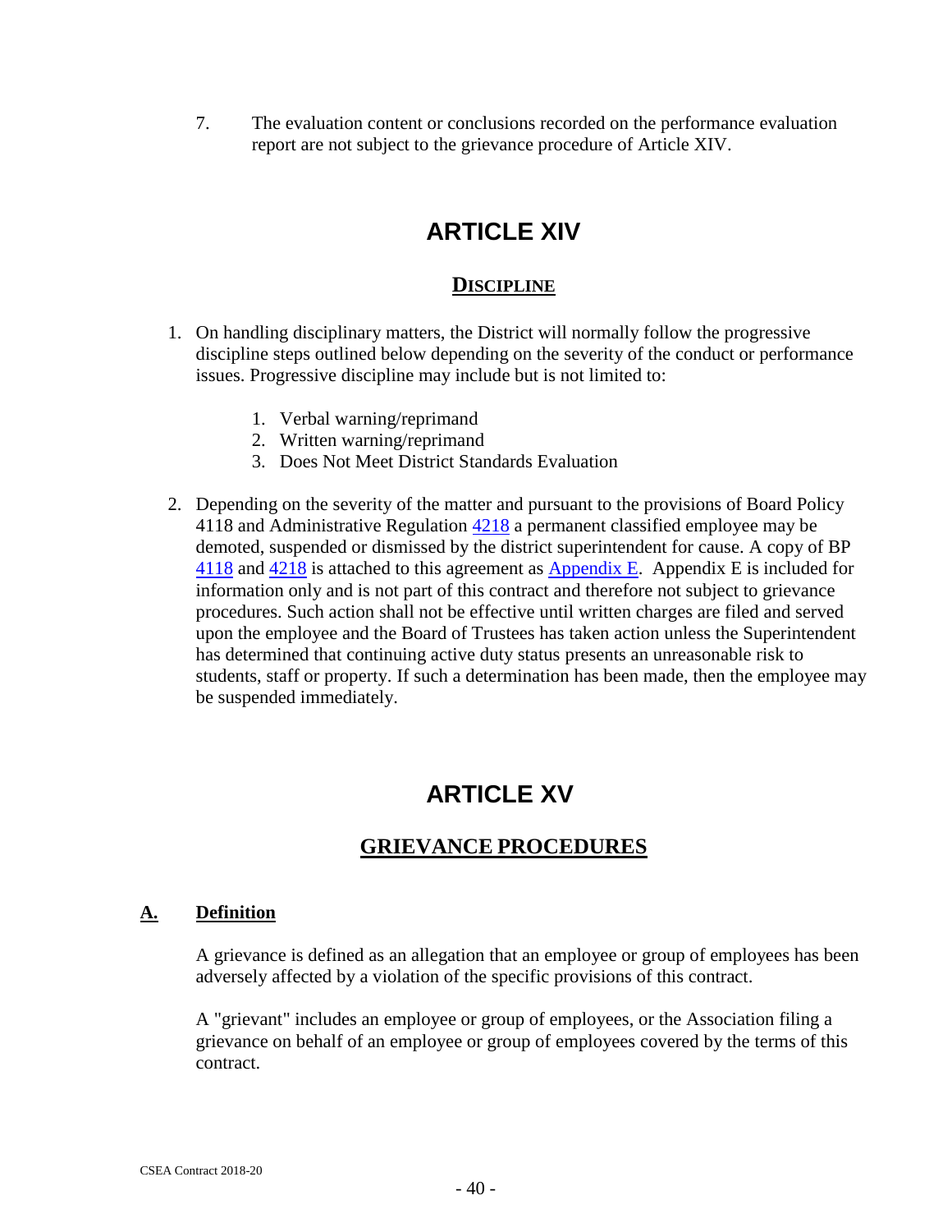7. The evaluation content or conclusions recorded on the performance evaluation report are not subject to the grievance procedure of Article XIV.

# ARTICLE XIV

## DISCIPLINE

1. On handling disciplinary matters, the District will normally follow the progressive discipline steps outlined below depending on the severity of the conduct or performance issues. Progressive discipline may include but is not limited to:

    1. Verbal warning/reprimand
    2. Written warning/reprimand
    3. Does Not Meet District Standards Evaluation

2. Depending on the severity of the matter and pursuant to the provisions of Board Policy 4118 and Administrative Regulation 4218 a permanent classified employee may be demoted, suspended or dismissed by the district superintendent for cause. A copy of BP 4118 and 4218 is attached to this agreement as Appendix E. Appendix E is included for information only and is not part of this contract and therefore not subject to grievance procedures. Such action shall not be effective until written charges are filed and served upon the employee and the Board of Trustees has taken action unless the Superintendent has determined that continuing active duty status presents an unreasonable risk to students, staff or property. If such a determination has been made, then the employee may be suspended immediately.

# ARTICLE XV

## GRIEVANCE PROCEDURES

### A. Definition

A grievance is defined as an allegation that an employee or group of employees has been adversely affected by a violation of the specific provisions of this contract.

A "grievant" includes an employee or group of employees, or the Association filing a grievance on behalf of an employee or group of employees covered by the terms of this contract.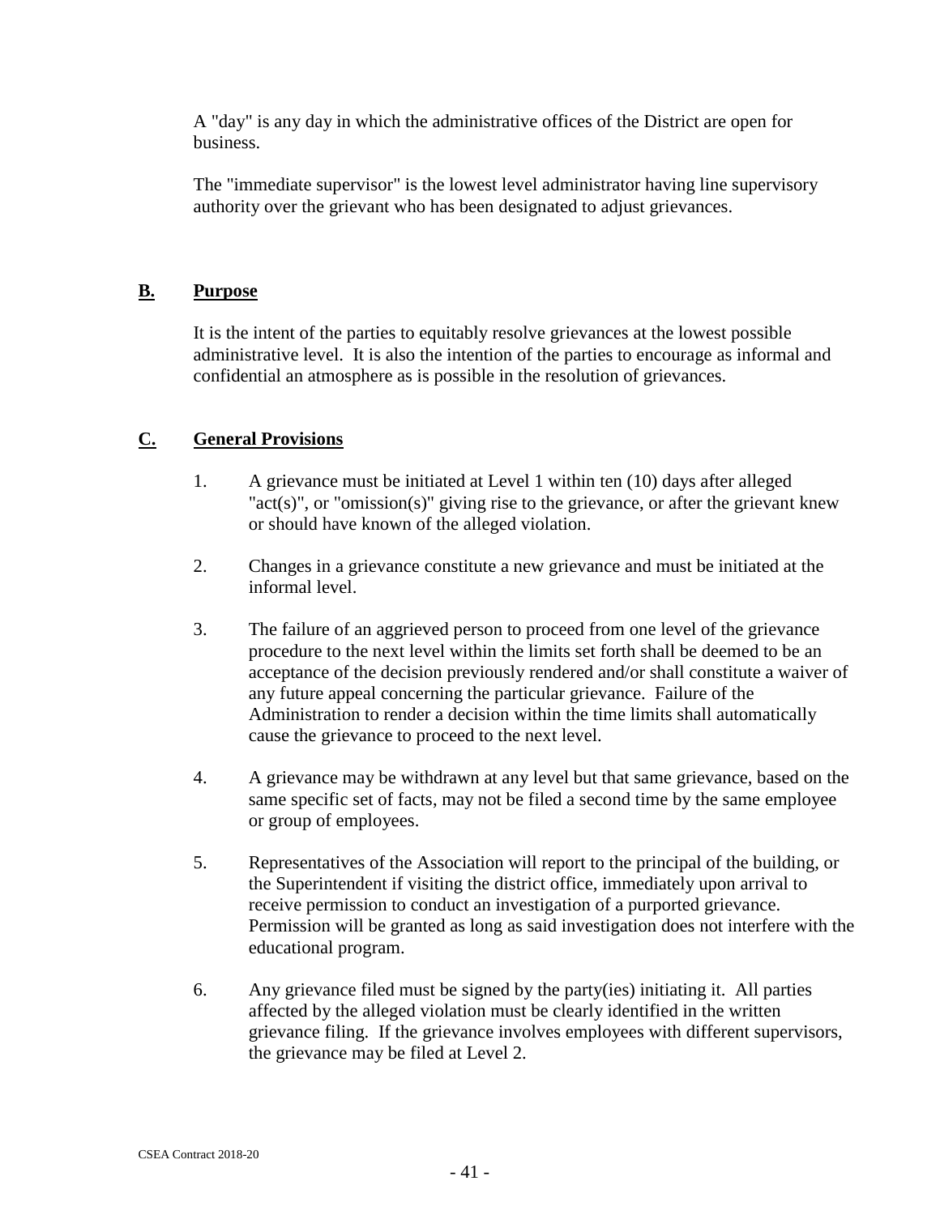A "day" is any day in which the administrative offices of the District are open for business.

The "immediate supervisor" is the lowest level administrator having line supervisory authority over the grievant who has been designated to adjust grievances.

## B. Purpose

It is the intent of the parties to equitably resolve grievances at the lowest possible administrative level. It is also the intention of the parties to encourage as informal and confidential an atmosphere as is possible in the resolution of grievances.

## C. General Provisions

1. A grievance must be initiated at Level 1 within ten (10) days after alleged "act(s)", or "omission(s)" giving rise to the grievance, or after the grievant knew or should have known of the alleged violation.

2. Changes in a grievance constitute a new grievance and must be initiated at the informal level.

3. The failure of an aggrieved person to proceed from one level of the grievance procedure to the next level within the limits set forth shall be deemed to be an acceptance of the decision previously rendered and/or shall constitute a waiver of any future appeal concerning the particular grievance. Failure of the Administration to render a decision within the time limits shall automatically cause the grievance to proceed to the next level.

4. A grievance may be withdrawn at any level but that same grievance, based on the same specific set of facts, may not be filed a second time by the same employee or group of employees.

5. Representatives of the Association will report to the principal of the building, or the Superintendent if visiting the district office, immediately upon arrival to receive permission to conduct an investigation of a purported grievance. Permission will be granted as long as said investigation does not interfere with the educational program.

6. Any grievance filed must be signed by the party(ies) initiating it. All parties affected by the alleged violation must be clearly identified in the written grievance filing. If the grievance involves employees with different supervisors, the grievance may be filed at Level 2.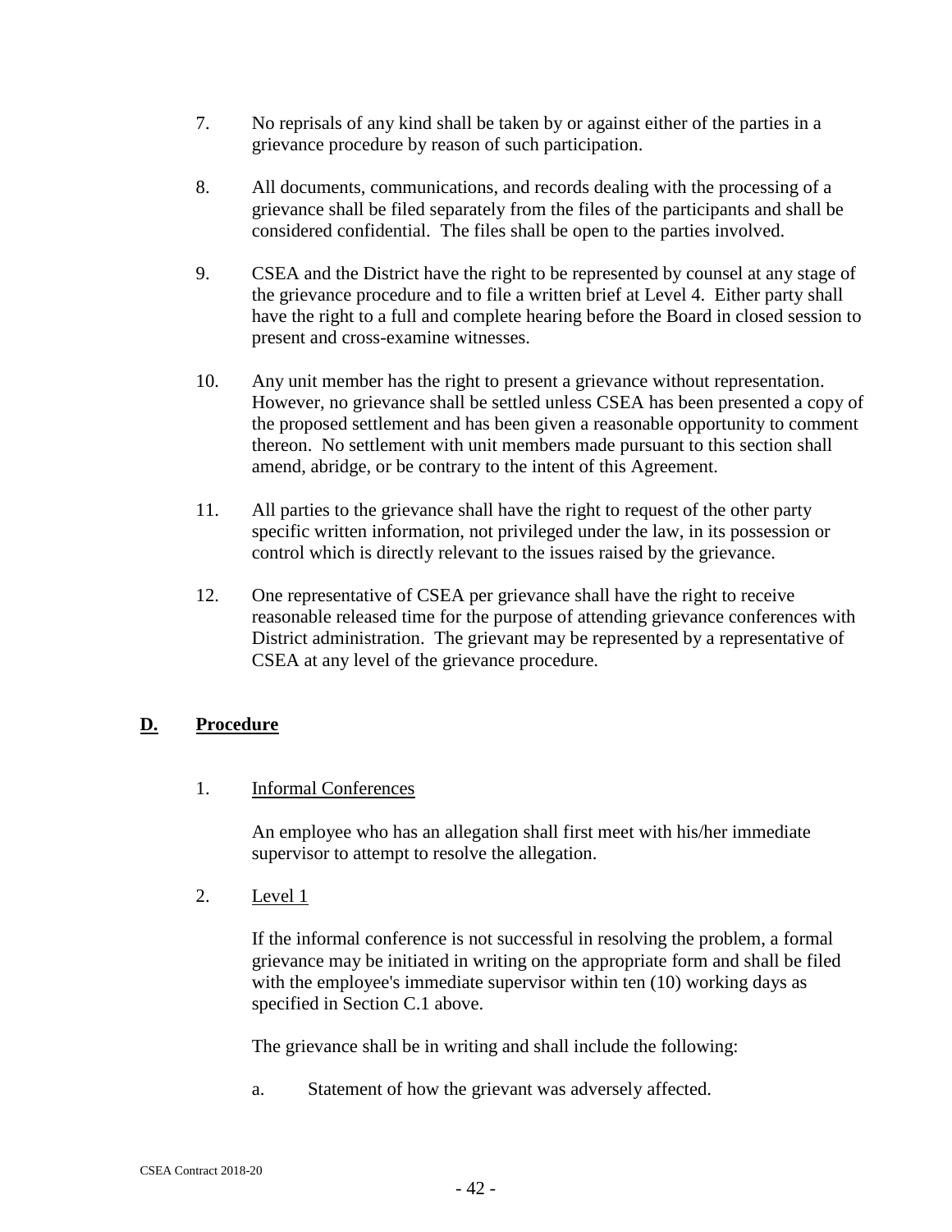7. No reprisals of any kind shall be taken by or against either of the parties in a grievance procedure by reason of such participation.

8. All documents, communications, and records dealing with the processing of a grievance shall be filed separately from the files of the participants and shall be considered confidential. The files shall be open to the parties involved.

9. CSEA and the District have the right to be represented by counsel at any stage of the grievance procedure and to file a written brief at Level 4. Either party shall have the right to a full and complete hearing before the Board in closed session to present and cross-examine witnesses.

10. Any unit member has the right to present a grievance without representation. However, no grievance shall be settled unless CSEA has been presented a copy of the proposed settlement and has been given a reasonable opportunity to comment thereon. No settlement with unit members made pursuant to this section shall amend, abridge, or be contrary to the intent of this Agreement.

11. All parties to the grievance shall have the right to request of the other party specific written information, not privileged under the law, in its possession or control which is directly relevant to the issues raised by the grievance.

12. One representative of CSEA per grievance shall have the right to receive reasonable released time for the purpose of attending grievance conferences with District administration. The grievant may be represented by a representative of CSEA at any level of the grievance procedure.

## D. Procedure

1. Informal Conferences

   An employee who has an allegation shall first meet with his/her immediate supervisor to attempt to resolve the allegation.

2. Level 1

   If the informal conference is not successful in resolving the problem, a formal grievance may be initiated in writing on the appropriate form and shall be filed with the employee's immediate supervisor within ten (10) working days as specified in Section C.1 above.

   The grievance shall be in writing and shall include the following:

   a. Statement of how the grievant was adversely affected.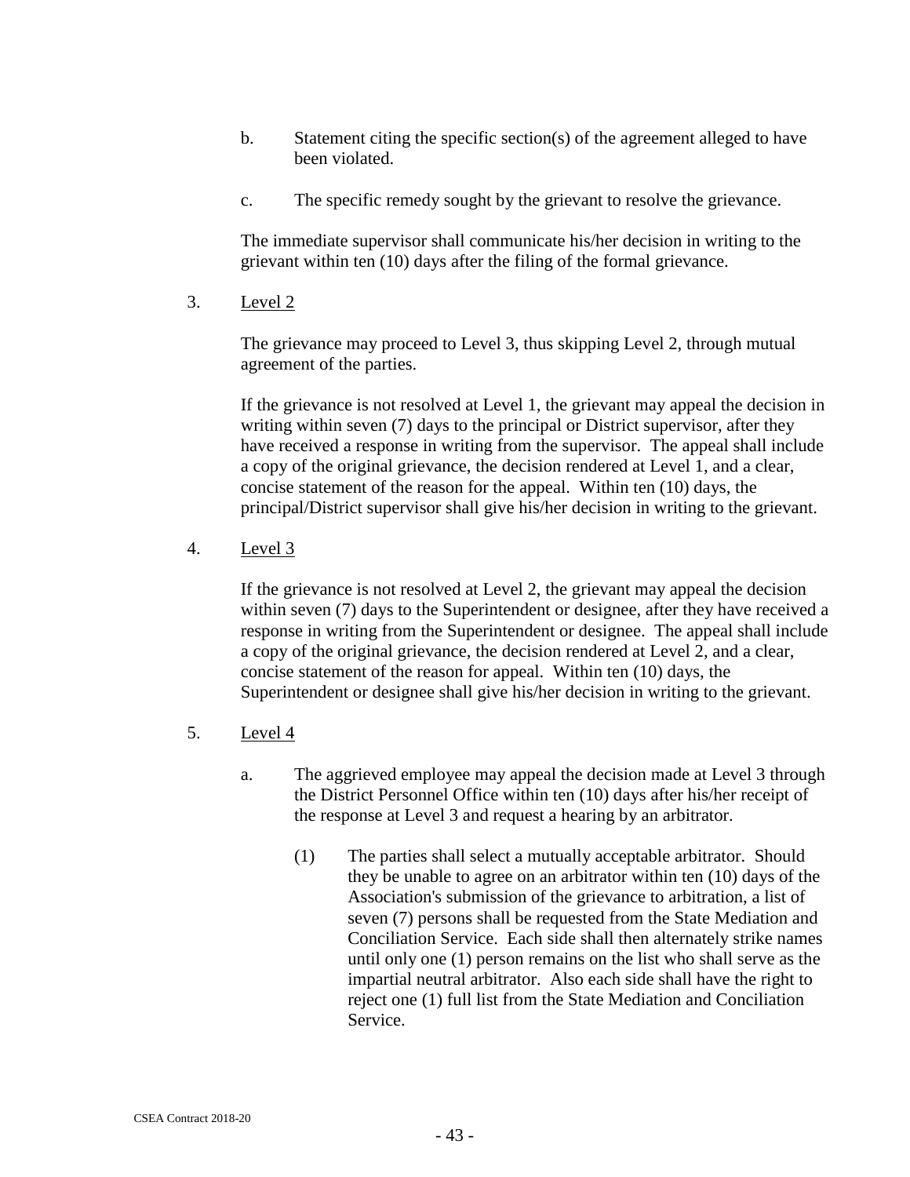b. Statement citing the specific section(s) of the agreement alleged to have been violated.

c. The specific remedy sought by the grievant to resolve the grievance.

The immediate supervisor shall communicate his/her decision in writing to the grievant within ten (10) days after the filing of the formal grievance.

3. Level 2

The grievance may proceed to Level 3, thus skipping Level 2, through mutual agreement of the parties.

If the grievance is not resolved at Level 1, the grievant may appeal the decision in writing within seven (7) days to the principal or District supervisor, after they have received a response in writing from the supervisor. The appeal shall include a copy of the original grievance, the decision rendered at Level 1, and a clear, concise statement of the reason for the appeal. Within ten (10) days, the principal/District supervisor shall give his/her decision in writing to the grievant.

4. Level 3

If the grievance is not resolved at Level 2, the grievant may appeal the decision within seven (7) days to the Superintendent or designee, after they have received a response in writing from the Superintendent or designee. The appeal shall include a copy of the original grievance, the decision rendered at Level 2, and a clear, concise statement of the reason for appeal. Within ten (10) days, the Superintendent or designee shall give his/her decision in writing to the grievant.

5. Level 4

a. The aggrieved employee may appeal the decision made at Level 3 through the District Personnel Office within ten (10) days after his/her receipt of the response at Level 3 and request a hearing by an arbitrator.

(1) The parties shall select a mutually acceptable arbitrator. Should they be unable to agree on an arbitrator within ten (10) days of the Association's submission of the grievance to arbitration, a list of seven (7) persons shall be requested from the State Mediation and Conciliation Service. Each side shall then alternately strike names until only one (1) person remains on the list who shall serve as the impartial neutral arbitrator. Also each side shall have the right to reject one (1) full list from the State Mediation and Conciliation Service.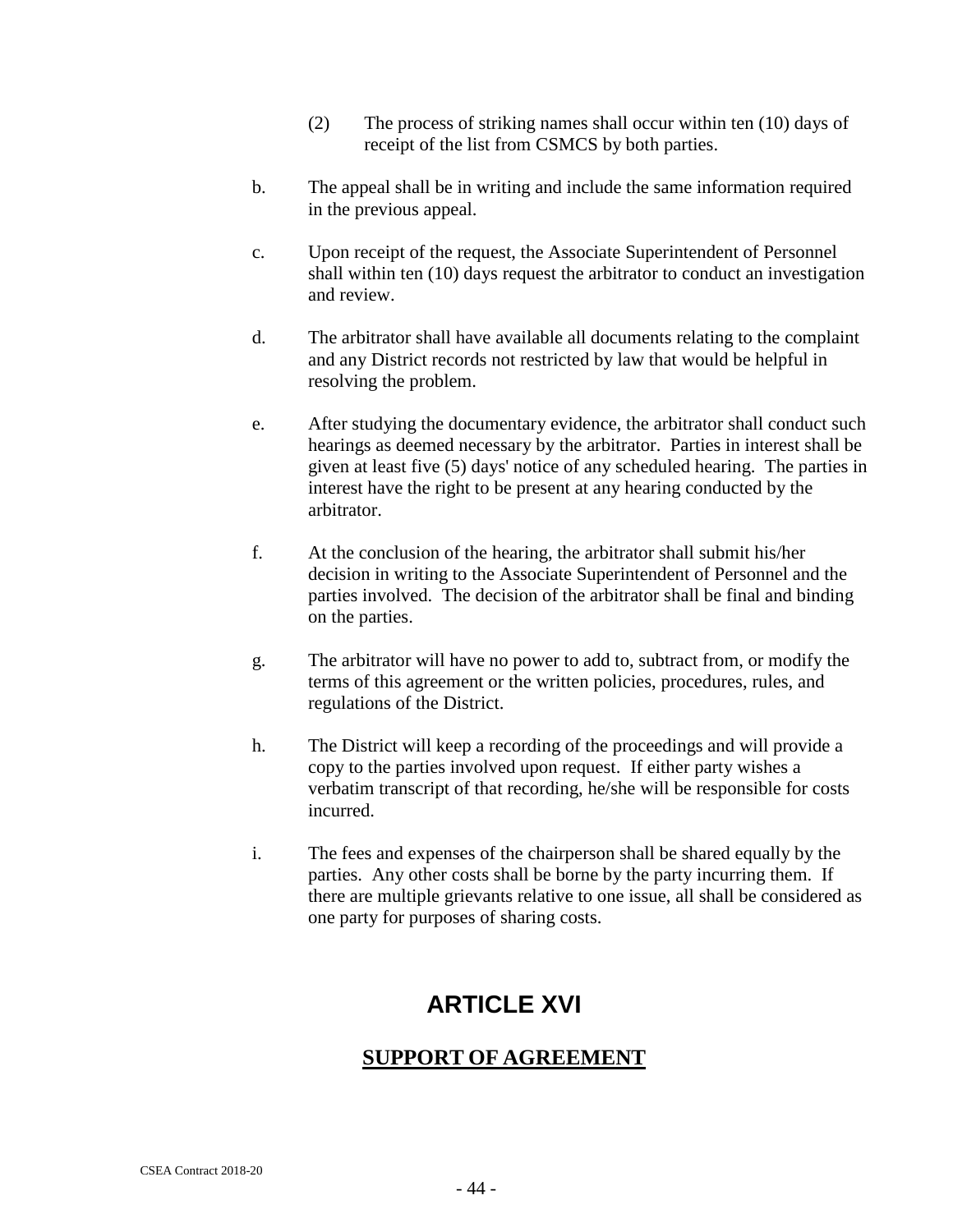(2) The process of striking names shall occur within ten (10) days of receipt of the list from CSMCS by both parties.

b. The appeal shall be in writing and include the same information required in the previous appeal.

c. Upon receipt of the request, the Associate Superintendent of Personnel shall within ten (10) days request the arbitrator to conduct an investigation and review.

d. The arbitrator shall have available all documents relating to the complaint and any District records not restricted by law that would be helpful in resolving the problem.

e. After studying the documentary evidence, the arbitrator shall conduct such hearings as deemed necessary by the arbitrator. Parties in interest shall be given at least five (5) days' notice of any scheduled hearing. The parties in interest have the right to be present at any hearing conducted by the arbitrator.

f. At the conclusion of the hearing, the arbitrator shall submit his/her decision in writing to the Associate Superintendent of Personnel and the parties involved. The decision of the arbitrator shall be final and binding on the parties.

g. The arbitrator will have no power to add to, subtract from, or modify the terms of this agreement or the written policies, procedures, rules, and regulations of the District.

h. The District will keep a recording of the proceedings and will provide a copy to the parties involved upon request. If either party wishes a verbatim transcript of that recording, he/she will be responsible for costs incurred.

i. The fees and expenses of the chairperson shall be shared equally by the parties. Any other costs shall be borne by the party incurring them. If there are multiple grievants relative to one issue, all shall be considered as one party for purposes of sharing costs.

# ARTICLE XVI

## SUPPORT OF AGREEMENT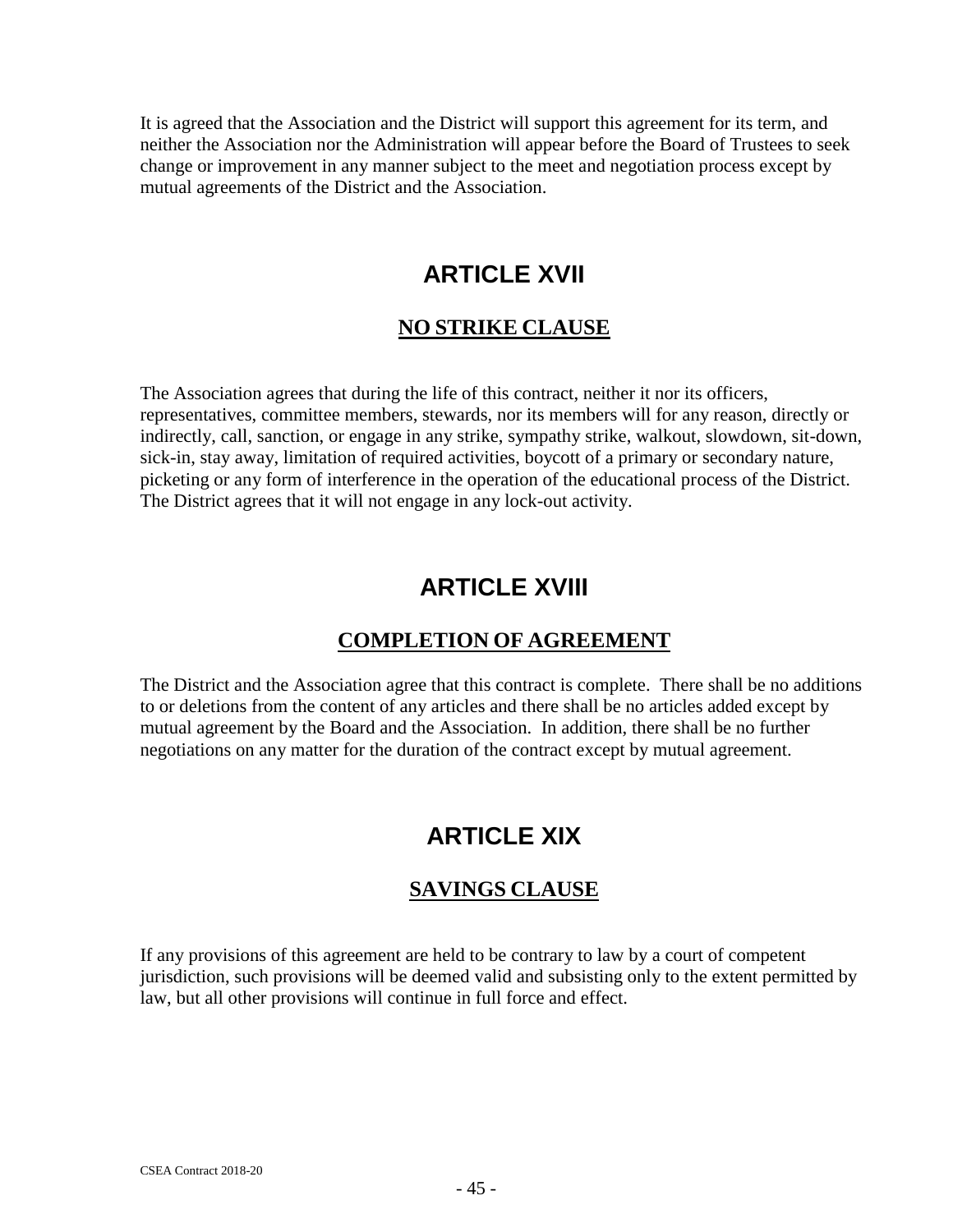It is agreed that the Association and the District will support this agreement for its term, and neither the Association nor the Administration will appear before the Board of Trustees to seek change or improvement in any manner subject to the meet and negotiation process except by mutual agreements of the District and the Association.

# ARTICLE XVII

## NO STRIKE CLAUSE

The Association agrees that during the life of this contract, neither it nor its officers, representatives, committee members, stewards, nor its members will for any reason, directly or indirectly, call, sanction, or engage in any strike, sympathy strike, walkout, slowdown, sit-down, sick-in, stay away, limitation of required activities, boycott of a primary or secondary nature, picketing or any form of interference in the operation of the educational process of the District. The District agrees that it will not engage in any lock-out activity.

# ARTICLE XVIII

## COMPLETION OF AGREEMENT

The District and the Association agree that this contract is complete. There shall be no additions to or deletions from the content of any articles and there shall be no articles added except by mutual agreement by the Board and the Association. In addition, there shall be no further negotiations on any matter for the duration of the contract except by mutual agreement.

# ARTICLE XIX

## SAVINGS CLAUSE

If any provisions of this agreement are held to be contrary to law by a court of competent jurisdiction, such provisions will be deemed valid and subsisting only to the extent permitted by law, but all other provisions will continue in full force and effect.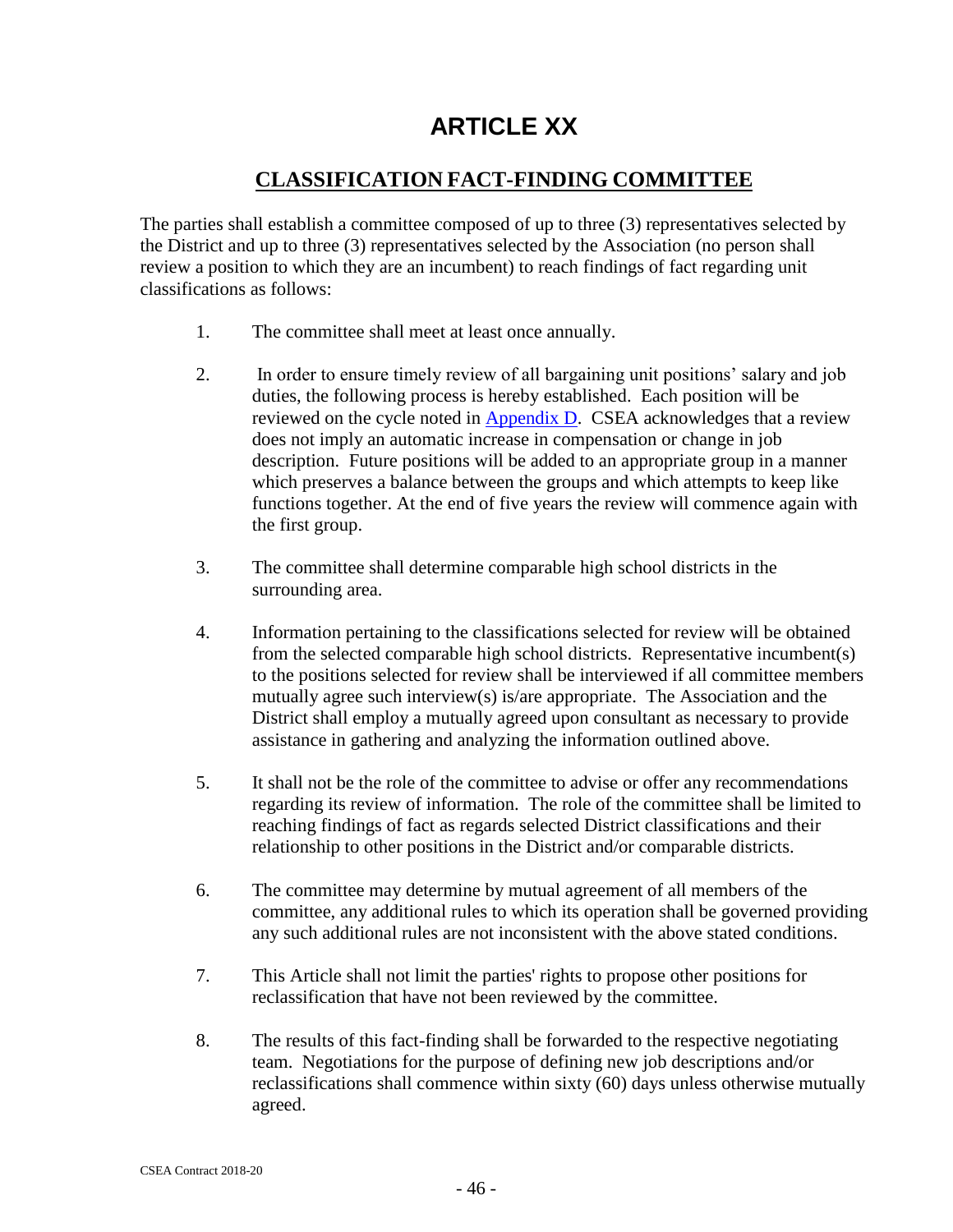# ARTICLE XX

## CLASSIFICATION FACT-FINDING COMMITTEE

The parties shall establish a committee composed of up to three (3) representatives selected by the District and up to three (3) representatives selected by the Association (no person shall review a position to which they are an incumbent) to reach findings of fact regarding unit classifications as follows:

1. The committee shall meet at least once annually.

2. In order to ensure timely review of all bargaining unit positions' salary and job duties, the following process is hereby established. Each position will be reviewed on the cycle noted in Appendix D. CSEA acknowledges that a review does not imply an automatic increase in compensation or change in job description. Future positions will be added to an appropriate group in a manner which preserves a balance between the groups and which attempts to keep like functions together. At the end of five years the review will commence again with the first group.

3. The committee shall determine comparable high school districts in the surrounding area.

4. Information pertaining to the classifications selected for review will be obtained from the selected comparable high school districts. Representative incumbent(s) to the positions selected for review shall be interviewed if all committee members mutually agree such interview(s) is/are appropriate. The Association and the District shall employ a mutually agreed upon consultant as necessary to provide assistance in gathering and analyzing the information outlined above.

5. It shall not be the role of the committee to advise or offer any recommendations regarding its review of information. The role of the committee shall be limited to reaching findings of fact as regards selected District classifications and their relationship to other positions in the District and/or comparable districts.

6. The committee may determine by mutual agreement of all members of the committee, any additional rules to which its operation shall be governed providing any such additional rules are not inconsistent with the above stated conditions.

7. This Article shall not limit the parties' rights to propose other positions for reclassification that have not been reviewed by the committee.

8. The results of this fact-finding shall be forwarded to the respective negotiating team. Negotiations for the purpose of defining new job descriptions and/or reclassifications shall commence within sixty (60) days unless otherwise mutually agreed.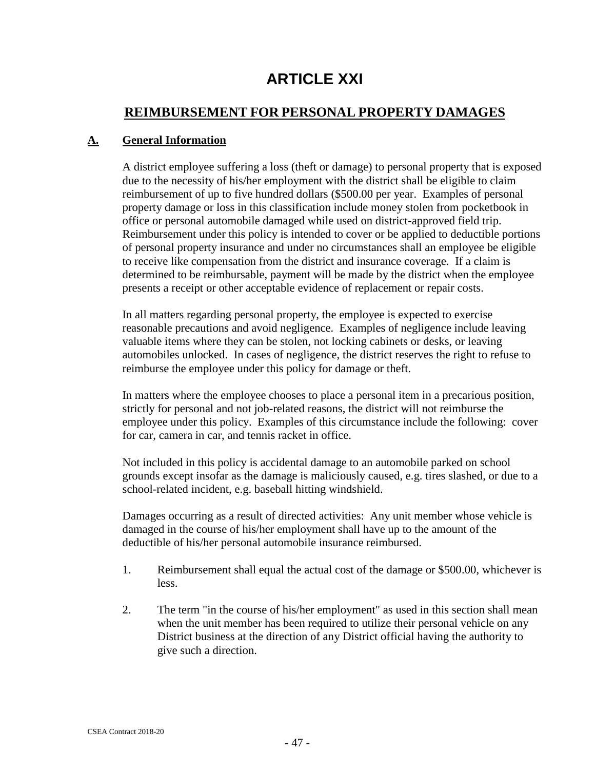# ARTICLE XXI

## REIMBURSEMENT FOR PERSONAL PROPERTY DAMAGES

### A. General Information

A district employee suffering a loss (theft or damage) to personal property that is exposed due to the necessity of his/her employment with the district shall be eligible to claim reimbursement of up to five hundred dollars ($500.00 per year. Examples of personal property damage or loss in this classification include money stolen from pocketbook in office or personal automobile damaged while used on district-approved field trip. Reimbursement under this policy is intended to cover or be applied to deductible portions of personal property insurance and under no circumstances shall an employee be eligible to receive like compensation from the district and insurance coverage. If a claim is determined to be reimbursable, payment will be made by the district when the employee presents a receipt or other acceptable evidence of replacement or repair costs.

In all matters regarding personal property, the employee is expected to exercise reasonable precautions and avoid negligence. Examples of negligence include leaving valuable items where they can be stolen, not locking cabinets or desks, or leaving automobiles unlocked. In cases of negligence, the district reserves the right to refuse to reimburse the employee under this policy for damage or theft.

In matters where the employee chooses to place a personal item in a precarious position, strictly for personal and not job-related reasons, the district will not reimburse the employee under this policy. Examples of this circumstance include the following: cover for car, camera in car, and tennis racket in office.

Not included in this policy is accidental damage to an automobile parked on school grounds except insofar as the damage is maliciously caused, e.g. tires slashed, or due to a school-related incident, e.g. baseball hitting windshield.

Damages occurring as a result of directed activities: Any unit member whose vehicle is damaged in the course of his/her employment shall have up to the amount of the deductible of his/her personal automobile insurance reimbursed.

1. Reimbursement shall equal the actual cost of the damage or $500.00, whichever is less.
2. The term "in the course of his/her employment" as used in this section shall mean when the unit member has been required to utilize their personal vehicle on any District business at the direction of any District official having the authority to give such a direction.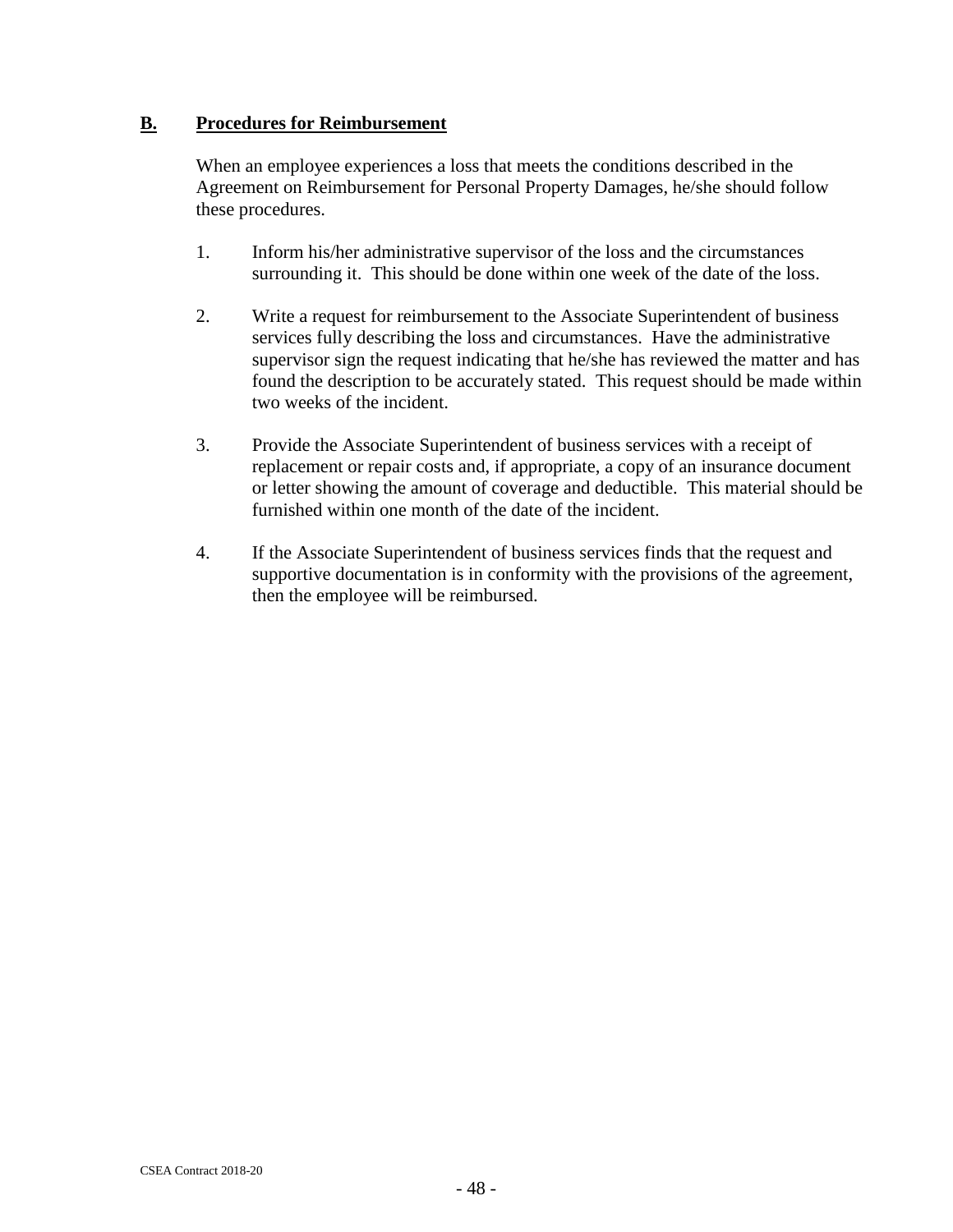## B. Procedures for Reimbursement

When an employee experiences a loss that meets the conditions described in the Agreement on Reimbursement for Personal Property Damages, he/she should follow these procedures.

1. Inform his/her administrative supervisor of the loss and the circumstances surrounding it. This should be done within one week of the date of the loss.

2. Write a request for reimbursement to the Associate Superintendent of business services fully describing the loss and circumstances. Have the administrative supervisor sign the request indicating that he/she has reviewed the matter and has found the description to be accurately stated. This request should be made within two weeks of the incident.

3. Provide the Associate Superintendent of business services with a receipt of replacement or repair costs and, if appropriate, a copy of an insurance document or letter showing the amount of coverage and deductible. This material should be furnished within one month of the date of the incident.

4. If the Associate Superintendent of business services finds that the request and supportive documentation is in conformity with the provisions of the agreement, then the employee will be reimbursed.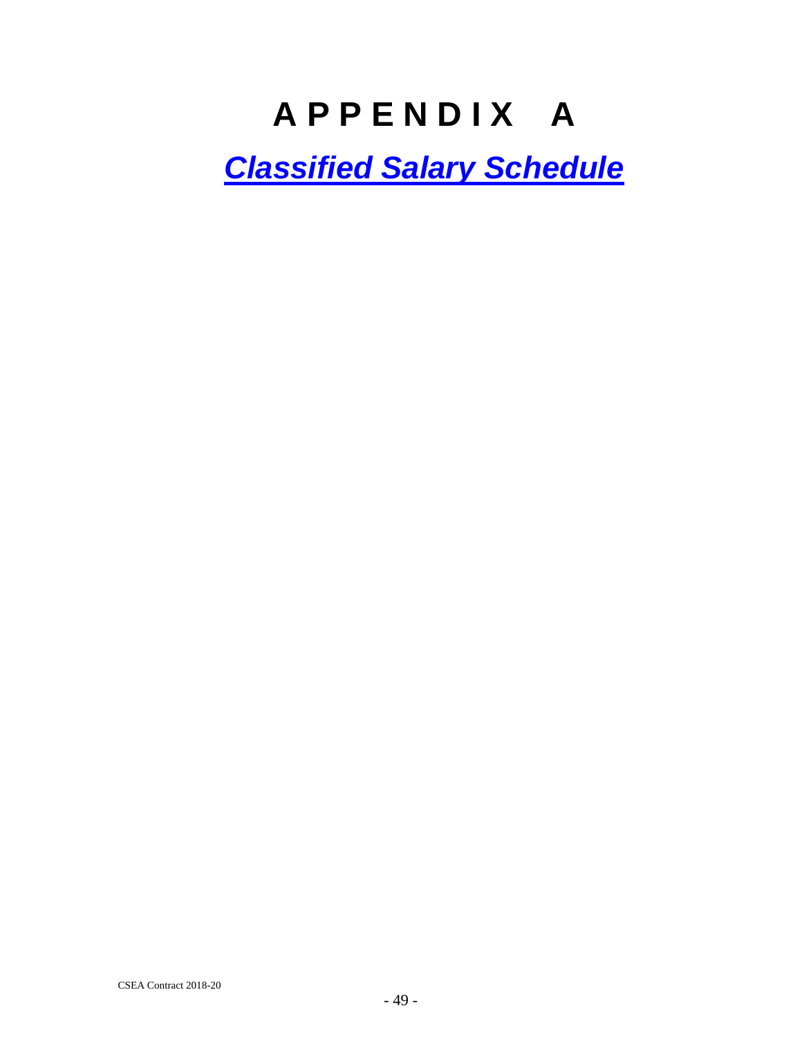# APPENDIX A

## ***Classified Salary Schedule***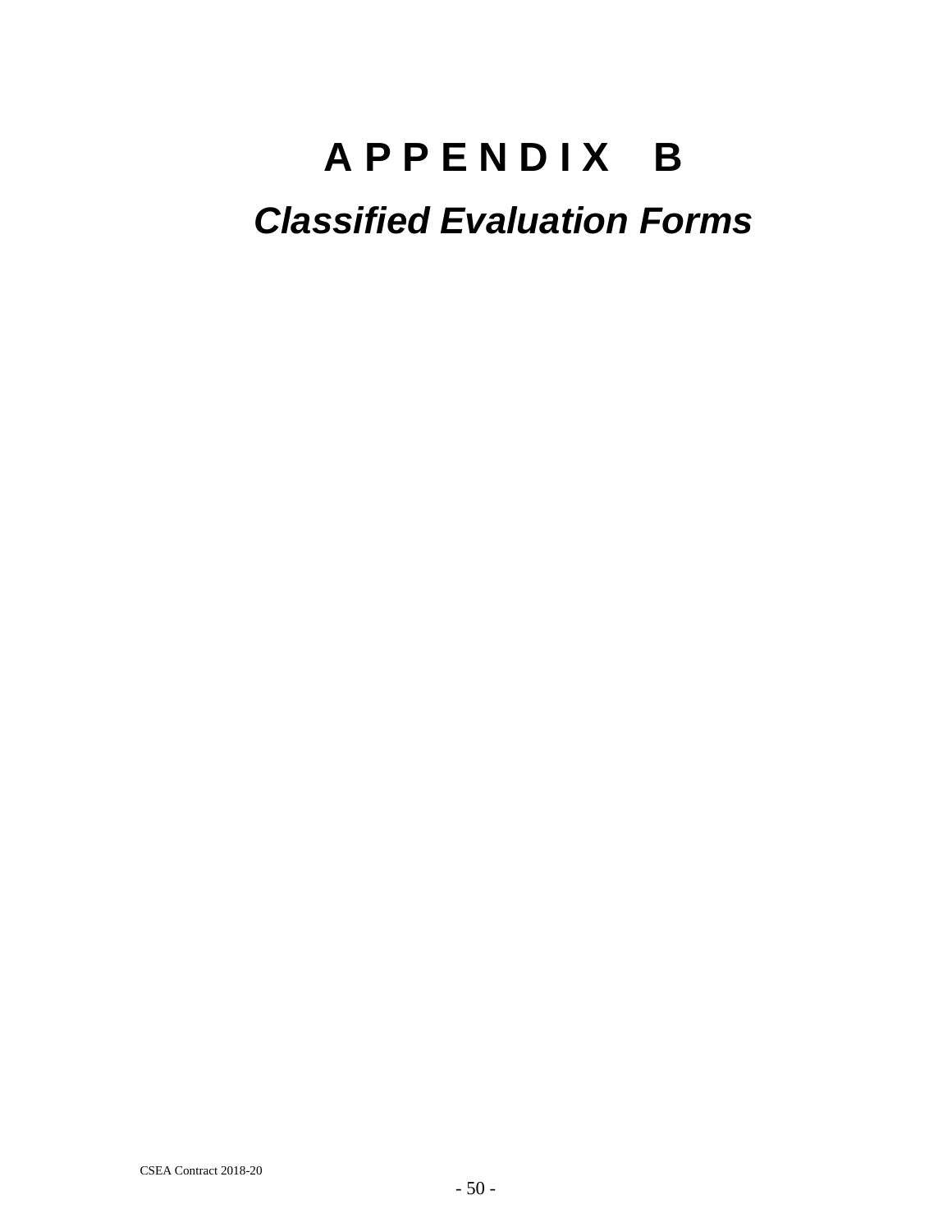# APPENDIX B

## *Classified Evaluation Forms*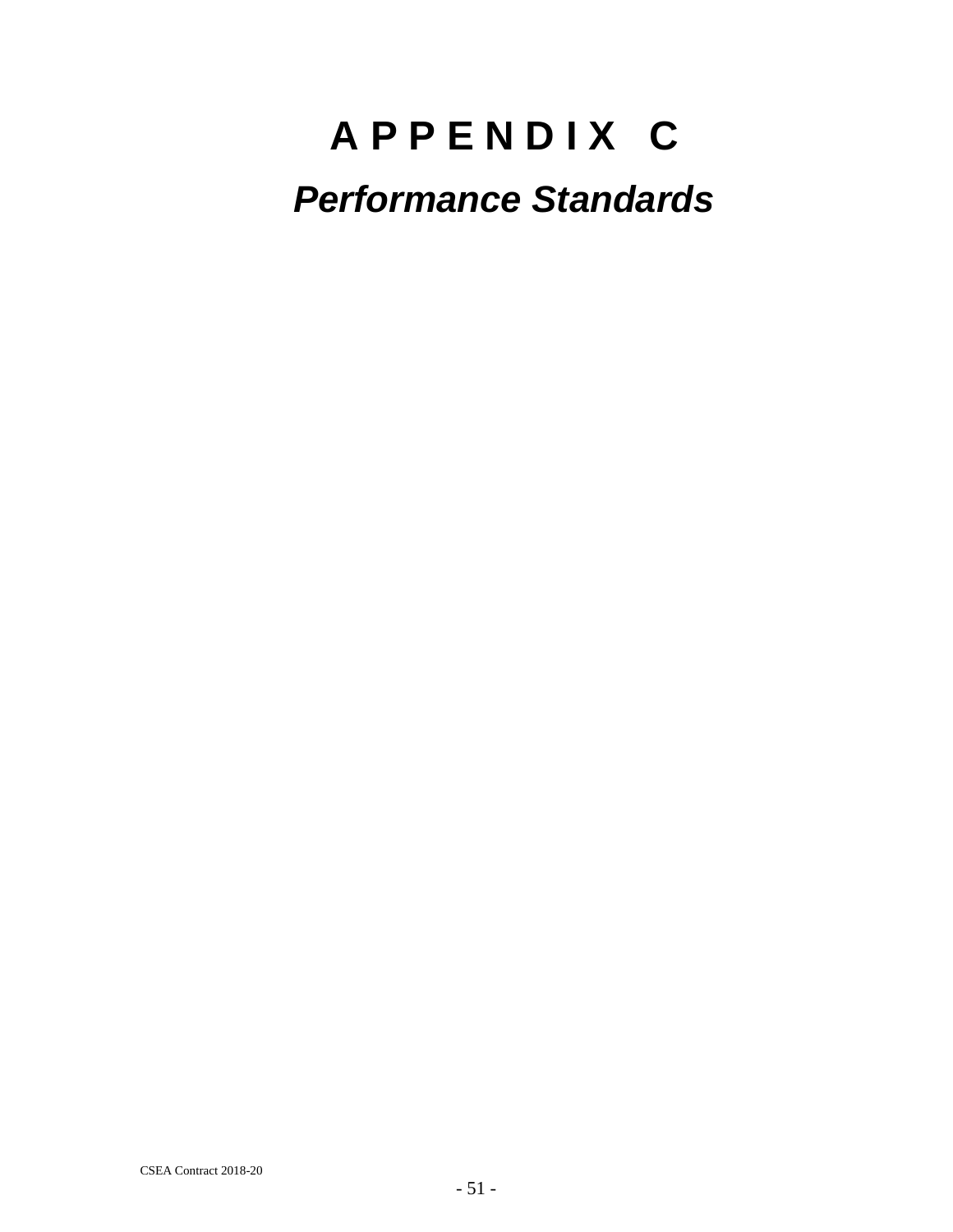# APPENDIX C

## *Performance Standards*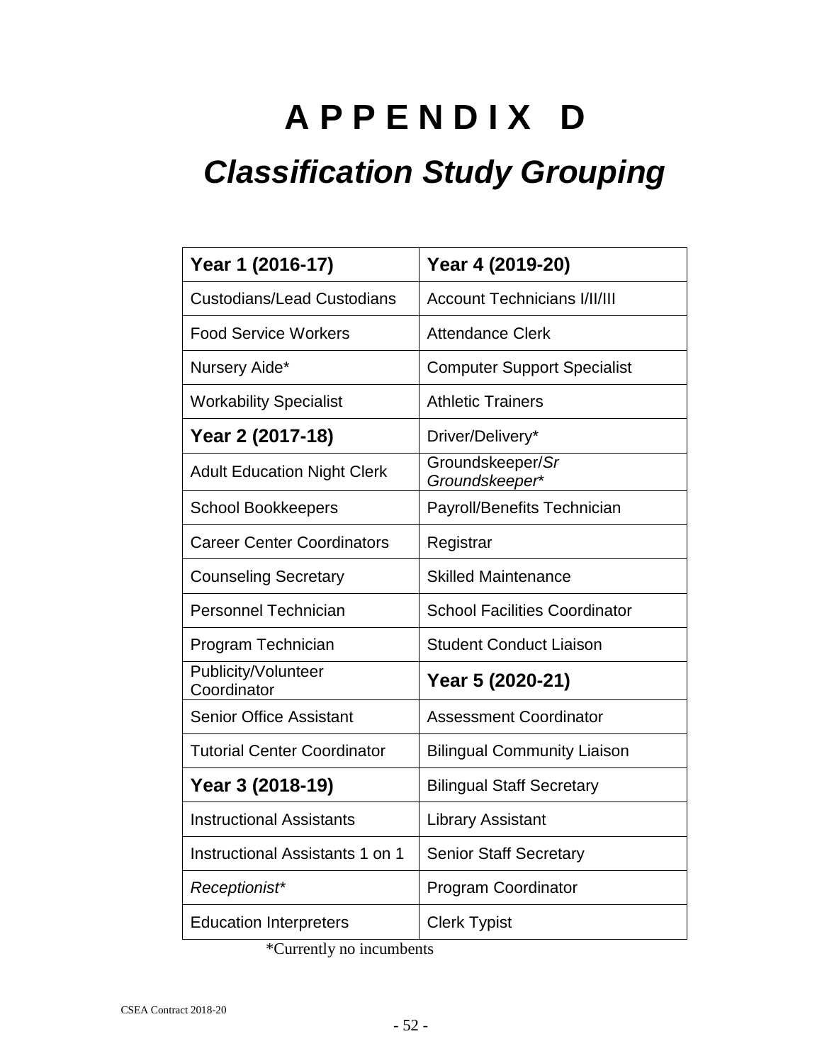# A P P E N D I X D

## *Classification Study Grouping*

| **Year 1 (2016-17)** | **Year 4 (2019-20)** |
|---|---|
| Custodians/Lead Custodians | Account Technicians I/II/III |
| Food Service Workers | Attendance Clerk |
| Nursery Aide* | Computer Support Specialist |
| Workability Specialist | Athletic Trainers |
| **Year 2 (2017-18)** | Driver/Delivery* |
| Adult Education Night Clerk | Groundskeeper/*Sr Groundskeeper** |
| School Bookkeepers | Payroll/Benefits Technician |
| Career Center Coordinators | Registrar |
| Counseling Secretary | Skilled Maintenance |
| Personnel Technician | School Facilities Coordinator |
| Program Technician | Student Conduct Liaison |
| Publicity/Volunteer Coordinator | **Year 5 (2020-21)** |
| Senior Office Assistant | Assessment Coordinator |
| Tutorial Center Coordinator | Bilingual Community Liaison |
| **Year 3 (2018-19)** | Bilingual Staff Secretary |
| Instructional Assistants | Library Assistant |
| Instructional Assistants 1 on 1 | Senior Staff Secretary |
| *Receptionist** | Program Coordinator |
| Education Interpreters | Clerk Typist |

*Currently no incumbents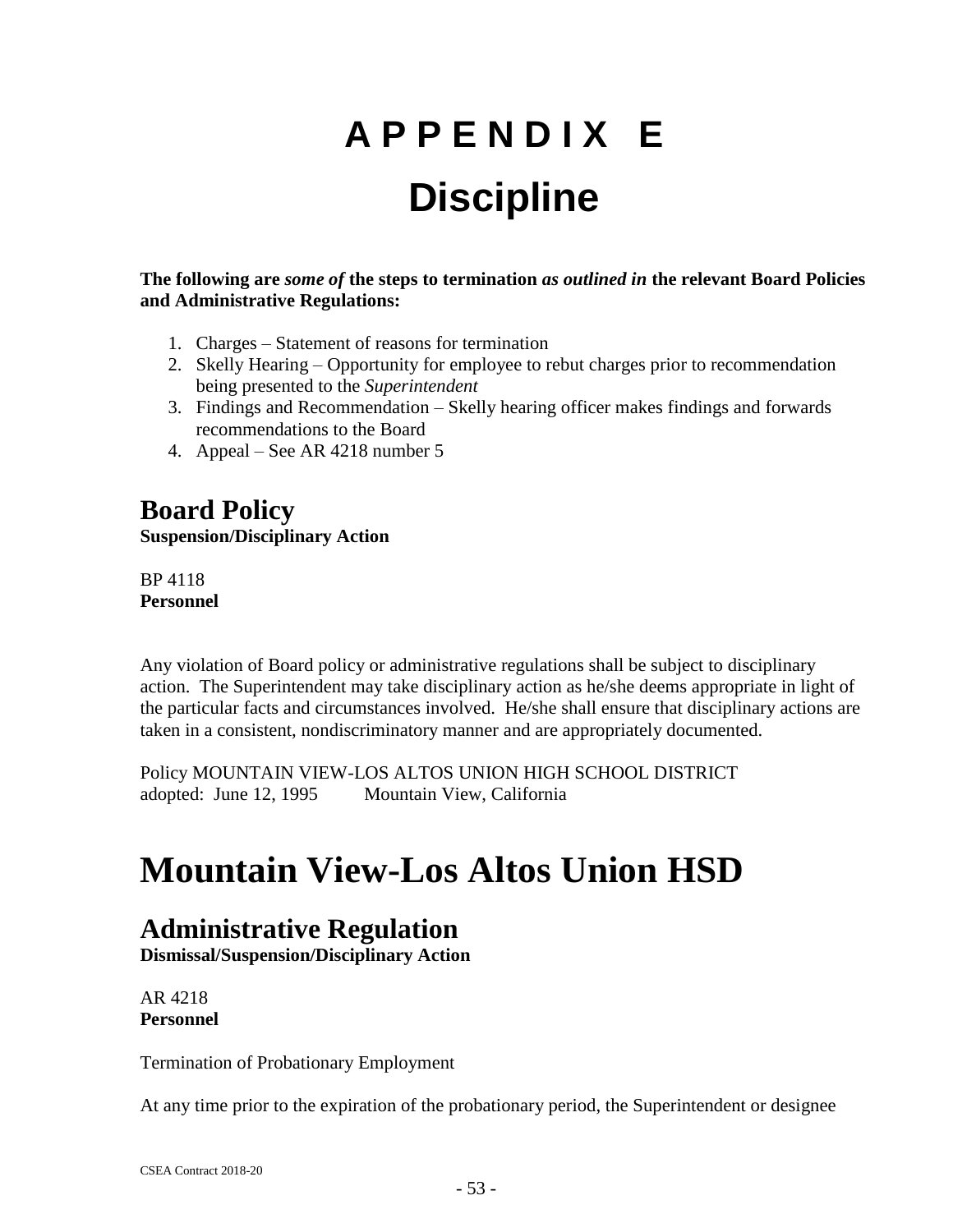# A P P E N D I X E
# Discipline

**The following are *some of* the steps to termination *as outlined in* the relevant Board Policies and Administrative Regulations:**

1. Charges – Statement of reasons for termination
2. Skelly Hearing – Opportunity for employee to rebut charges prior to recommendation being presented to the *Superintendent*
3. Findings and Recommendation – Skelly hearing officer makes findings and forwards recommendations to the Board
4. Appeal – See AR 4218 number 5

## Board Policy
**Suspension/Disciplinary Action**

BP 4118
**Personnel**

Any violation of Board policy or administrative regulations shall be subject to disciplinary action. The Superintendent may take disciplinary action as he/she deems appropriate in light of the particular facts and circumstances involved. He/she shall ensure that disciplinary actions are taken in a consistent, nondiscriminatory manner and are appropriately documented.

Policy MOUNTAIN VIEW-LOS ALTOS UNION HIGH SCHOOL DISTRICT
adopted: June 12, 1995 Mountain View, California

# Mountain View-Los Altos Union HSD

## Administrative Regulation
**Dismissal/Suspension/Disciplinary Action**

AR 4218
**Personnel**

Termination of Probationary Employment

At any time prior to the expiration of the probationary period, the Superintendent or designee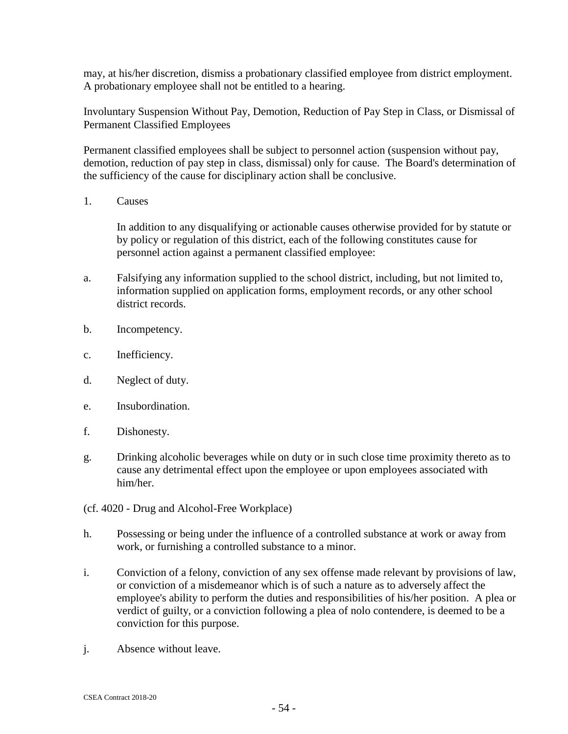may, at his/her discretion, dismiss a probationary classified employee from district employment. A probationary employee shall not be entitled to a hearing.

Involuntary Suspension Without Pay, Demotion, Reduction of Pay Step in Class, or Dismissal of Permanent Classified Employees

Permanent classified employees shall be subject to personnel action (suspension without pay, demotion, reduction of pay step in class, dismissal) only for cause. The Board's determination of the sufficiency of the cause for disciplinary action shall be conclusive.

1. Causes

   In addition to any disqualifying or actionable causes otherwise provided for by statute or by policy or regulation of this district, each of the following constitutes cause for personnel action against a permanent classified employee:

a. Falsifying any information supplied to the school district, including, but not limited to, information supplied on application forms, employment records, or any other school district records.

b. Incompetency.

c. Inefficiency.

d. Neglect of duty.

e. Insubordination.

f. Dishonesty.

g. Drinking alcoholic beverages while on duty or in such close time proximity thereto as to cause any detrimental effect upon the employee or upon employees associated with him/her.

(cf. 4020 - Drug and Alcohol-Free Workplace)

h. Possessing or being under the influence of a controlled substance at work or away from work, or furnishing a controlled substance to a minor.

i. Conviction of a felony, conviction of any sex offense made relevant by provisions of law, or conviction of a misdemeanor which is of such a nature as to adversely affect the employee's ability to perform the duties and responsibilities of his/her position. A plea or verdict of guilty, or a conviction following a plea of nolo contendere, is deemed to be a conviction for this purpose.

j. Absence without leave.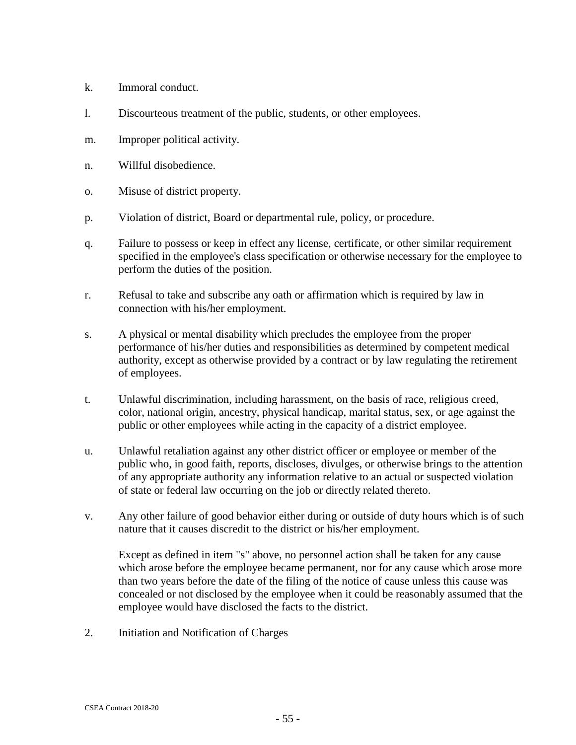k. Immoral conduct.

l. Discourteous treatment of the public, students, or other employees.

m. Improper political activity.

n. Willful disobedience.

o. Misuse of district property.

p. Violation of district, Board or departmental rule, policy, or procedure.

q. Failure to possess or keep in effect any license, certificate, or other similar requirement specified in the employee's class specification or otherwise necessary for the employee to perform the duties of the position.

r. Refusal to take and subscribe any oath or affirmation which is required by law in connection with his/her employment.

s. A physical or mental disability which precludes the employee from the proper performance of his/her duties and responsibilities as determined by competent medical authority, except as otherwise provided by a contract or by law regulating the retirement of employees.

t. Unlawful discrimination, including harassment, on the basis of race, religious creed, color, national origin, ancestry, physical handicap, marital status, sex, or age against the public or other employees while acting in the capacity of a district employee.

u. Unlawful retaliation against any other district officer or employee or member of the public who, in good faith, reports, discloses, divulges, or otherwise brings to the attention of any appropriate authority any information relative to an actual or suspected violation of state or federal law occurring on the job or directly related thereto.

v. Any other failure of good behavior either during or outside of duty hours which is of such nature that it causes discredit to the district or his/her employment.

Except as defined in item "s" above, no personnel action shall be taken for any cause which arose before the employee became permanent, nor for any cause which arose more than two years before the date of the filing of the notice of cause unless this cause was concealed or not disclosed by the employee when it could be reasonably assumed that the employee would have disclosed the facts to the district.

2. Initiation and Notification of Charges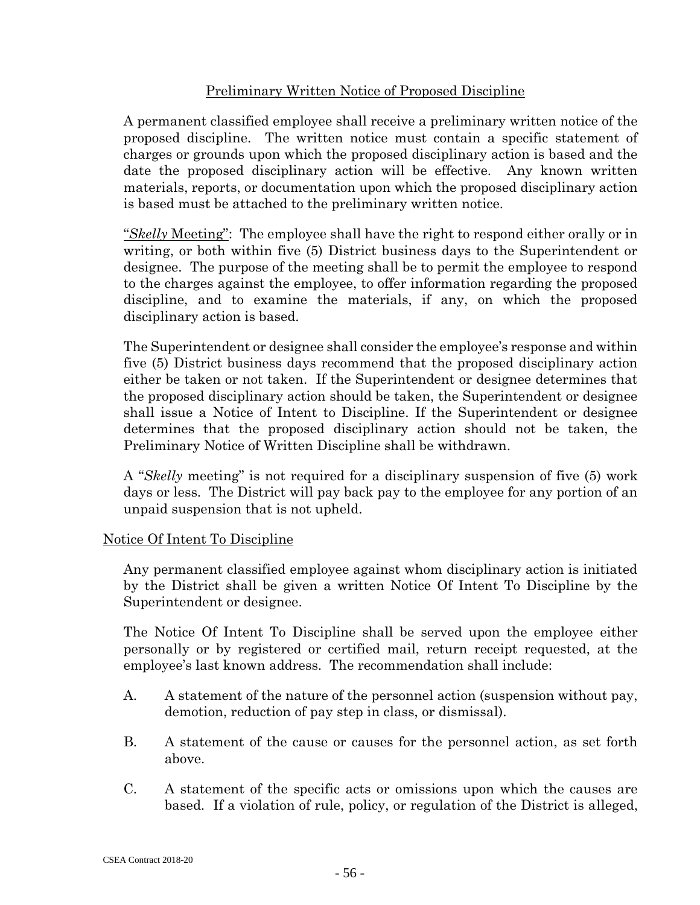<u>Preliminary Written Notice of Proposed Discipline</u>

A permanent classified employee shall receive a preliminary written notice of the proposed discipline. The written notice must contain a specific statement of charges or grounds upon which the proposed disciplinary action is based and the date the proposed disciplinary action will be effective. Any known written materials, reports, or documentation upon which the proposed disciplinary action is based must be attached to the preliminary written notice.

<u>"*Skelly* Meeting"</u>: The employee shall have the right to respond either orally or in writing, or both within five (5) District business days to the Superintendent or designee. The purpose of the meeting shall be to permit the employee to respond to the charges against the employee, to offer information regarding the proposed discipline, and to examine the materials, if any, on which the proposed disciplinary action is based.

The Superintendent or designee shall consider the employee's response and within five (5) District business days recommend that the proposed disciplinary action either be taken or not taken. If the Superintendent or designee determines that the proposed disciplinary action should be taken, the Superintendent or designee shall issue a Notice of Intent to Discipline. If the Superintendent or designee determines that the proposed disciplinary action should not be taken, the Preliminary Notice of Written Discipline shall be withdrawn.

A "*Skelly* meeting" is not required for a disciplinary suspension of five (5) work days or less. The District will pay back pay to the employee for any portion of an unpaid suspension that is not upheld.

<u>Notice Of Intent To Discipline</u>

Any permanent classified employee against whom disciplinary action is initiated by the District shall be given a written Notice Of Intent To Discipline by the Superintendent or designee.

The Notice Of Intent To Discipline shall be served upon the employee either personally or by registered or certified mail, return receipt requested, at the employee's last known address. The recommendation shall include:

A. A statement of the nature of the personnel action (suspension without pay, demotion, reduction of pay step in class, or dismissal).

B. A statement of the cause or causes for the personnel action, as set forth above.

C. A statement of the specific acts or omissions upon which the causes are based. If a violation of rule, policy, or regulation of the District is alleged,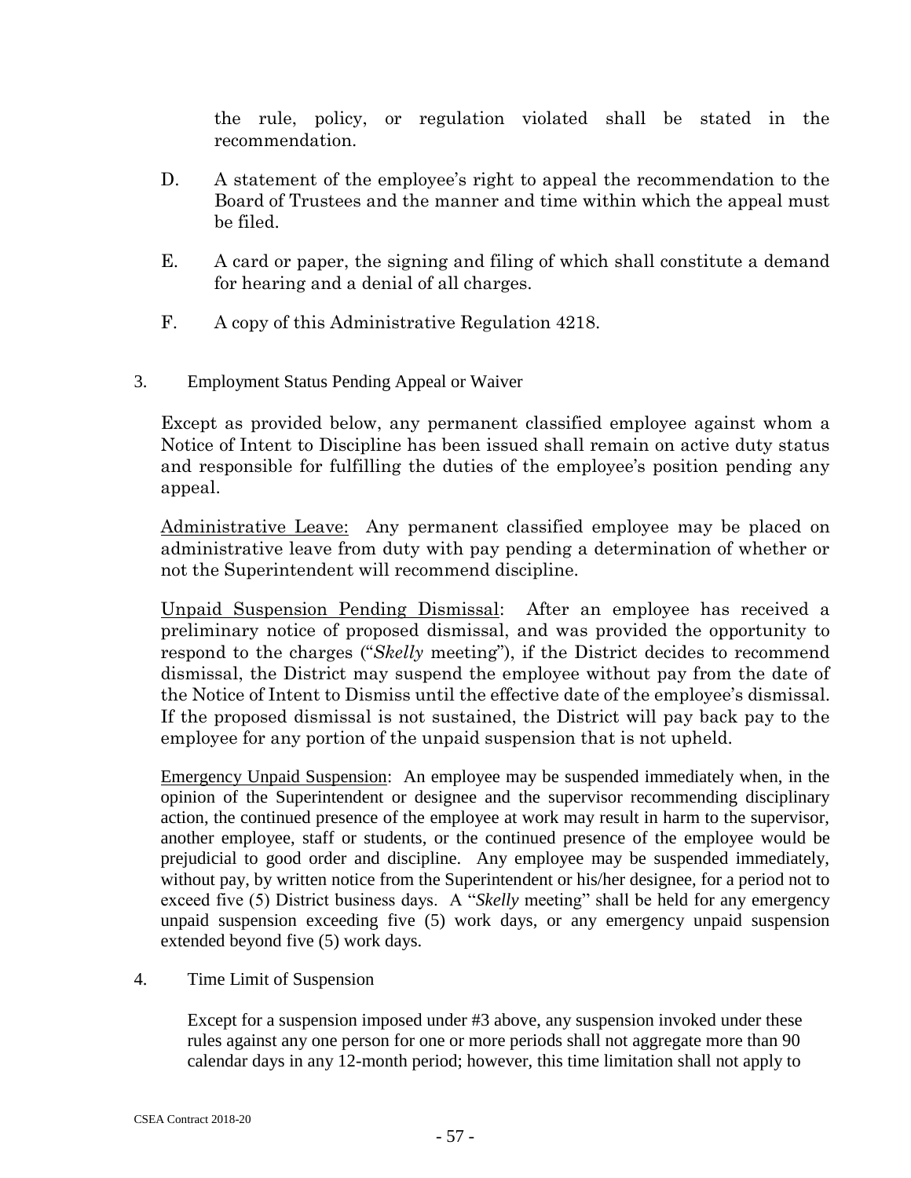the rule, policy, or regulation violated shall be stated in the recommendation.

D. A statement of the employee's right to appeal the recommendation to the Board of Trustees and the manner and time within which the appeal must be filed.

E. A card or paper, the signing and filing of which shall constitute a demand for hearing and a denial of all charges.

F. A copy of this Administrative Regulation 4218.

3. Employment Status Pending Appeal or Waiver

Except as provided below, any permanent classified employee against whom a Notice of Intent to Discipline has been issued shall remain on active duty status and responsible for fulfilling the duties of the employee's position pending any appeal.

Administrative Leave: Any permanent classified employee may be placed on administrative leave from duty with pay pending a determination of whether or not the Superintendent will recommend discipline.

Unpaid Suspension Pending Dismissal: After an employee has received a preliminary notice of proposed dismissal, and was provided the opportunity to respond to the charges ("*Skelly* meeting"), if the District decides to recommend dismissal, the District may suspend the employee without pay from the date of the Notice of Intent to Dismiss until the effective date of the employee's dismissal. If the proposed dismissal is not sustained, the District will pay back pay to the employee for any portion of the unpaid suspension that is not upheld.

Emergency Unpaid Suspension: An employee may be suspended immediately when, in the opinion of the Superintendent or designee and the supervisor recommending disciplinary action, the continued presence of the employee at work may result in harm to the supervisor, another employee, staff or students, or the continued presence of the employee would be prejudicial to good order and discipline. Any employee may be suspended immediately, without pay, by written notice from the Superintendent or his/her designee, for a period not to exceed five (5) District business days. A "*Skelly* meeting" shall be held for any emergency unpaid suspension exceeding five (5) work days, or any emergency unpaid suspension extended beyond five (5) work days.

4. Time Limit of Suspension

Except for a suspension imposed under #3 above, any suspension invoked under these rules against any one person for one or more periods shall not aggregate more than 90 calendar days in any 12-month period; however, this time limitation shall not apply to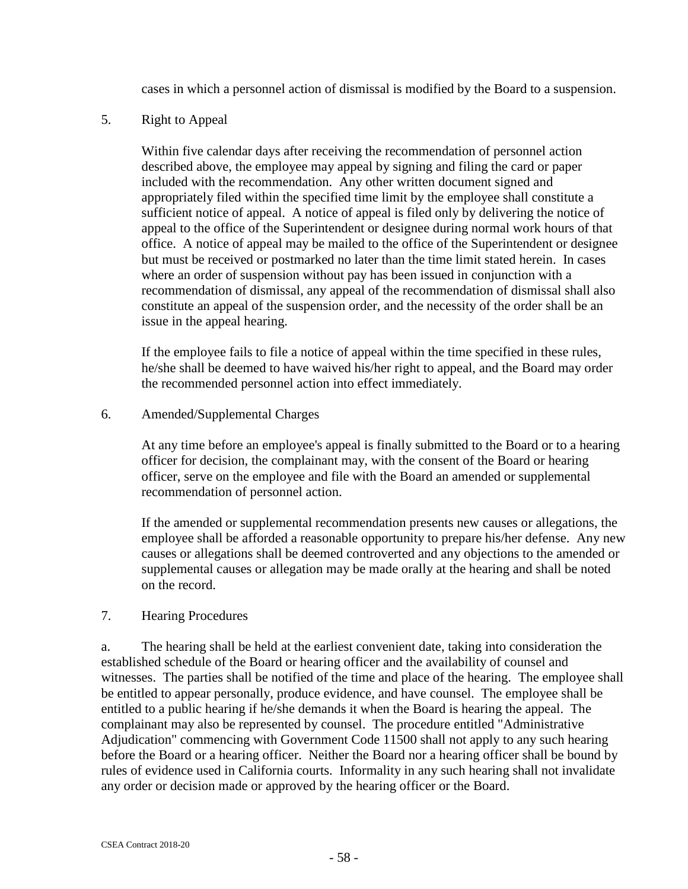cases in which a personnel action of dismissal is modified by the Board to a suspension.

5. Right to Appeal

Within five calendar days after receiving the recommendation of personnel action described above, the employee may appeal by signing and filing the card or paper included with the recommendation. Any other written document signed and appropriately filed within the specified time limit by the employee shall constitute a sufficient notice of appeal. A notice of appeal is filed only by delivering the notice of appeal to the office of the Superintendent or designee during normal work hours of that office. A notice of appeal may be mailed to the office of the Superintendent or designee but must be received or postmarked no later than the time limit stated herein. In cases where an order of suspension without pay has been issued in conjunction with a recommendation of dismissal, any appeal of the recommendation of dismissal shall also constitute an appeal of the suspension order, and the necessity of the order shall be an issue in the appeal hearing.

If the employee fails to file a notice of appeal within the time specified in these rules, he/she shall be deemed to have waived his/her right to appeal, and the Board may order the recommended personnel action into effect immediately.

6. Amended/Supplemental Charges

At any time before an employee's appeal is finally submitted to the Board or to a hearing officer for decision, the complainant may, with the consent of the Board or hearing officer, serve on the employee and file with the Board an amended or supplemental recommendation of personnel action.

If the amended or supplemental recommendation presents new causes or allegations, the employee shall be afforded a reasonable opportunity to prepare his/her defense. Any new causes or allegations shall be deemed controverted and any objections to the amended or supplemental causes or allegation may be made orally at the hearing and shall be noted on the record.

7. Hearing Procedures

a. The hearing shall be held at the earliest convenient date, taking into consideration the established schedule of the Board or hearing officer and the availability of counsel and witnesses. The parties shall be notified of the time and place of the hearing. The employee shall be entitled to appear personally, produce evidence, and have counsel. The employee shall be entitled to a public hearing if he/she demands it when the Board is hearing the appeal. The complainant may also be represented by counsel. The procedure entitled "Administrative Adjudication" commencing with Government Code 11500 shall not apply to any such hearing before the Board or a hearing officer. Neither the Board nor a hearing officer shall be bound by rules of evidence used in California courts. Informality in any such hearing shall not invalidate any order or decision made or approved by the hearing officer or the Board.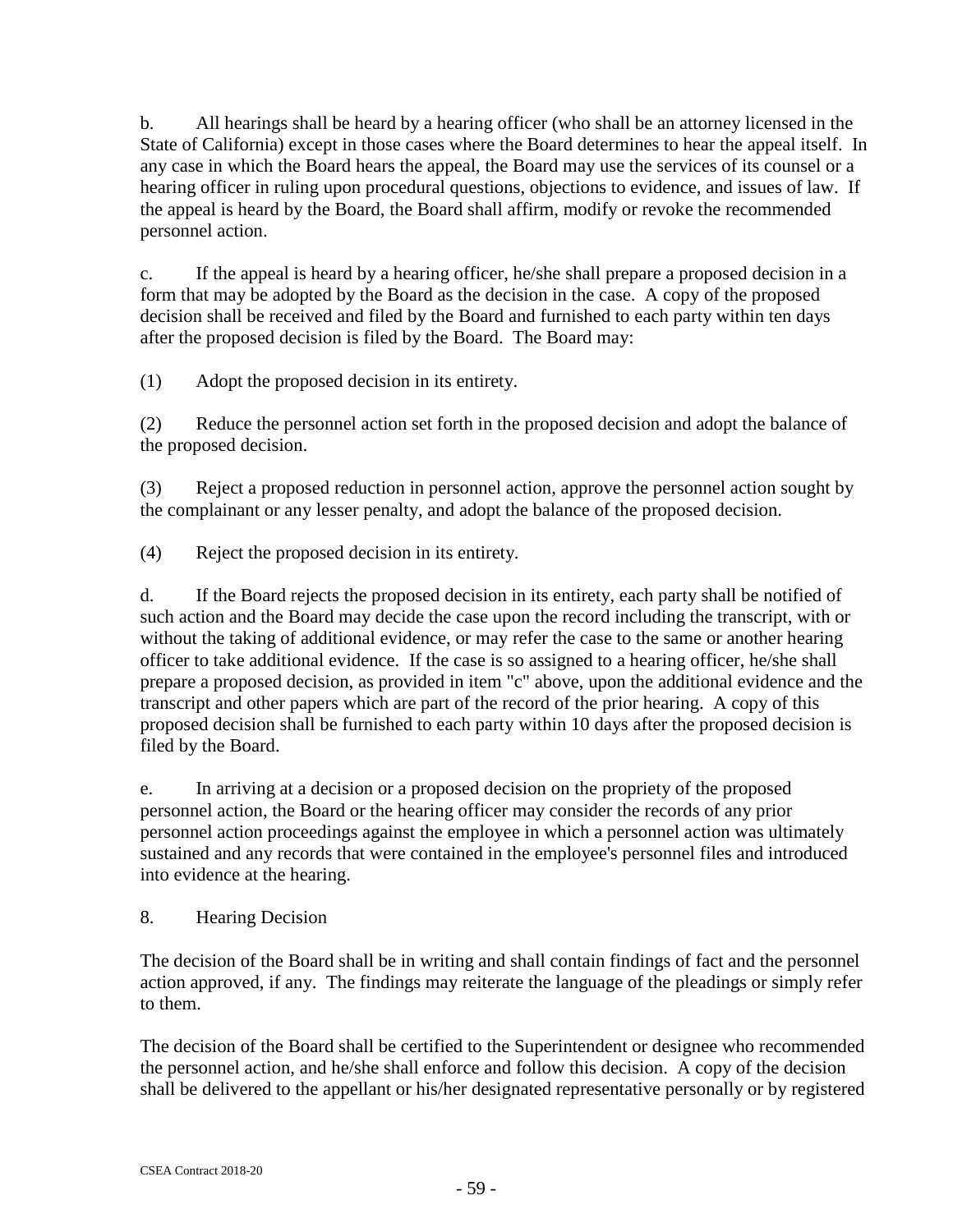b. All hearings shall be heard by a hearing officer (who shall be an attorney licensed in the State of California) except in those cases where the Board determines to hear the appeal itself. In any case in which the Board hears the appeal, the Board may use the services of its counsel or a hearing officer in ruling upon procedural questions, objections to evidence, and issues of law. If the appeal is heard by the Board, the Board shall affirm, modify or revoke the recommended personnel action.

c. If the appeal is heard by a hearing officer, he/she shall prepare a proposed decision in a form that may be adopted by the Board as the decision in the case. A copy of the proposed decision shall be received and filed by the Board and furnished to each party within ten days after the proposed decision is filed by the Board. The Board may:

(1) Adopt the proposed decision in its entirety.

(2) Reduce the personnel action set forth in the proposed decision and adopt the balance of the proposed decision.

(3) Reject a proposed reduction in personnel action, approve the personnel action sought by the complainant or any lesser penalty, and adopt the balance of the proposed decision.

(4) Reject the proposed decision in its entirety.

d. If the Board rejects the proposed decision in its entirety, each party shall be notified of such action and the Board may decide the case upon the record including the transcript, with or without the taking of additional evidence, or may refer the case to the same or another hearing officer to take additional evidence. If the case is so assigned to a hearing officer, he/she shall prepare a proposed decision, as provided in item "c" above, upon the additional evidence and the transcript and other papers which are part of the record of the prior hearing. A copy of this proposed decision shall be furnished to each party within 10 days after the proposed decision is filed by the Board.

e. In arriving at a decision or a proposed decision on the propriety of the proposed personnel action, the Board or the hearing officer may consider the records of any prior personnel action proceedings against the employee in which a personnel action was ultimately sustained and any records that were contained in the employee's personnel files and introduced into evidence at the hearing.

8. Hearing Decision

The decision of the Board shall be in writing and shall contain findings of fact and the personnel action approved, if any. The findings may reiterate the language of the pleadings or simply refer to them.

The decision of the Board shall be certified to the Superintendent or designee who recommended the personnel action, and he/she shall enforce and follow this decision. A copy of the decision shall be delivered to the appellant or his/her designated representative personally or by registered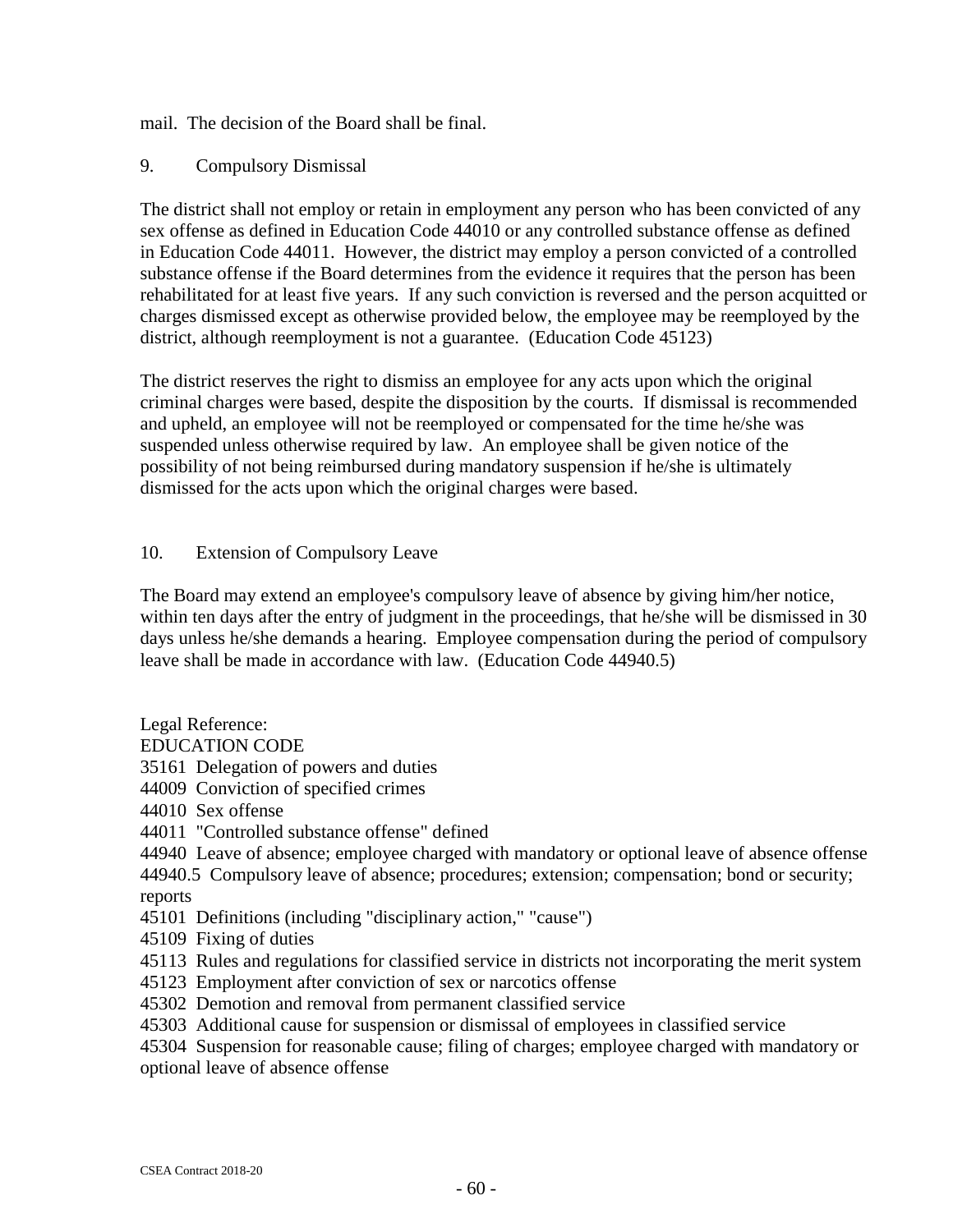mail. The decision of the Board shall be final.

### 9. Compulsory Dismissal

The district shall not employ or retain in employment any person who has been convicted of any sex offense as defined in Education Code 44010 or any controlled substance offense as defined in Education Code 44011. However, the district may employ a person convicted of a controlled substance offense if the Board determines from the evidence it requires that the person has been rehabilitated for at least five years. If any such conviction is reversed and the person acquitted or charges dismissed except as otherwise provided below, the employee may be reemployed by the district, although reemployment is not a guarantee. (Education Code 45123)

The district reserves the right to dismiss an employee for any acts upon which the original criminal charges were based, despite the disposition by the courts. If dismissal is recommended and upheld, an employee will not be reemployed or compensated for the time he/she was suspended unless otherwise required by law. An employee shall be given notice of the possibility of not being reimbursed during mandatory suspension if he/she is ultimately dismissed for the acts upon which the original charges were based.

### 10. Extension of Compulsory Leave

The Board may extend an employee's compulsory leave of absence by giving him/her notice, within ten days after the entry of judgment in the proceedings, that he/she will be dismissed in 30 days unless he/she demands a hearing. Employee compensation during the period of compulsory leave shall be made in accordance with law. (Education Code 44940.5)

Legal Reference:
EDUCATION CODE
35161 Delegation of powers and duties
44009 Conviction of specified crimes
44010 Sex offense
44011 "Controlled substance offense" defined
44940 Leave of absence; employee charged with mandatory or optional leave of absence offense
44940.5 Compulsory leave of absence; procedures; extension; compensation; bond or security; reports
45101 Definitions (including "disciplinary action," "cause")
45109 Fixing of duties
45113 Rules and regulations for classified service in districts not incorporating the merit system
45123 Employment after conviction of sex or narcotics offense
45302 Demotion and removal from permanent classified service
45303 Additional cause for suspension or dismissal of employees in classified service
45304 Suspension for reasonable cause; filing of charges; employee charged with mandatory or optional leave of absence offense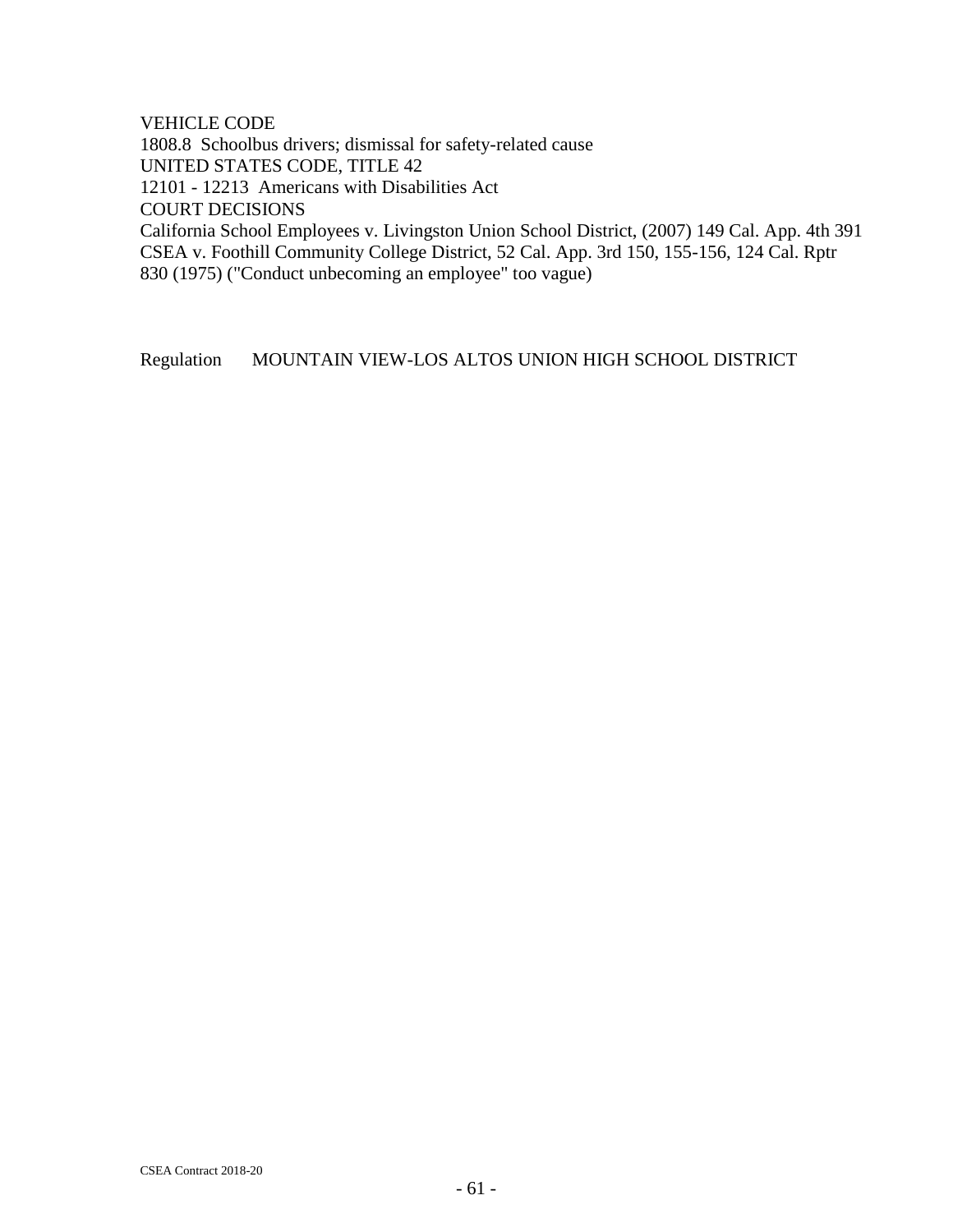VEHICLE CODE
1808.8 Schoolbus drivers; dismissal for safety-related cause
UNITED STATES CODE, TITLE 42
12101 - 12213 Americans with Disabilities Act
COURT DECISIONS
California School Employees v. Livingston Union School District, (2007) 149 Cal. App. 4th 391
CSEA v. Foothill Community College District, 52 Cal. App. 3rd 150, 155-156, 124 Cal. Rptr 830 (1975) ("Conduct unbecoming an employee" too vague)

Regulation MOUNTAIN VIEW-LOS ALTOS UNION HIGH SCHOOL DISTRICT